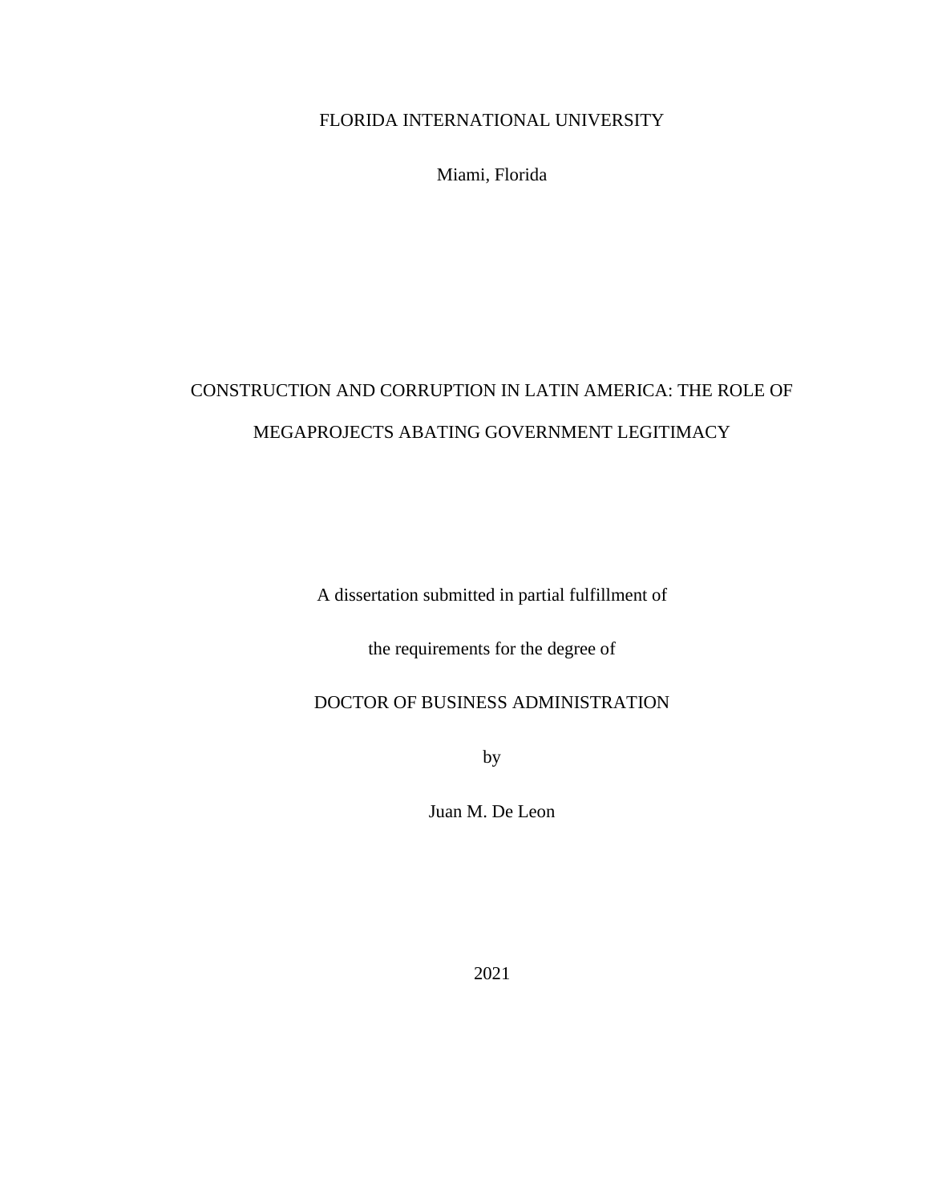FLORIDA INTERNATIONAL UNIVERSITY

Miami, Florida

# CONSTRUCTION AND CORRUPTION IN LATIN AMERICA: THE ROLE OF MEGAPROJECTS ABATING GOVERNMENT LEGITIMACY

A dissertation submitted in partial fulfillment of

the requirements for the degree of

DOCTOR OF BUSINESS ADMINISTRATION

by

Juan M. De Leon

2021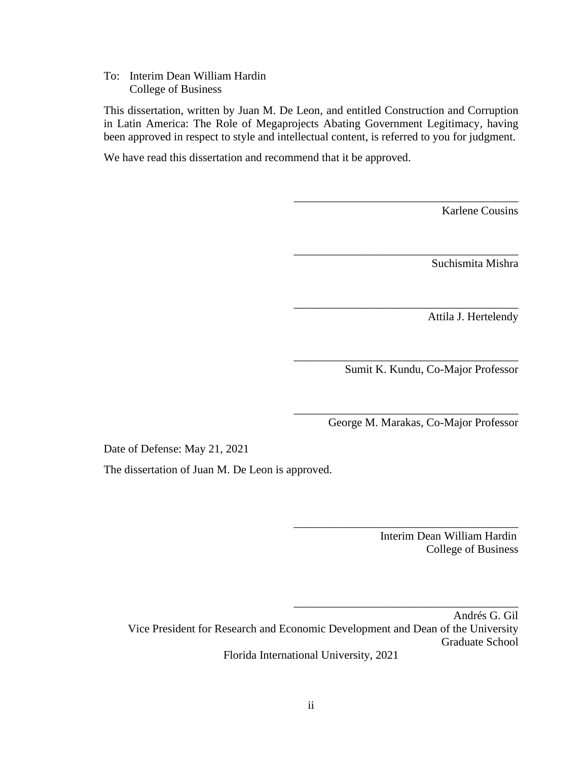To: Interim Dean William Hardin
College of Business

This dissertation, written by Juan M. De Leon, and entitled Construction and Corruption in Latin America: The Role of Megaprojects Abating Government Legitimacy, having been approved in respect to style and intellectual content, is referred to you for judgment.

We have read this dissertation and recommend that it be approved.

_______________________________________
Karlene Cousins

_______________________________________
Suchismita Mishra

_______________________________________
Attila J. Hertelendy

_______________________________________
Sumit K. Kundu, Co-Major Professor

_______________________________________
George M. Marakas, Co-Major Professor

Date of Defense: May 21, 2021

The dissertation of Juan M. De Leon is approved.

_______________________________________
Interim Dean William Hardin
College of Business

_______________________________________
Andrés G. Gil
Vice President for Research and Economic Development and Dean of the University Graduate School

Florida International University, 2021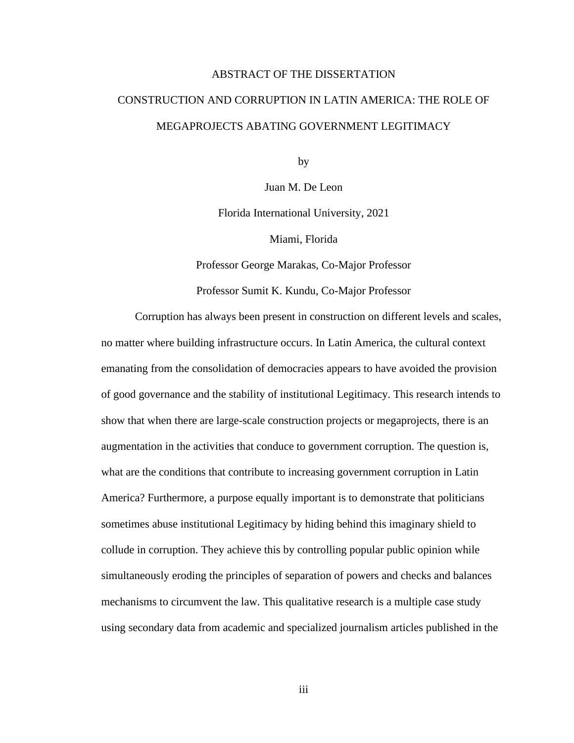# ABSTRACT OF THE DISSERTATION

## CONSTRUCTION AND CORRUPTION IN LATIN AMERICA: THE ROLE OF MEGAPROJECTS ABATING GOVERNMENT LEGITIMACY

by

Juan M. De Leon

Florida International University, 2021

Miami, Florida

Professor George Marakas, Co-Major Professor

Professor Sumit K. Kundu, Co-Major Professor

Corruption has always been present in construction on different levels and scales, no matter where building infrastructure occurs. In Latin America, the cultural context emanating from the consolidation of democracies appears to have avoided the provision of good governance and the stability of institutional Legitimacy. This research intends to show that when there are large-scale construction projects or megaprojects, there is an augmentation in the activities that conduce to government corruption. The question is, what are the conditions that contribute to increasing government corruption in Latin America? Furthermore, a purpose equally important is to demonstrate that politicians sometimes abuse institutional Legitimacy by hiding behind this imaginary shield to collude in corruption. They achieve this by controlling popular public opinion while simultaneously eroding the principles of separation of powers and checks and balances mechanisms to circumvent the law. This qualitative research is a multiple case study using secondary data from academic and specialized journalism articles published in the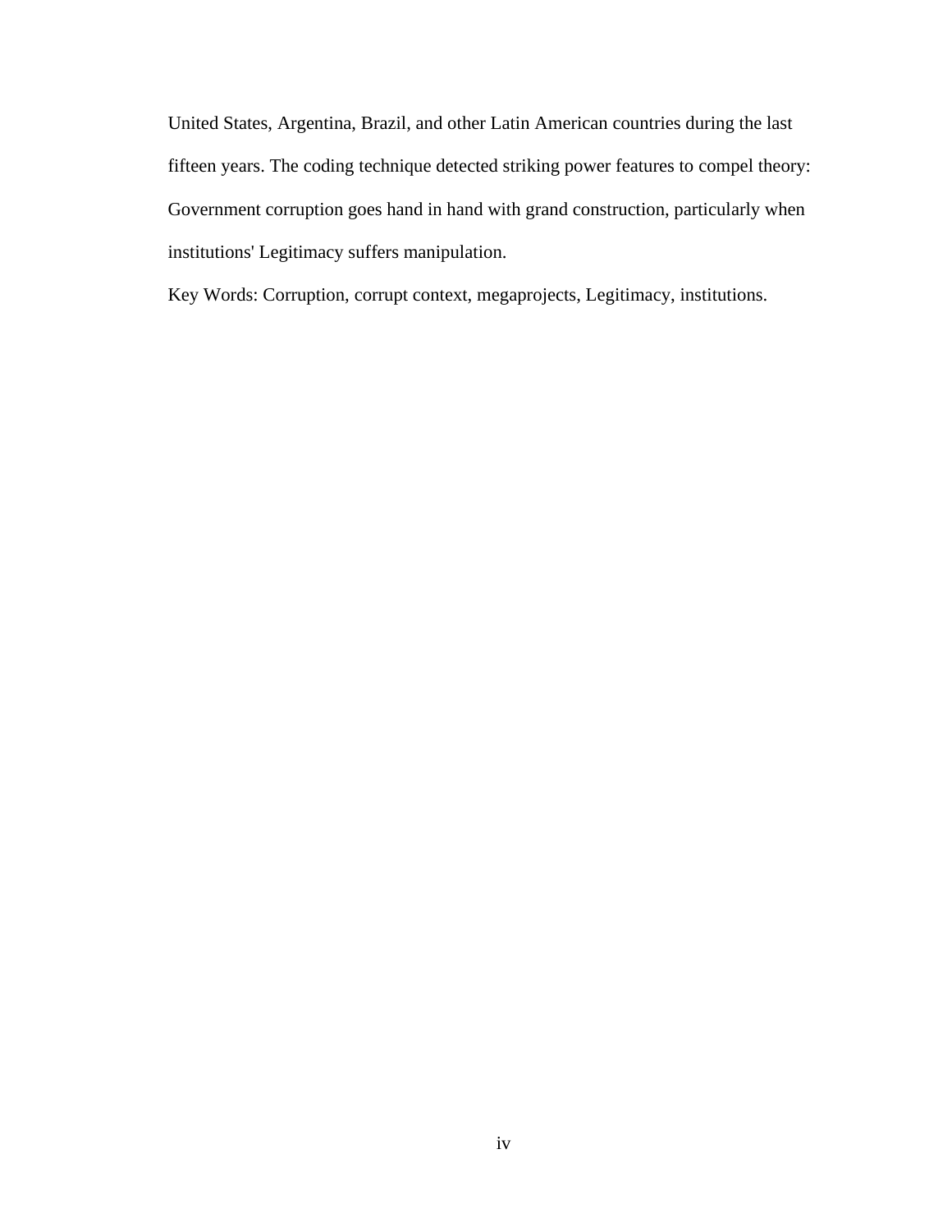United States, Argentina, Brazil, and other Latin American countries during the last fifteen years. The coding technique detected striking power features to compel theory: Government corruption goes hand in hand with grand construction, particularly when institutions' Legitimacy suffers manipulation.

Key Words: Corruption, corrupt context, megaprojects, Legitimacy, institutions.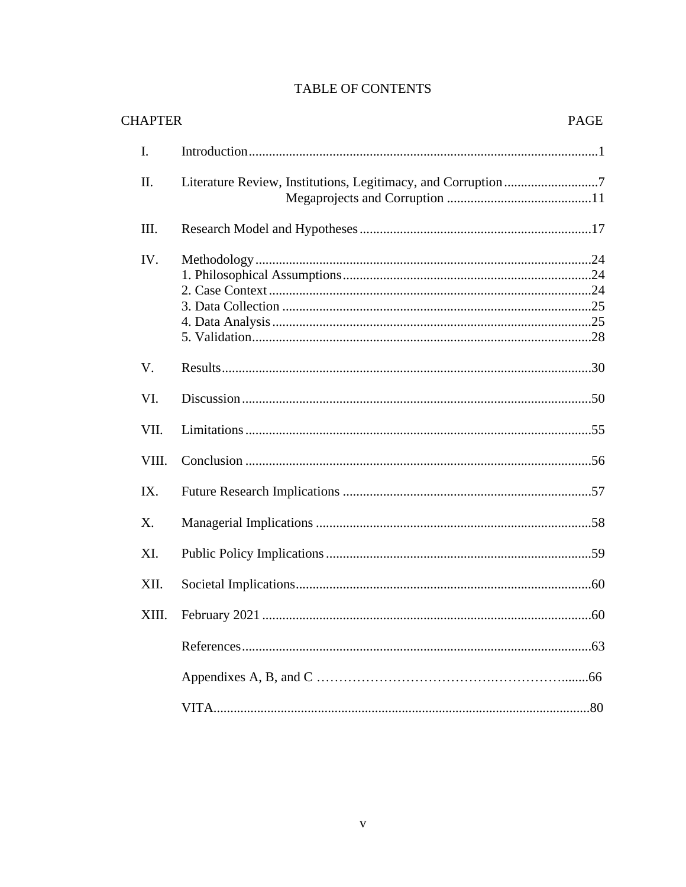# TABLE OF CONTENTS

| CHAPTER | | PAGE |
|---|---|---|
| I. | Introduction | 1 |
| II. | Literature Review, Institutions, Legitimacy, and Corruption | 7 |
| | Megaprojects and Corruption | 11 |
| III. | Research Model and Hypotheses | 17 |
| IV. | Methodology | 24 |
| | 1. Philosophical Assumptions | 24 |
| | 2. Case Context | 24 |
| | 3. Data Collection | 25 |
| | 4. Data Analysis | 25 |
| | 5. Validation | 28 |
| V. | Results | 30 |
| VI. | Discussion | 50 |
| VII. | Limitations | 55 |
| VIII. | Conclusion | 56 |
| IX. | Future Research Implications | 57 |
| X. | Managerial Implications | 58 |
| XI. | Public Policy Implications | 59 |
| XII. | Societal Implications | 60 |
| XIII. | February 2021 | 60 |
| | References | 63 |
| | Appendixes A, B, and C | 66 |
| | VITA | 80 |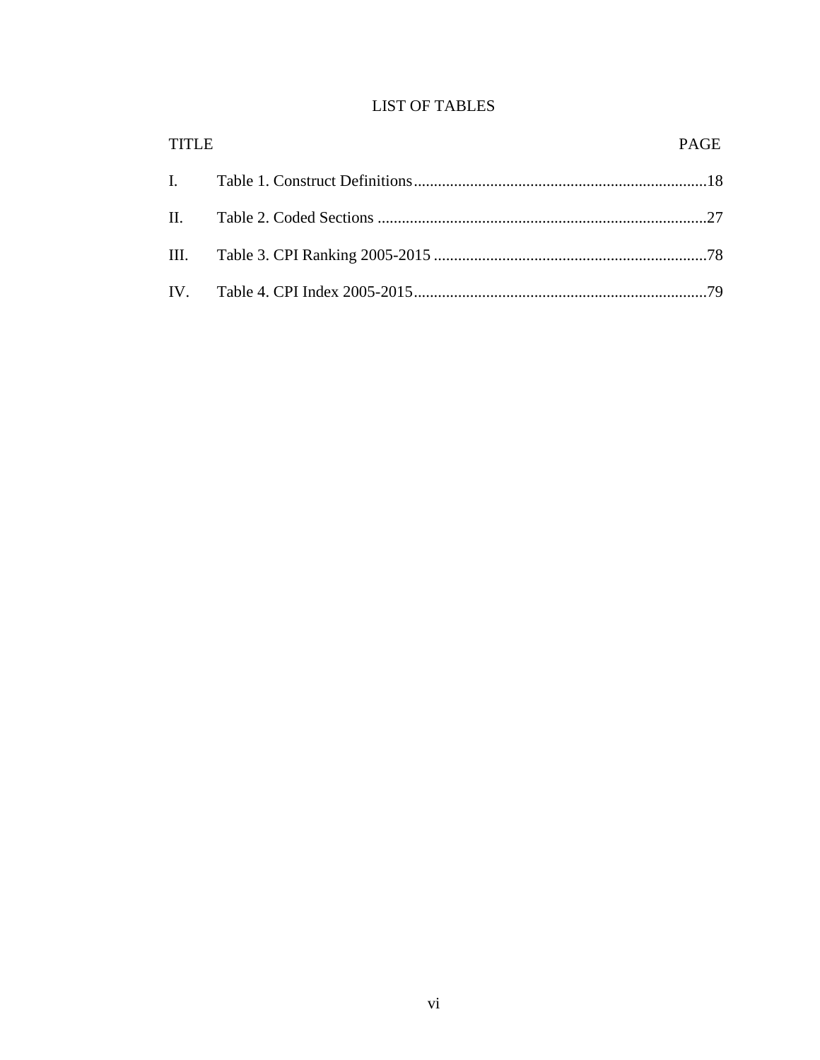# LIST OF TABLES

| TITLE | | PAGE |
|---|---|---|
| I. | Table 1. Construct Definitions | 18 |
| II. | Table 2. Coded Sections | 27 |
| III. | Table 3. CPI Ranking 2005-2015 | 78 |
| IV. | Table 4. CPI Index 2005-2015 | 79 |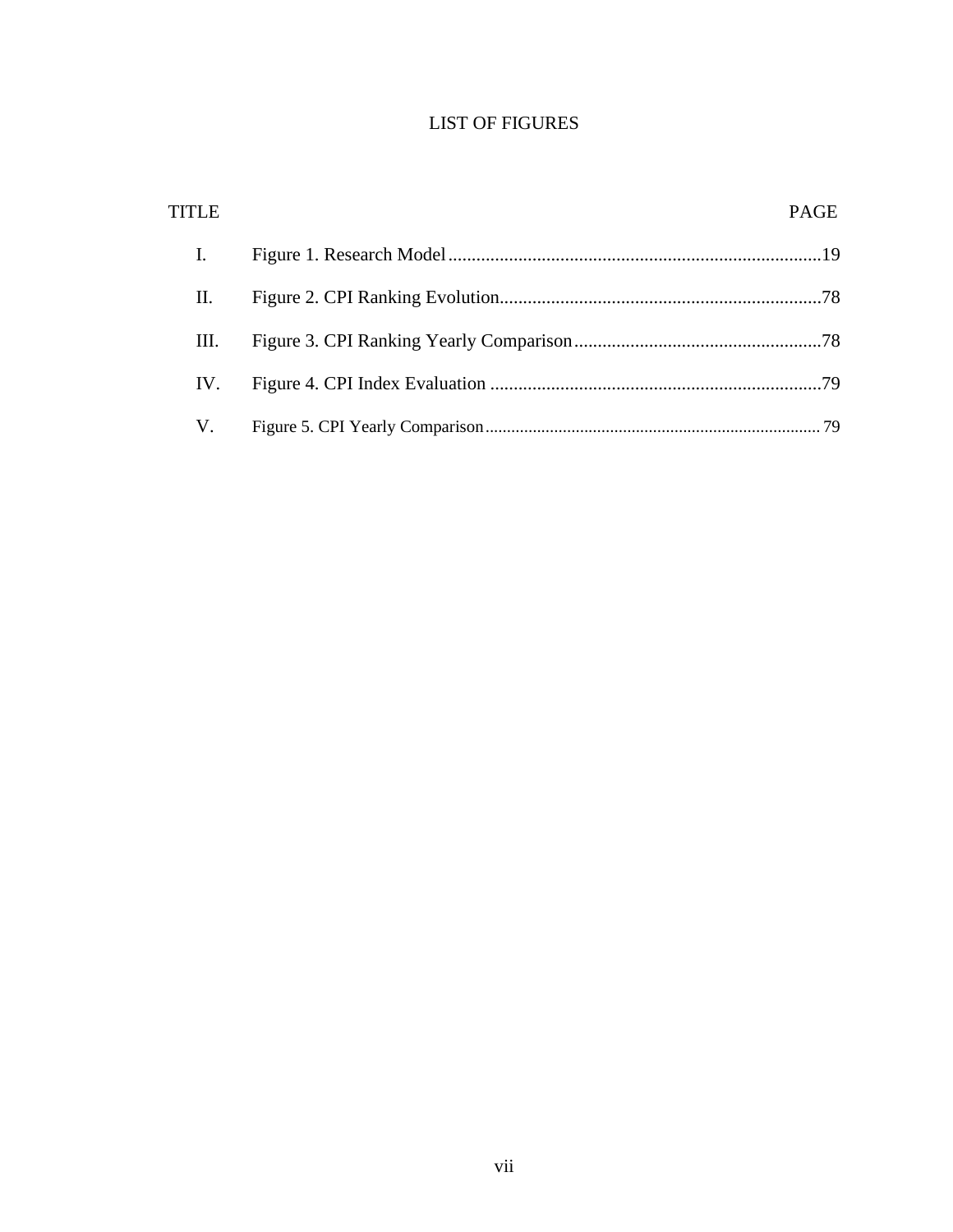## LIST OF FIGURES

| TITLE | | PAGE |
|---|---|---|
| I. | Figure 1. Research Model | 19 |
| II. | Figure 2. CPI Ranking Evolution | 78 |
| III. | Figure 3. CPI Ranking Yearly Comparison | 78 |
| IV. | Figure 4. CPI Index Evaluation | 79 |
| V. | Figure 5. CPI Yearly Comparison | 79 |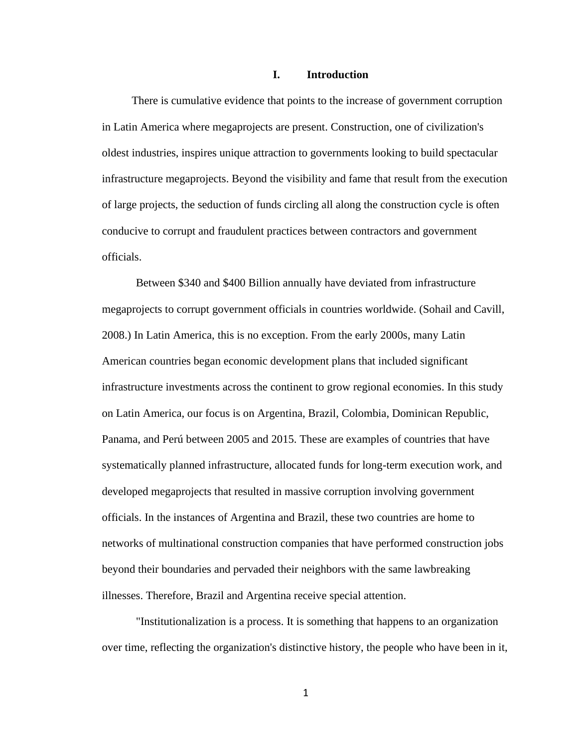# I. Introduction

There is cumulative evidence that points to the increase of government corruption in Latin America where megaprojects are present. Construction, one of civilization's oldest industries, inspires unique attraction to governments looking to build spectacular infrastructure megaprojects. Beyond the visibility and fame that result from the execution of large projects, the seduction of funds circling all along the construction cycle is often conducive to corrupt and fraudulent practices between contractors and government officials.

Between $340 and $400 Billion annually have deviated from infrastructure megaprojects to corrupt government officials in countries worldwide. (Sohail and Cavill, 2008.) In Latin America, this is no exception. From the early 2000s, many Latin American countries began economic development plans that included significant infrastructure investments across the continent to grow regional economies. In this study on Latin America, our focus is on Argentina, Brazil, Colombia, Dominican Republic, Panama, and Perú between 2005 and 2015. These are examples of countries that have systematically planned infrastructure, allocated funds for long-term execution work, and developed megaprojects that resulted in massive corruption involving government officials. In the instances of Argentina and Brazil, these two countries are home to networks of multinational construction companies that have performed construction jobs beyond their boundaries and pervaded their neighbors with the same lawbreaking illnesses. Therefore, Brazil and Argentina receive special attention.

"Institutionalization is a process. It is something that happens to an organization over time, reflecting the organization's distinctive history, the people who have been in it,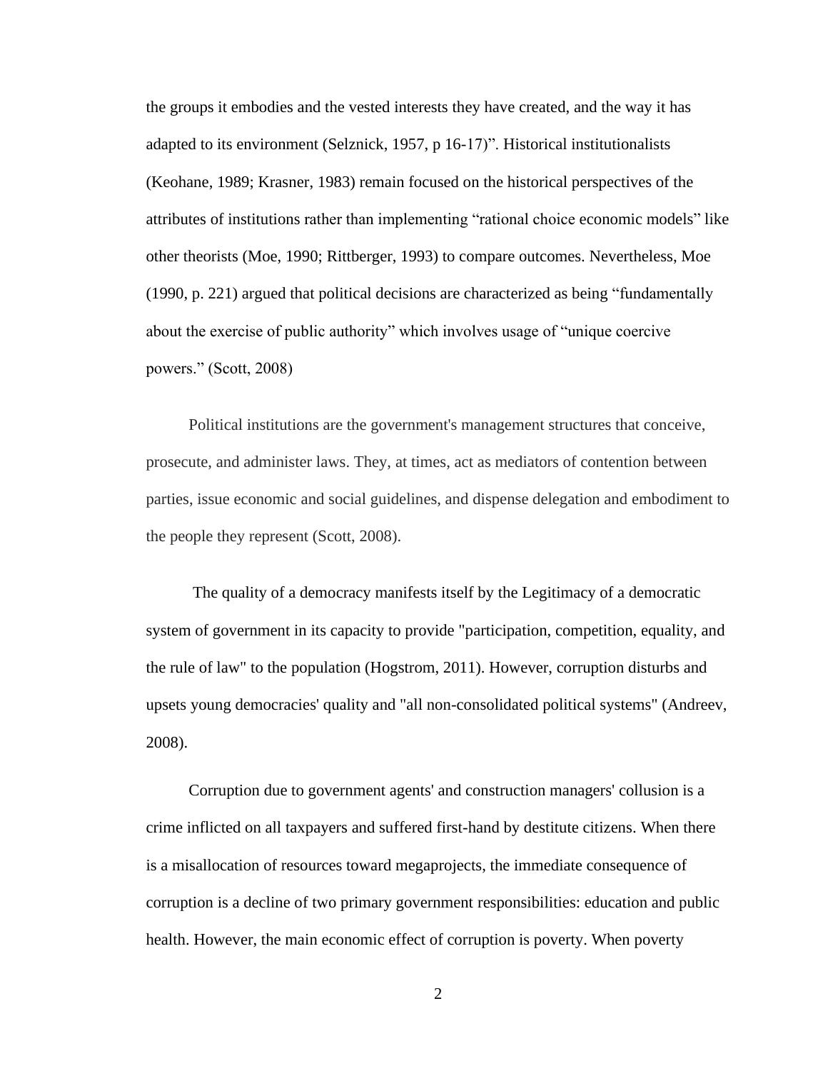the groups it embodies and the vested interests they have created, and the way it has adapted to its environment (Selznick, 1957, p 16-17)". Historical institutionalists (Keohane, 1989; Krasner, 1983) remain focused on the historical perspectives of the attributes of institutions rather than implementing "rational choice economic models" like other theorists (Moe, 1990; Rittberger, 1993) to compare outcomes. Nevertheless, Moe (1990, p. 221) argued that political decisions are characterized as being "fundamentally about the exercise of public authority" which involves usage of "unique coercive powers." (Scott, 2008)

Political institutions are the government's management structures that conceive, prosecute, and administer laws. They, at times, act as mediators of contention between parties, issue economic and social guidelines, and dispense delegation and embodiment to the people they represent (Scott, 2008).

The quality of a democracy manifests itself by the Legitimacy of a democratic system of government in its capacity to provide "participation, competition, equality, and the rule of law" to the population (Hogstrom, 2011). However, corruption disturbs and upsets young democracies' quality and "all non-consolidated political systems" (Andreev, 2008).

Corruption due to government agents' and construction managers' collusion is a crime inflicted on all taxpayers and suffered first-hand by destitute citizens. When there is a misallocation of resources toward megaprojects, the immediate consequence of corruption is a decline of two primary government responsibilities: education and public health. However, the main economic effect of corruption is poverty. When poverty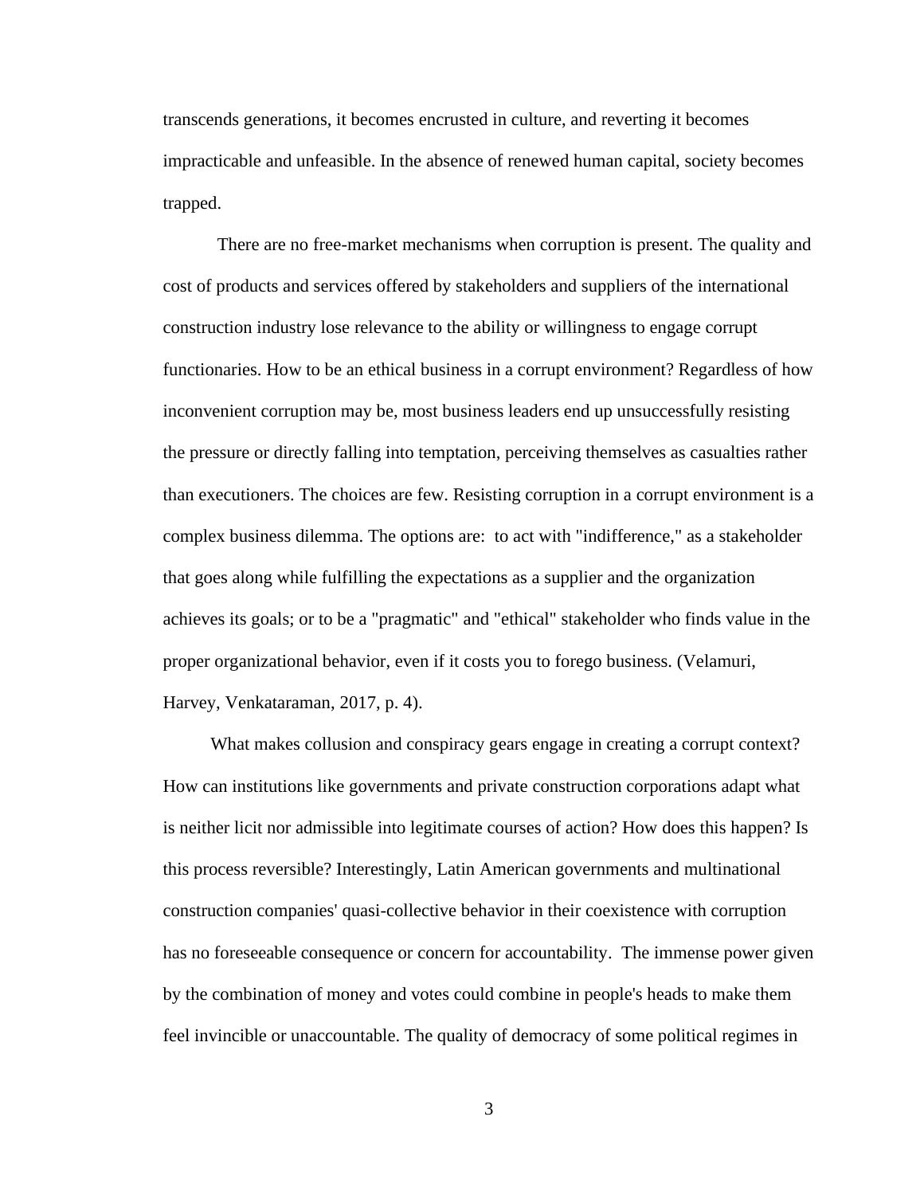transcends generations, it becomes encrusted in culture, and reverting it becomes impracticable and unfeasible. In the absence of renewed human capital, society becomes trapped.

There are no free-market mechanisms when corruption is present. The quality and cost of products and services offered by stakeholders and suppliers of the international construction industry lose relevance to the ability or willingness to engage corrupt functionaries. How to be an ethical business in a corrupt environment? Regardless of how inconvenient corruption may be, most business leaders end up unsuccessfully resisting the pressure or directly falling into temptation, perceiving themselves as casualties rather than executioners. The choices are few. Resisting corruption in a corrupt environment is a complex business dilemma. The options are: to act with "indifference," as a stakeholder that goes along while fulfilling the expectations as a supplier and the organization achieves its goals; or to be a "pragmatic" and "ethical" stakeholder who finds value in the proper organizational behavior, even if it costs you to forego business. (Velamuri, Harvey, Venkataraman, 2017, p. 4).

What makes collusion and conspiracy gears engage in creating a corrupt context? How can institutions like governments and private construction corporations adapt what is neither licit nor admissible into legitimate courses of action? How does this happen? Is this process reversible? Interestingly, Latin American governments and multinational construction companies' quasi-collective behavior in their coexistence with corruption has no foreseeable consequence or concern for accountability. The immense power given by the combination of money and votes could combine in people's heads to make them feel invincible or unaccountable. The quality of democracy of some political regimes in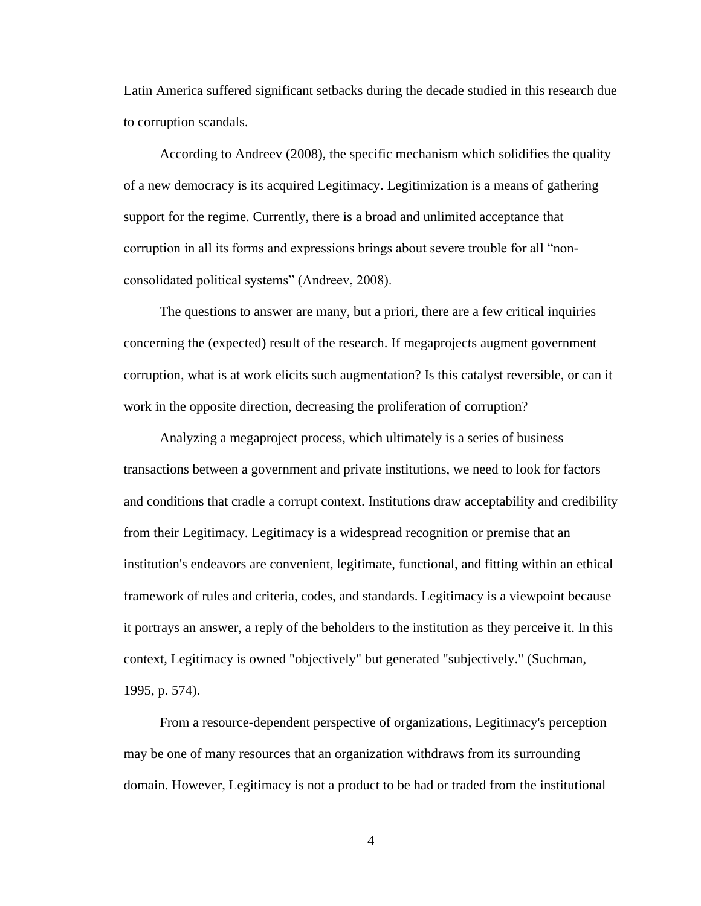Latin America suffered significant setbacks during the decade studied in this research due to corruption scandals.

According to Andreev (2008), the specific mechanism which solidifies the quality of a new democracy is its acquired Legitimacy. Legitimization is a means of gathering support for the regime. Currently, there is a broad and unlimited acceptance that corruption in all its forms and expressions brings about severe trouble for all "non-consolidated political systems" (Andreev, 2008).

The questions to answer are many, but a priori, there are a few critical inquiries concerning the (expected) result of the research. If megaprojects augment government corruption, what is at work elicits such augmentation? Is this catalyst reversible, or can it work in the opposite direction, decreasing the proliferation of corruption?

Analyzing a megaproject process, which ultimately is a series of business transactions between a government and private institutions, we need to look for factors and conditions that cradle a corrupt context. Institutions draw acceptability and credibility from their Legitimacy. Legitimacy is a widespread recognition or premise that an institution's endeavors are convenient, legitimate, functional, and fitting within an ethical framework of rules and criteria, codes, and standards. Legitimacy is a viewpoint because it portrays an answer, a reply of the beholders to the institution as they perceive it. In this context, Legitimacy is owned "objectively" but generated "subjectively." (Suchman, 1995, p. 574).

From a resource-dependent perspective of organizations, Legitimacy's perception may be one of many resources that an organization withdraws from its surrounding domain. However, Legitimacy is not a product to be had or traded from the institutional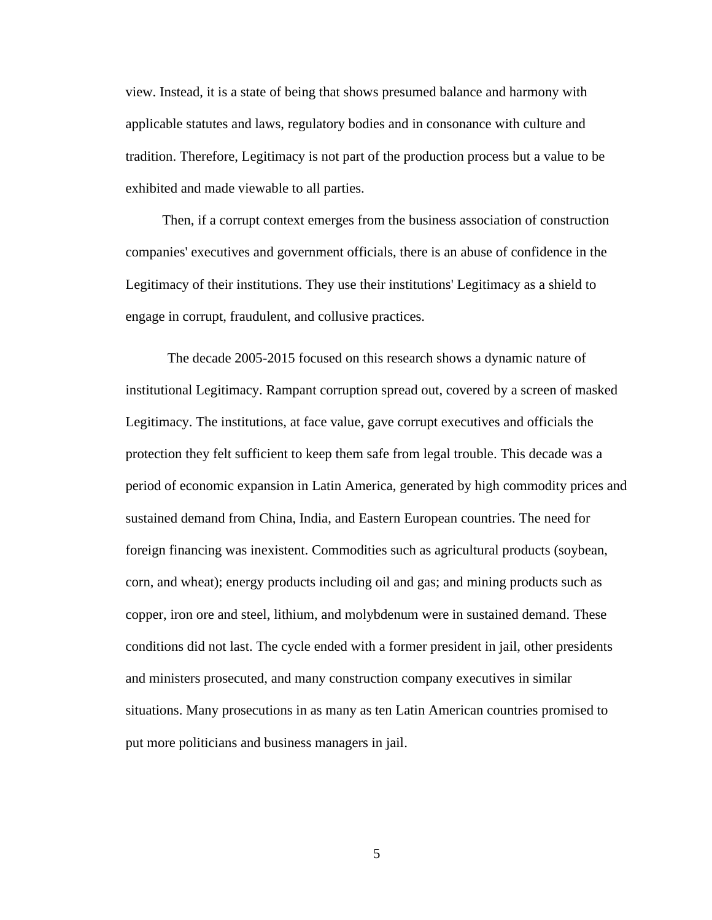view. Instead, it is a state of being that shows presumed balance and harmony with applicable statutes and laws, regulatory bodies and in consonance with culture and tradition. Therefore, Legitimacy is not part of the production process but a value to be exhibited and made viewable to all parties.

Then, if a corrupt context emerges from the business association of construction companies' executives and government officials, there is an abuse of confidence in the Legitimacy of their institutions. They use their institutions' Legitimacy as a shield to engage in corrupt, fraudulent, and collusive practices.

The decade 2005-2015 focused on this research shows a dynamic nature of institutional Legitimacy. Rampant corruption spread out, covered by a screen of masked Legitimacy. The institutions, at face value, gave corrupt executives and officials the protection they felt sufficient to keep them safe from legal trouble. This decade was a period of economic expansion in Latin America, generated by high commodity prices and sustained demand from China, India, and Eastern European countries. The need for foreign financing was inexistent. Commodities such as agricultural products (soybean, corn, and wheat); energy products including oil and gas; and mining products such as copper, iron ore and steel, lithium, and molybdenum were in sustained demand. These conditions did not last. The cycle ended with a former president in jail, other presidents and ministers prosecuted, and many construction company executives in similar situations. Many prosecutions in as many as ten Latin American countries promised to put more politicians and business managers in jail.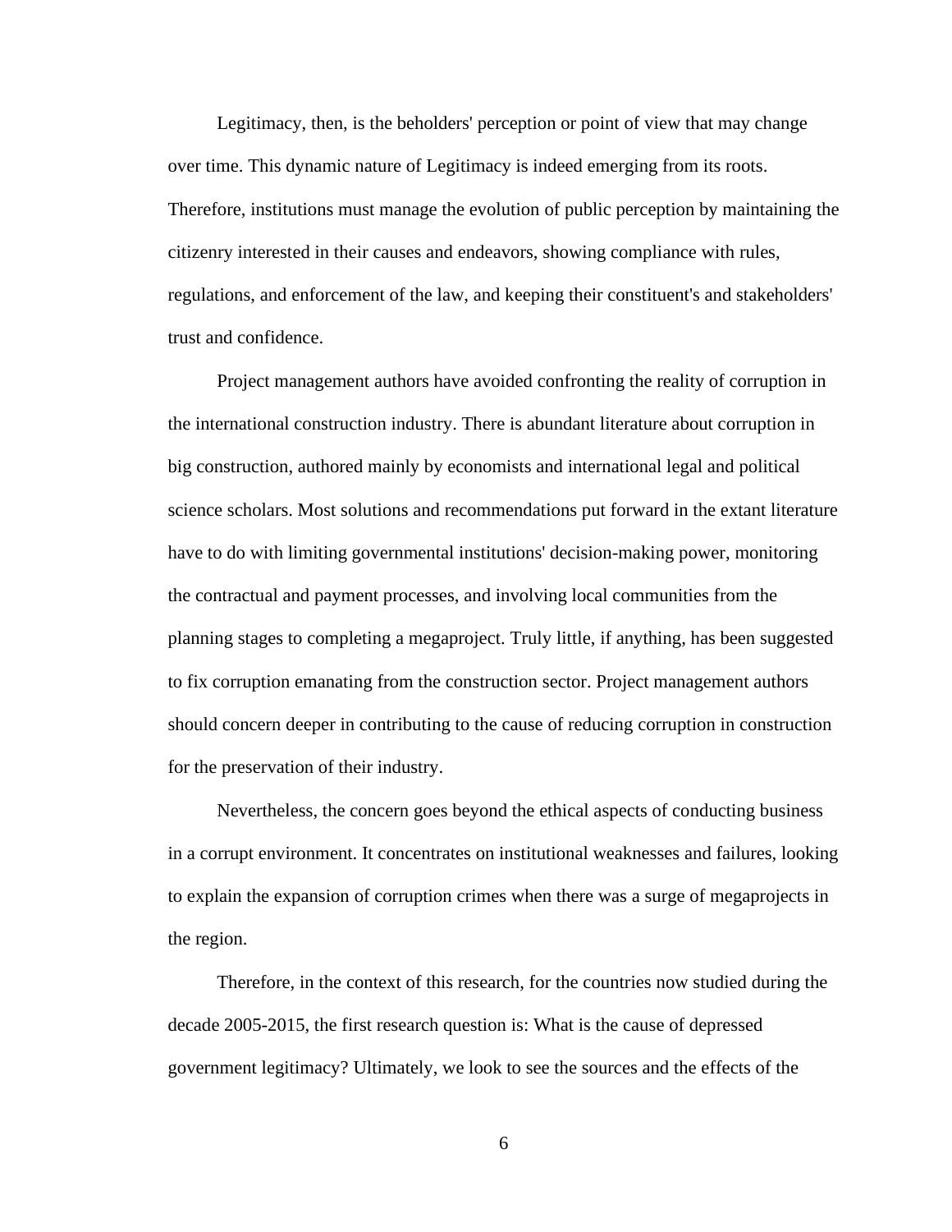Legitimacy, then, is the beholders' perception or point of view that may change over time. This dynamic nature of Legitimacy is indeed emerging from its roots. Therefore, institutions must manage the evolution of public perception by maintaining the citizenry interested in their causes and endeavors, showing compliance with rules, regulations, and enforcement of the law, and keeping their constituent's and stakeholders' trust and confidence.

Project management authors have avoided confronting the reality of corruption in the international construction industry. There is abundant literature about corruption in big construction, authored mainly by economists and international legal and political science scholars. Most solutions and recommendations put forward in the extant literature have to do with limiting governmental institutions' decision-making power, monitoring the contractual and payment processes, and involving local communities from the planning stages to completing a megaproject. Truly little, if anything, has been suggested to fix corruption emanating from the construction sector. Project management authors should concern deeper in contributing to the cause of reducing corruption in construction for the preservation of their industry.

Nevertheless, the concern goes beyond the ethical aspects of conducting business in a corrupt environment. It concentrates on institutional weaknesses and failures, looking to explain the expansion of corruption crimes when there was a surge of megaprojects in the region.

Therefore, in the context of this research, for the countries now studied during the decade 2005-2015, the first research question is: What is the cause of depressed government legitimacy? Ultimately, we look to see the sources and the effects of the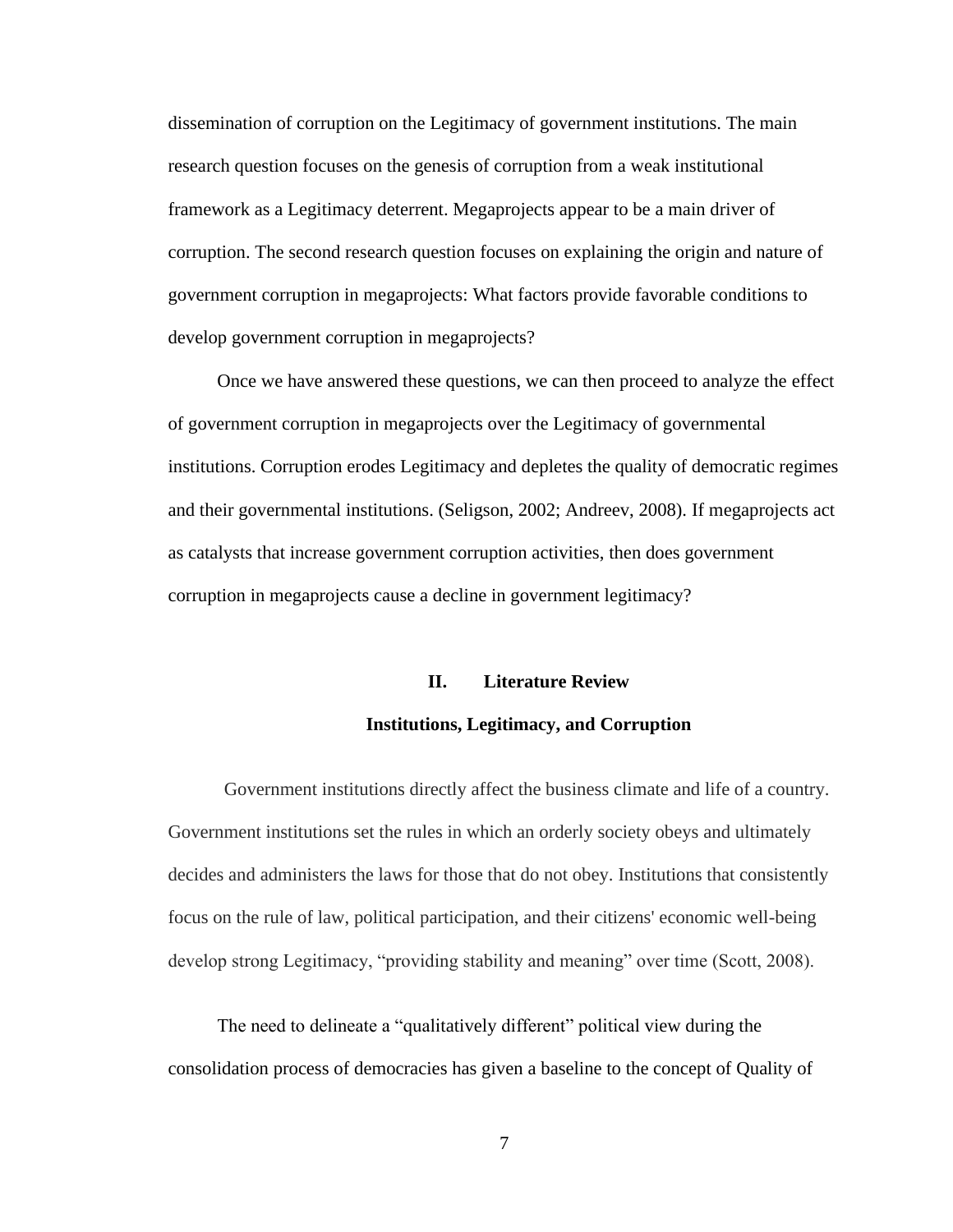dissemination of corruption on the Legitimacy of government institutions. The main research question focuses on the genesis of corruption from a weak institutional framework as a Legitimacy deterrent. Megaprojects appear to be a main driver of corruption. The second research question focuses on explaining the origin and nature of government corruption in megaprojects: What factors provide favorable conditions to develop government corruption in megaprojects?

Once we have answered these questions, we can then proceed to analyze the effect of government corruption in megaprojects over the Legitimacy of governmental institutions. Corruption erodes Legitimacy and depletes the quality of democratic regimes and their governmental institutions. (Seligson, 2002; Andreev, 2008). If megaprojects act as catalysts that increase government corruption activities, then does government corruption in megaprojects cause a decline in government legitimacy?

## II. Literature Review

### Institutions, Legitimacy, and Corruption

Government institutions directly affect the business climate and life of a country. Government institutions set the rules in which an orderly society obeys and ultimately decides and administers the laws for those that do not obey. Institutions that consistently focus on the rule of law, political participation, and their citizens' economic well-being develop strong Legitimacy, "providing stability and meaning" over time (Scott, 2008).

The need to delineate a "qualitatively different" political view during the consolidation process of democracies has given a baseline to the concept of Quality of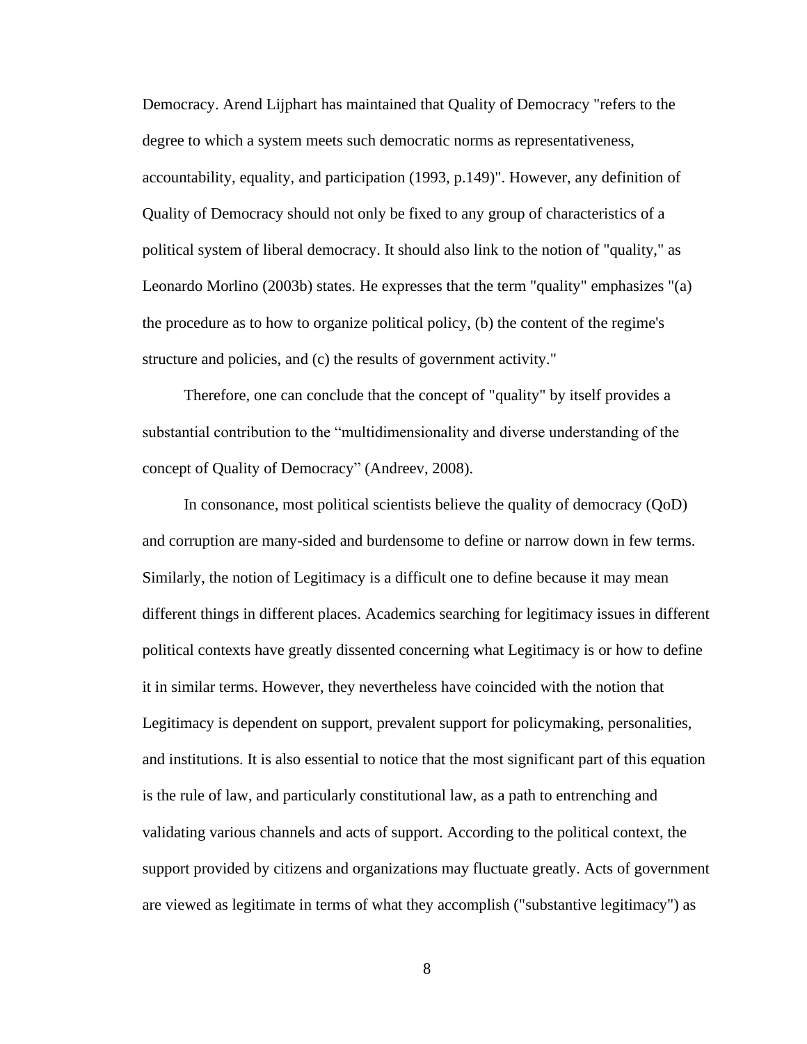Democracy. Arend Lijphart has maintained that Quality of Democracy "refers to the degree to which a system meets such democratic norms as representativeness, accountability, equality, and participation (1993, p.149)". However, any definition of Quality of Democracy should not only be fixed to any group of characteristics of a political system of liberal democracy. It should also link to the notion of "quality," as Leonardo Morlino (2003b) states. He expresses that the term "quality" emphasizes "(a) the procedure as to how to organize political policy, (b) the content of the regime's structure and policies, and (c) the results of government activity."

Therefore, one can conclude that the concept of "quality" by itself provides a substantial contribution to the “multidimensionality and diverse understanding of the concept of Quality of Democracy” (Andreev, 2008).

In consonance, most political scientists believe the quality of democracy (QoD) and corruption are many-sided and burdensome to define or narrow down in few terms. Similarly, the notion of Legitimacy is a difficult one to define because it may mean different things in different places. Academics searching for legitimacy issues in different political contexts have greatly dissented concerning what Legitimacy is or how to define it in similar terms. However, they nevertheless have coincided with the notion that Legitimacy is dependent on support, prevalent support for policymaking, personalities, and institutions. It is also essential to notice that the most significant part of this equation is the rule of law, and particularly constitutional law, as a path to entrenching and validating various channels and acts of support. According to the political context, the support provided by citizens and organizations may fluctuate greatly. Acts of government are viewed as legitimate in terms of what they accomplish ("substantive legitimacy") as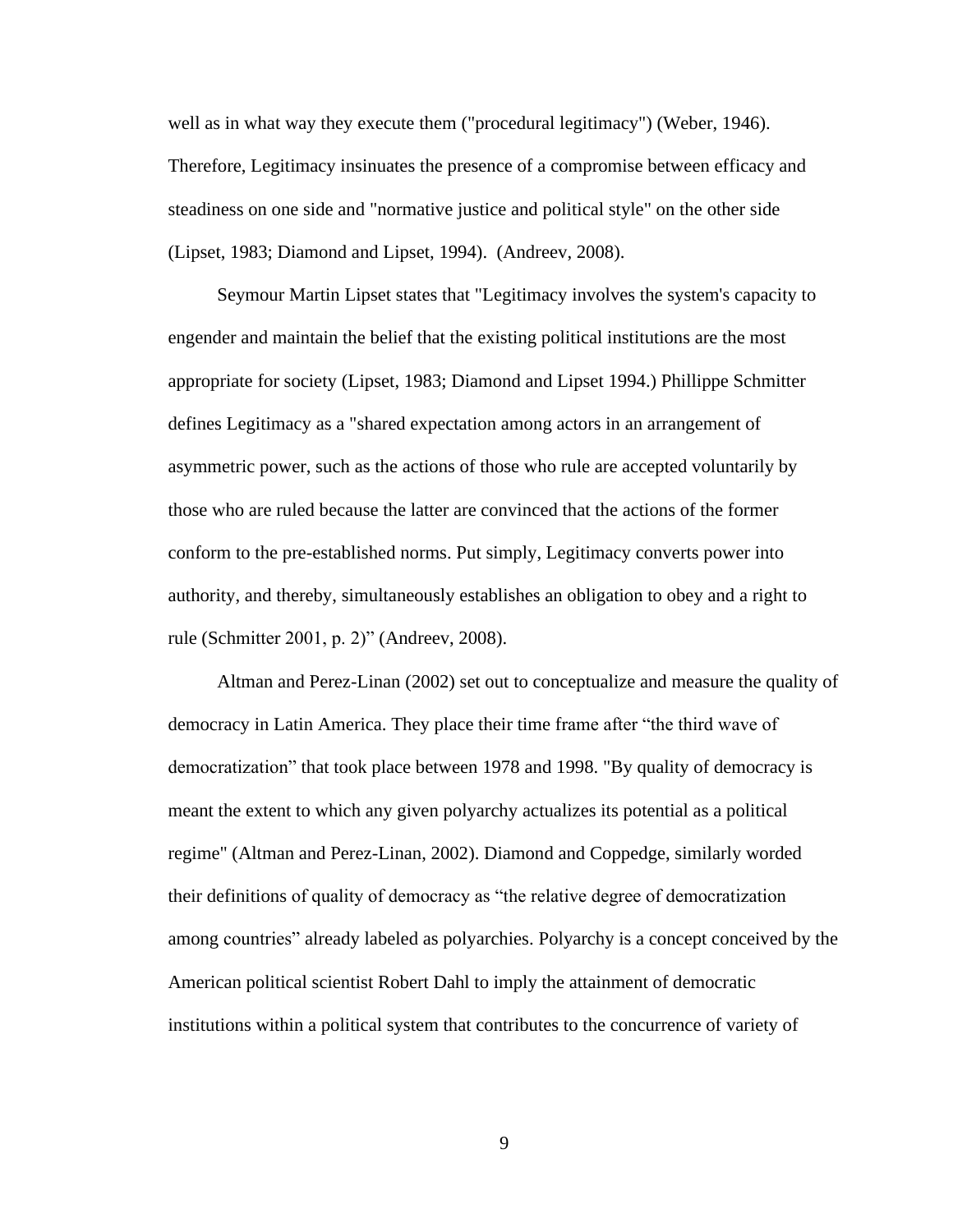well as in what way they execute them ("procedural legitimacy") (Weber, 1946). Therefore, Legitimacy insinuates the presence of a compromise between efficacy and steadiness on one side and "normative justice and political style" on the other side (Lipset, 1983; Diamond and Lipset, 1994). (Andreev, 2008).

Seymour Martin Lipset states that "Legitimacy involves the system's capacity to engender and maintain the belief that the existing political institutions are the most appropriate for society (Lipset, 1983; Diamond and Lipset 1994.) Phillippe Schmitter defines Legitimacy as a "shared expectation among actors in an arrangement of asymmetric power, such as the actions of those who rule are accepted voluntarily by those who are ruled because the latter are convinced that the actions of the former conform to the pre-established norms. Put simply, Legitimacy converts power into authority, and thereby, simultaneously establishes an obligation to obey and a right to rule (Schmitter 2001, p. 2)" (Andreev, 2008).

Altman and Perez-Linan (2002) set out to conceptualize and measure the quality of democracy in Latin America. They place their time frame after "the third wave of democratization" that took place between 1978 and 1998. "By quality of democracy is meant the extent to which any given polyarchy actualizes its potential as a political regime" (Altman and Perez-Linan, 2002). Diamond and Coppedge, similarly worded their definitions of quality of democracy as "the relative degree of democratization among countries" already labeled as polyarchies. Polyarchy is a concept conceived by the American political scientist Robert Dahl to imply the attainment of democratic institutions within a political system that contributes to the concurrence of variety of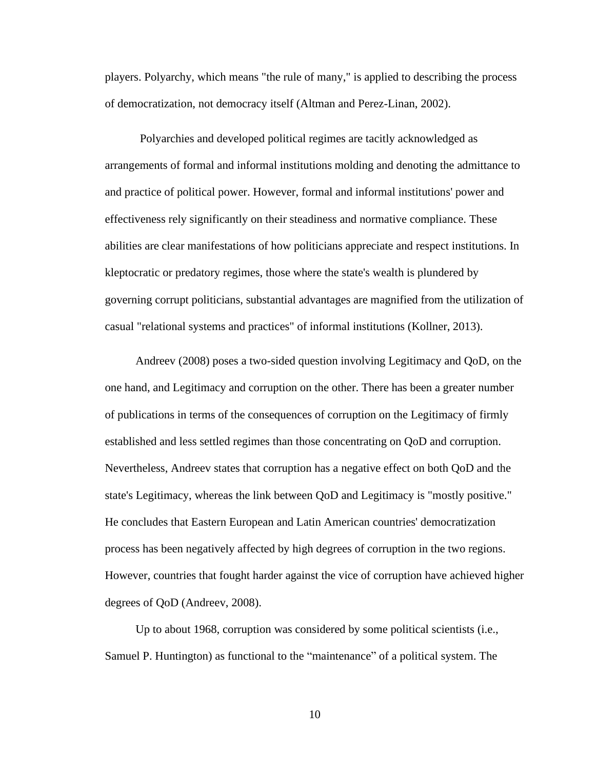players. Polyarchy, which means "the rule of many," is applied to describing the process of democratization, not democracy itself (Altman and Perez-Linan, 2002).

Polyarchies and developed political regimes are tacitly acknowledged as arrangements of formal and informal institutions molding and denoting the admittance to and practice of political power. However, formal and informal institutions' power and effectiveness rely significantly on their steadiness and normative compliance. These abilities are clear manifestations of how politicians appreciate and respect institutions. In kleptocratic or predatory regimes, those where the state's wealth is plundered by governing corrupt politicians, substantial advantages are magnified from the utilization of casual "relational systems and practices" of informal institutions (Kollner, 2013).

Andreev (2008) poses a two-sided question involving Legitimacy and QoD, on the one hand, and Legitimacy and corruption on the other. There has been a greater number of publications in terms of the consequences of corruption on the Legitimacy of firmly established and less settled regimes than those concentrating on QoD and corruption. Nevertheless, Andreev states that corruption has a negative effect on both QoD and the state's Legitimacy, whereas the link between QoD and Legitimacy is "mostly positive." He concludes that Eastern European and Latin American countries' democratization process has been negatively affected by high degrees of corruption in the two regions. However, countries that fought harder against the vice of corruption have achieved higher degrees of QoD (Andreev, 2008).

Up to about 1968, corruption was considered by some political scientists (i.e., Samuel P. Huntington) as functional to the “maintenance” of a political system. The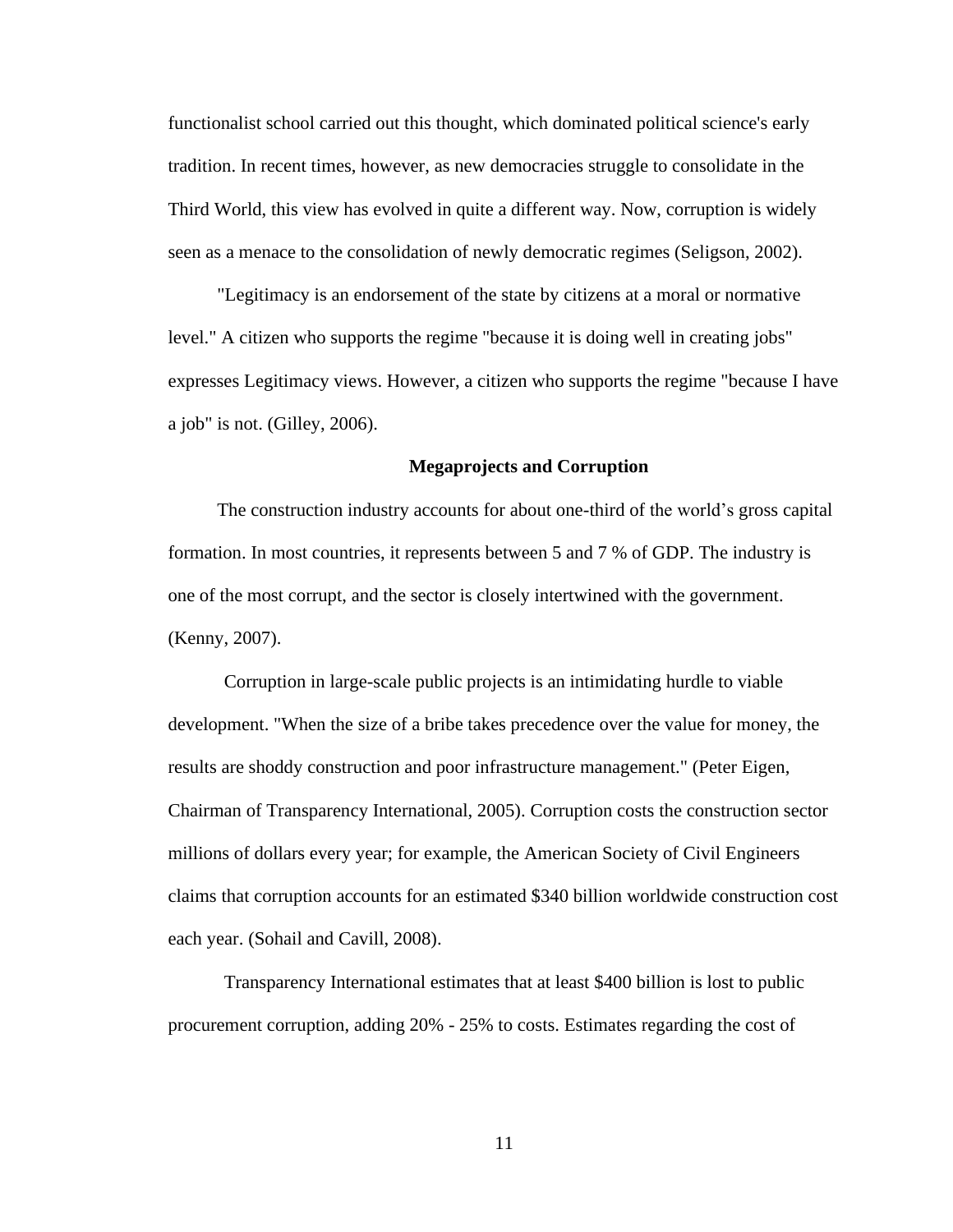functionalist school carried out this thought, which dominated political science's early tradition. In recent times, however, as new democracies struggle to consolidate in the Third World, this view has evolved in quite a different way. Now, corruption is widely seen as a menace to the consolidation of newly democratic regimes (Seligson, 2002).

"Legitimacy is an endorsement of the state by citizens at a moral or normative level." A citizen who supports the regime "because it is doing well in creating jobs" expresses Legitimacy views. However, a citizen who supports the regime "because I have a job" is not. (Gilley, 2006).

### Megaprojects and Corruption

The construction industry accounts for about one-third of the world's gross capital formation. In most countries, it represents between 5 and 7 % of GDP. The industry is one of the most corrupt, and the sector is closely intertwined with the government. (Kenny, 2007).

Corruption in large-scale public projects is an intimidating hurdle to viable development. "When the size of a bribe takes precedence over the value for money, the results are shoddy construction and poor infrastructure management." (Peter Eigen, Chairman of Transparency International, 2005). Corruption costs the construction sector millions of dollars every year; for example, the American Society of Civil Engineers claims that corruption accounts for an estimated $340 billion worldwide construction cost each year. (Sohail and Cavill, 2008).

Transparency International estimates that at least $400 billion is lost to public procurement corruption, adding 20% - 25% to costs. Estimates regarding the cost of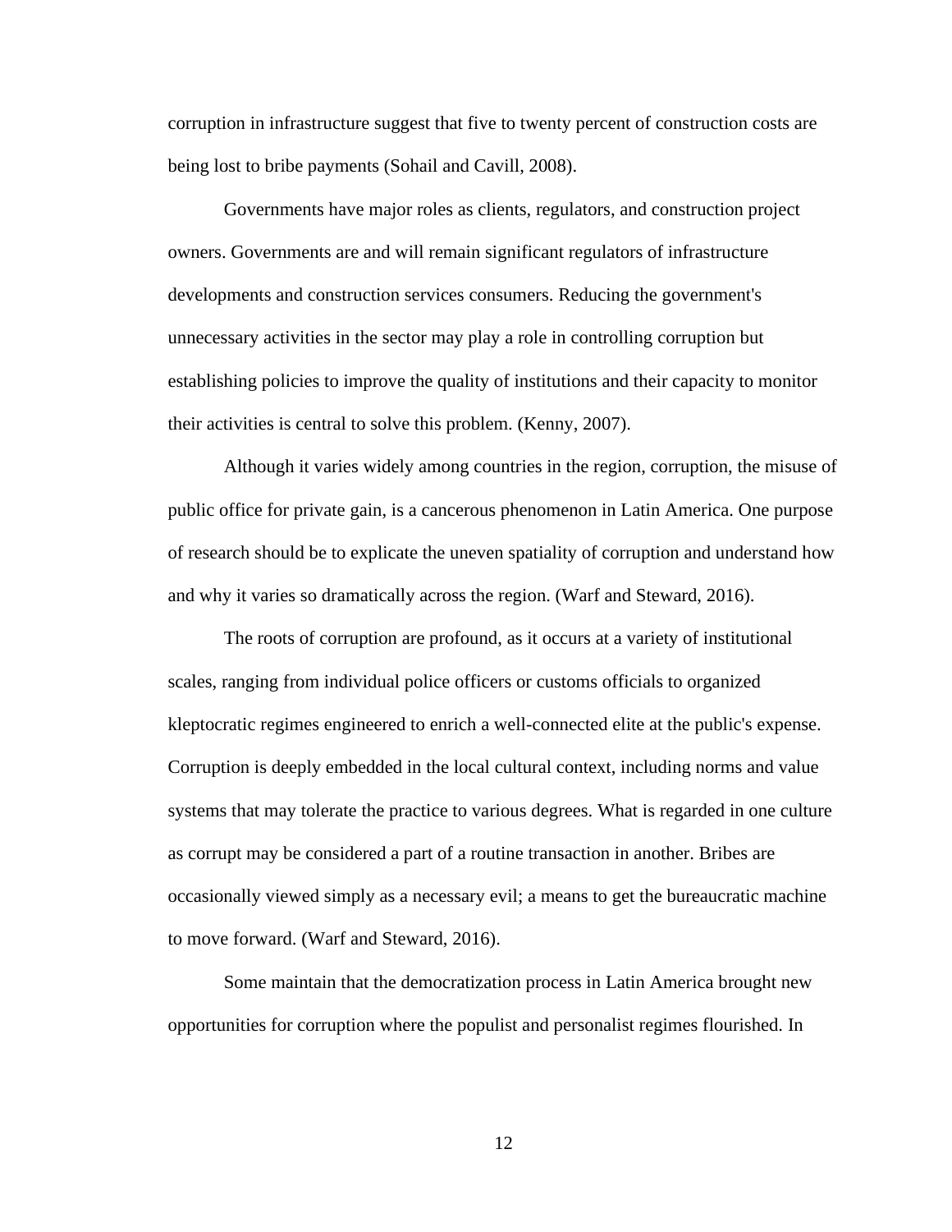corruption in infrastructure suggest that five to twenty percent of construction costs are being lost to bribe payments (Sohail and Cavill, 2008).

Governments have major roles as clients, regulators, and construction project owners. Governments are and will remain significant regulators of infrastructure developments and construction services consumers. Reducing the government's unnecessary activities in the sector may play a role in controlling corruption but establishing policies to improve the quality of institutions and their capacity to monitor their activities is central to solve this problem. (Kenny, 2007).

Although it varies widely among countries in the region, corruption, the misuse of public office for private gain, is a cancerous phenomenon in Latin America. One purpose of research should be to explicate the uneven spatiality of corruption and understand how and why it varies so dramatically across the region. (Warf and Steward, 2016).

The roots of corruption are profound, as it occurs at a variety of institutional scales, ranging from individual police officers or customs officials to organized kleptocratic regimes engineered to enrich a well-connected elite at the public's expense. Corruption is deeply embedded in the local cultural context, including norms and value systems that may tolerate the practice to various degrees. What is regarded in one culture as corrupt may be considered a part of a routine transaction in another. Bribes are occasionally viewed simply as a necessary evil; a means to get the bureaucratic machine to move forward. (Warf and Steward, 2016).

Some maintain that the democratization process in Latin America brought new opportunities for corruption where the populist and personalist regimes flourished. In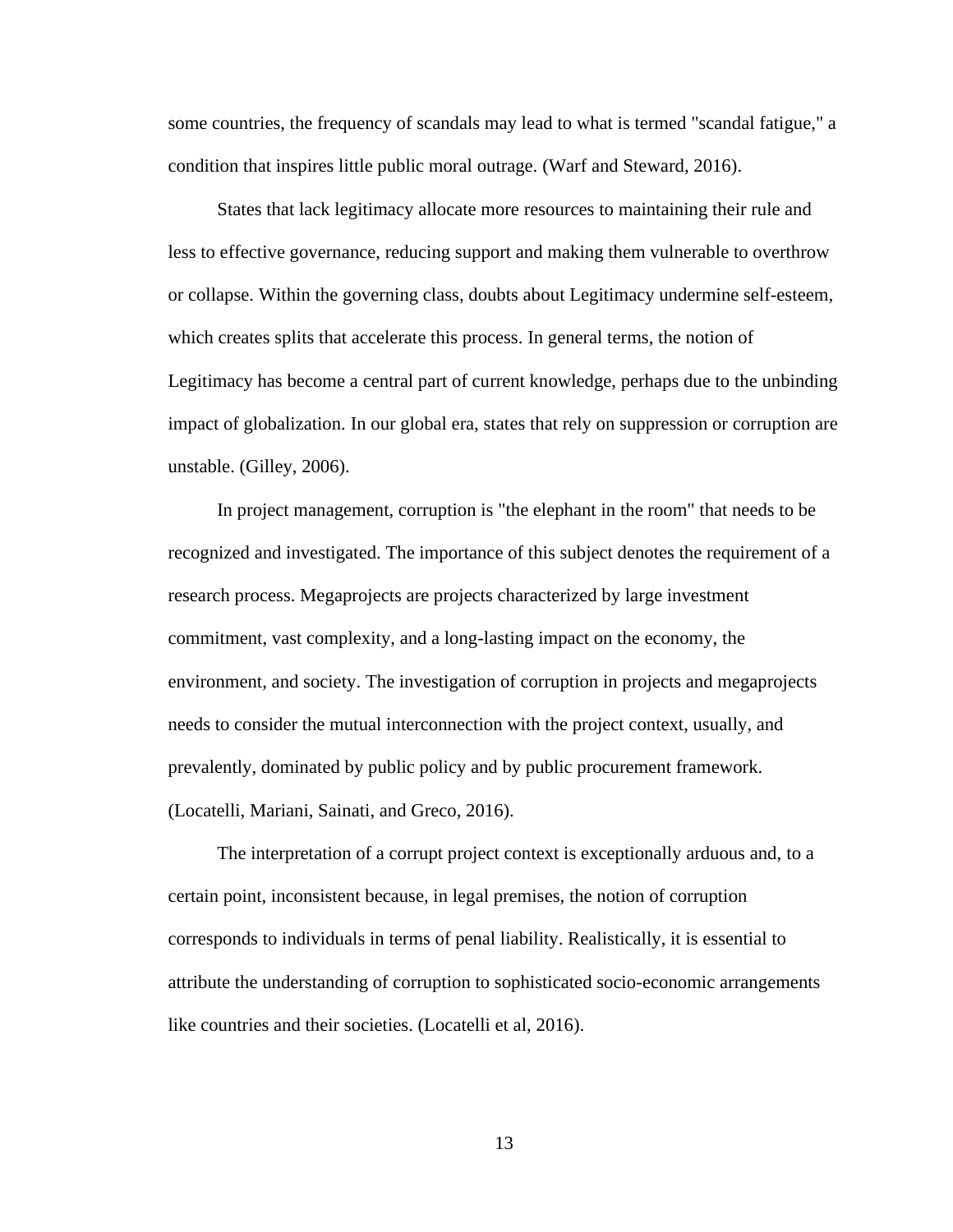some countries, the frequency of scandals may lead to what is termed "scandal fatigue," a condition that inspires little public moral outrage. (Warf and Steward, 2016).

States that lack legitimacy allocate more resources to maintaining their rule and less to effective governance, reducing support and making them vulnerable to overthrow or collapse. Within the governing class, doubts about Legitimacy undermine self-esteem, which creates splits that accelerate this process. In general terms, the notion of Legitimacy has become a central part of current knowledge, perhaps due to the unbinding impact of globalization. In our global era, states that rely on suppression or corruption are unstable. (Gilley, 2006).

In project management, corruption is "the elephant in the room" that needs to be recognized and investigated. The importance of this subject denotes the requirement of a research process. Megaprojects are projects characterized by large investment commitment, vast complexity, and a long-lasting impact on the economy, the environment, and society. The investigation of corruption in projects and megaprojects needs to consider the mutual interconnection with the project context, usually, and prevalently, dominated by public policy and by public procurement framework. (Locatelli, Mariani, Sainati, and Greco, 2016).

The interpretation of a corrupt project context is exceptionally arduous and, to a certain point, inconsistent because, in legal premises, the notion of corruption corresponds to individuals in terms of penal liability. Realistically, it is essential to attribute the understanding of corruption to sophisticated socio-economic arrangements like countries and their societies. (Locatelli et al, 2016).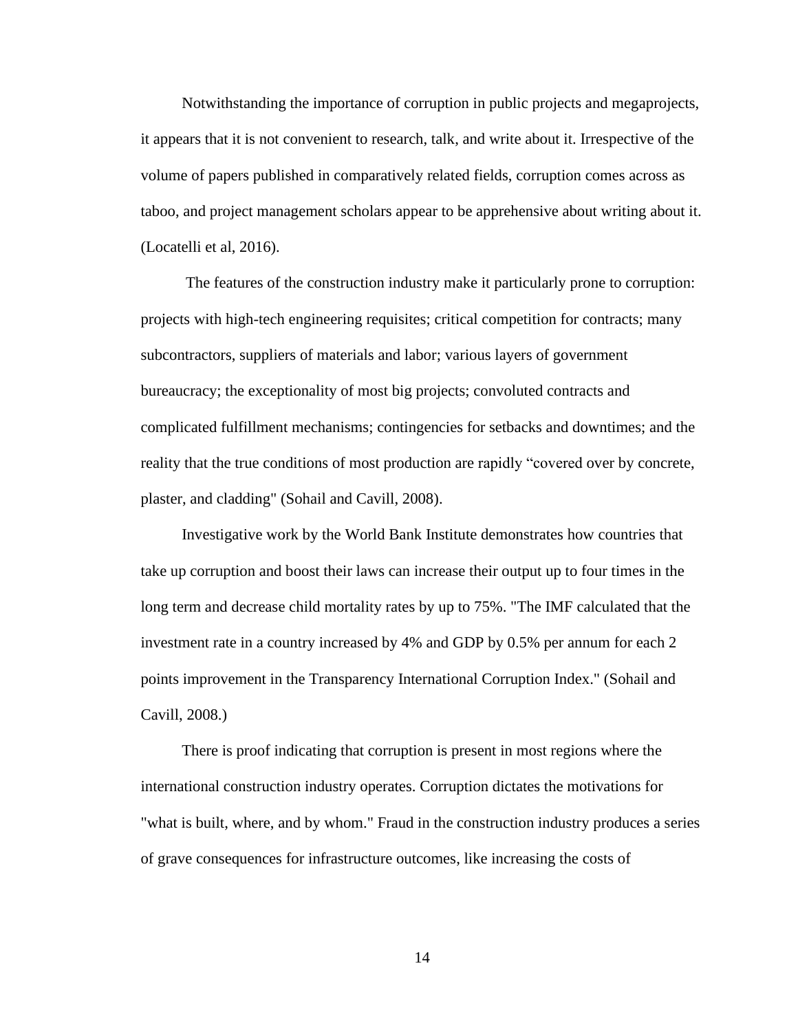Notwithstanding the importance of corruption in public projects and megaprojects, it appears that it is not convenient to research, talk, and write about it. Irrespective of the volume of papers published in comparatively related fields, corruption comes across as taboo, and project management scholars appear to be apprehensive about writing about it. (Locatelli et al, 2016).

The features of the construction industry make it particularly prone to corruption: projects with high-tech engineering requisites; critical competition for contracts; many subcontractors, suppliers of materials and labor; various layers of government bureaucracy; the exceptionality of most big projects; convoluted contracts and complicated fulfillment mechanisms; contingencies for setbacks and downtimes; and the reality that the true conditions of most production are rapidly "covered over by concrete, plaster, and cladding" (Sohail and Cavill, 2008).

Investigative work by the World Bank Institute demonstrates how countries that take up corruption and boost their laws can increase their output up to four times in the long term and decrease child mortality rates by up to 75%. "The IMF calculated that the investment rate in a country increased by 4% and GDP by 0.5% per annum for each 2 points improvement in the Transparency International Corruption Index." (Sohail and Cavill, 2008.)

There is proof indicating that corruption is present in most regions where the international construction industry operates. Corruption dictates the motivations for "what is built, where, and by whom." Fraud in the construction industry produces a series of grave consequences for infrastructure outcomes, like increasing the costs of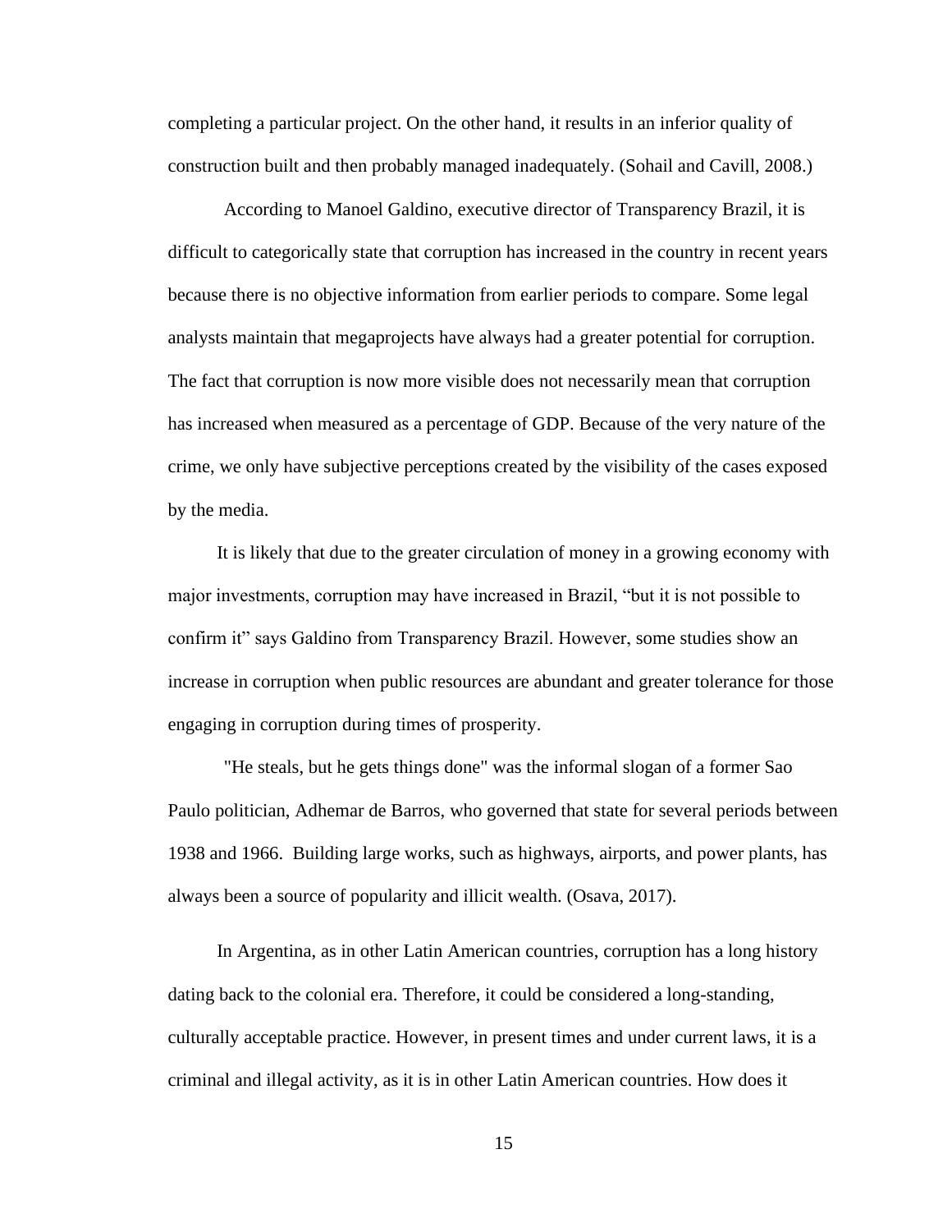completing a particular project. On the other hand, it results in an inferior quality of construction built and then probably managed inadequately. (Sohail and Cavill, 2008.)

According to Manoel Galdino, executive director of Transparency Brazil, it is difficult to categorically state that corruption has increased in the country in recent years because there is no objective information from earlier periods to compare. Some legal analysts maintain that megaprojects have always had a greater potential for corruption. The fact that corruption is now more visible does not necessarily mean that corruption has increased when measured as a percentage of GDP. Because of the very nature of the crime, we only have subjective perceptions created by the visibility of the cases exposed by the media.

It is likely that due to the greater circulation of money in a growing economy with major investments, corruption may have increased in Brazil, "but it is not possible to confirm it" says Galdino from Transparency Brazil. However, some studies show an increase in corruption when public resources are abundant and greater tolerance for those engaging in corruption during times of prosperity.

"He steals, but he gets things done" was the informal slogan of a former Sao Paulo politician, Adhemar de Barros, who governed that state for several periods between 1938 and 1966. Building large works, such as highways, airports, and power plants, has always been a source of popularity and illicit wealth. (Osava, 2017).

In Argentina, as in other Latin American countries, corruption has a long history dating back to the colonial era. Therefore, it could be considered a long-standing, culturally acceptable practice. However, in present times and under current laws, it is a criminal and illegal activity, as it is in other Latin American countries. How does it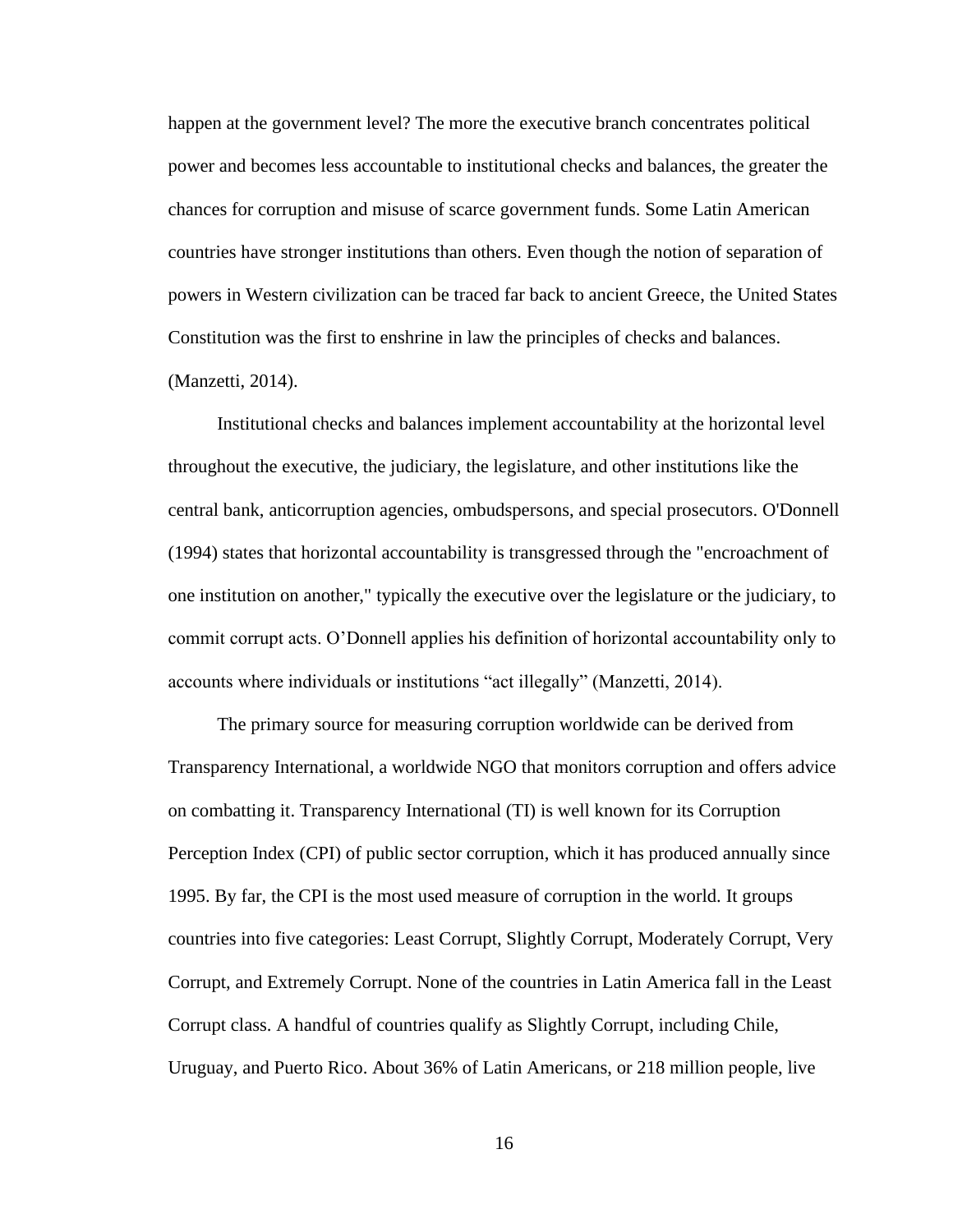happen at the government level? The more the executive branch concentrates political power and becomes less accountable to institutional checks and balances, the greater the chances for corruption and misuse of scarce government funds. Some Latin American countries have stronger institutions than others. Even though the notion of separation of powers in Western civilization can be traced far back to ancient Greece, the United States Constitution was the first to enshrine in law the principles of checks and balances. (Manzetti, 2014).

Institutional checks and balances implement accountability at the horizontal level throughout the executive, the judiciary, the legislature, and other institutions like the central bank, anticorruption agencies, ombudspersons, and special prosecutors. O'Donnell (1994) states that horizontal accountability is transgressed through the "encroachment of one institution on another," typically the executive over the legislature or the judiciary, to commit corrupt acts. O'Donnell applies his definition of horizontal accountability only to accounts where individuals or institutions "act illegally" (Manzetti, 2014).

The primary source for measuring corruption worldwide can be derived from Transparency International, a worldwide NGO that monitors corruption and offers advice on combatting it. Transparency International (TI) is well known for its Corruption Perception Index (CPI) of public sector corruption, which it has produced annually since 1995. By far, the CPI is the most used measure of corruption in the world. It groups countries into five categories: Least Corrupt, Slightly Corrupt, Moderately Corrupt, Very Corrupt, and Extremely Corrupt. None of the countries in Latin America fall in the Least Corrupt class. A handful of countries qualify as Slightly Corrupt, including Chile, Uruguay, and Puerto Rico. About 36% of Latin Americans, or 218 million people, live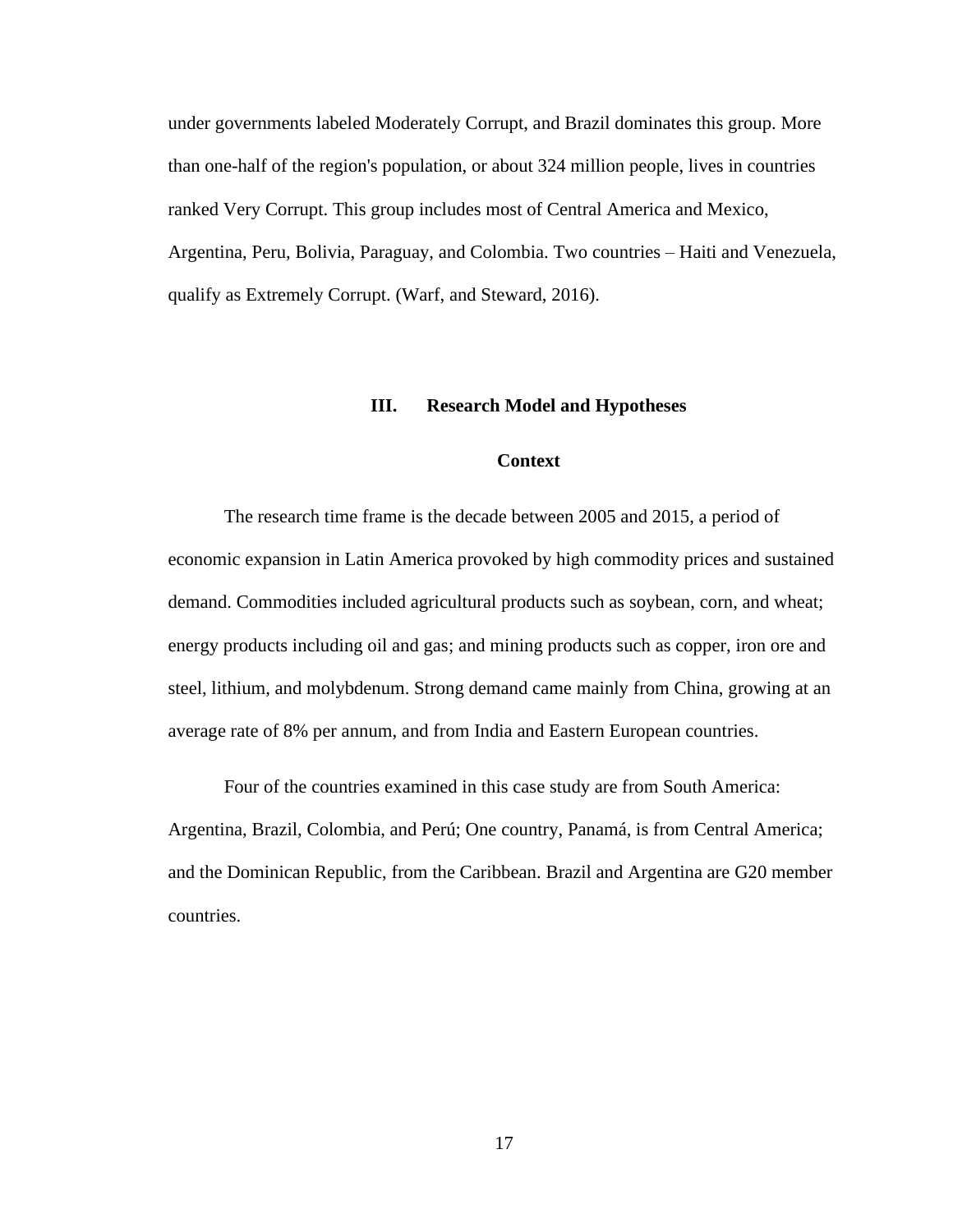under governments labeled Moderately Corrupt, and Brazil dominates this group. More than one-half of the region's population, or about 324 million people, lives in countries ranked Very Corrupt. This group includes most of Central America and Mexico, Argentina, Peru, Bolivia, Paraguay, and Colombia. Two countries – Haiti and Venezuela, qualify as Extremely Corrupt. (Warf, and Steward, 2016).

## III. Research Model and Hypotheses

### Context

The research time frame is the decade between 2005 and 2015, a period of economic expansion in Latin America provoked by high commodity prices and sustained demand. Commodities included agricultural products such as soybean, corn, and wheat; energy products including oil and gas; and mining products such as copper, iron ore and steel, lithium, and molybdenum. Strong demand came mainly from China, growing at an average rate of 8% per annum, and from India and Eastern European countries.

Four of the countries examined in this case study are from South America: Argentina, Brazil, Colombia, and Perú; One country, Panamá, is from Central America; and the Dominican Republic, from the Caribbean. Brazil and Argentina are G20 member countries.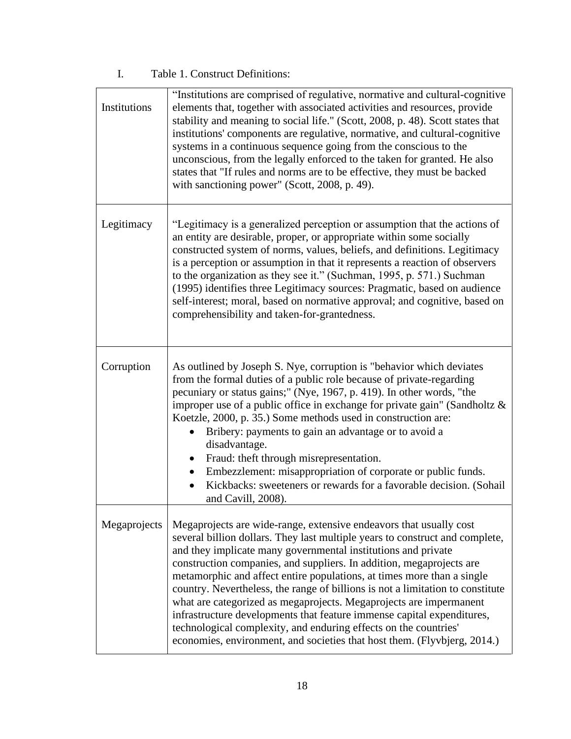I. Table 1. Construct Definitions:

| | |
|---|---|
| Institutions | "Institutions are comprised of regulative, normative and cultural-cognitive elements that, together with associated activities and resources, provide stability and meaning to social life." (Scott, 2008, p. 48). Scott states that institutions' components are regulative, normative, and cultural-cognitive systems in a continuous sequence going from the conscious to the unconscious, from the legally enforced to the taken for granted. He also states that "If rules and norms are to be effective, they must be backed with sanctioning power" (Scott, 2008, p. 49). |
| Legitimacy | "Legitimacy is a generalized perception or assumption that the actions of an entity are desirable, proper, or appropriate within some socially constructed system of norms, values, beliefs, and definitions. Legitimacy is a perception or assumption in that it represents a reaction of observers to the organization as they see it." (Suchman, 1995, p. 571.) Suchman (1995) identifies three Legitimacy sources: Pragmatic, based on audience self-interest; moral, based on normative approval; and cognitive, based on comprehensibility and taken-for-grantedness. |
| Corruption | As outlined by Joseph S. Nye, corruption is "behavior which deviates from the formal duties of a public role because of private-regarding pecuniary or status gains;" (Nye, 1967, p. 419). In other words, "the improper use of a public office in exchange for private gain" (Sandholtz & Koetzle, 2000, p. 35.) Some methods used in construction are: <br>• Bribery: payments to gain an advantage or to avoid a disadvantage. <br>• Fraud: theft through misrepresentation. <br>• Embezzlement: misappropriation of corporate or public funds. <br>• Kickbacks: sweeteners or rewards for a favorable decision. (Sohail and Cavill, 2008). |
| Megaprojects | Megaprojects are wide-range, extensive endeavors that usually cost several billion dollars. They last multiple years to construct and complete, and they implicate many governmental institutions and private construction companies, and suppliers. In addition, megaprojects are metamorphic and affect entire populations, at times more than a single country. Nevertheless, the range of billions is not a limitation to constitute what are categorized as megaprojects. Megaprojects are impermanent infrastructure developments that feature immense capital expenditures, technological complexity, and enduring effects on the countries' economies, environment, and societies that host them. (Flyvbjerg, 2014.) |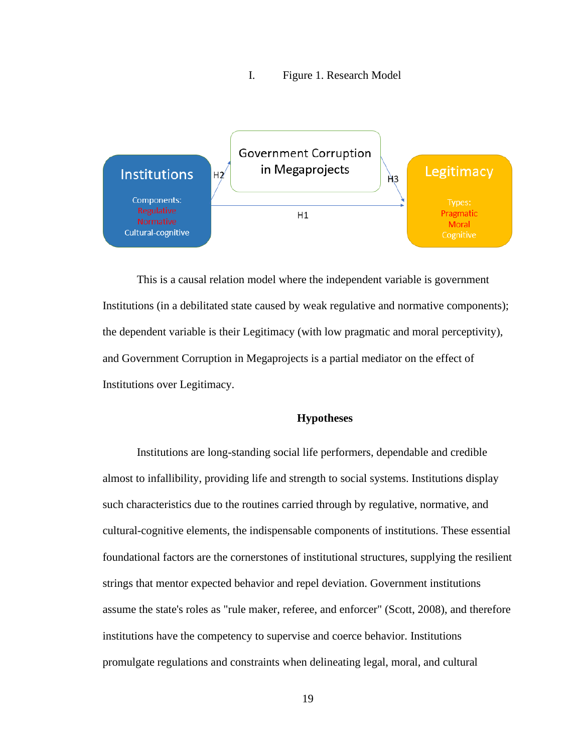I. Figure 1. Research Model

Institutions

Components:
Regulative
Normative
Cultural-cognitive

H2

Government Corruption in Megaprojects

H3

Legitimacy

Types:
Pragmatic
Moral
Cognitive

H1

This is a causal relation model where the independent variable is government Institutions (in a debilitated state caused by weak regulative and normative components); the dependent variable is their Legitimacy (with low pragmatic and moral perceptivity), and Government Corruption in Megaprojects is a partial mediator on the effect of Institutions over Legitimacy.

**Hypotheses**

Institutions are long-standing social life performers, dependable and credible almost to infallibility, providing life and strength to social systems. Institutions display such characteristics due to the routines carried through by regulative, normative, and cultural-cognitive elements, the indispensable components of institutions. These essential foundational factors are the cornerstones of institutional structures, supplying the resilient strings that mentor expected behavior and repel deviation. Government institutions assume the state's roles as "rule maker, referee, and enforcer" (Scott, 2008), and therefore institutions have the competency to supervise and coerce behavior. Institutions promulgate regulations and constraints when delineating legal, moral, and cultural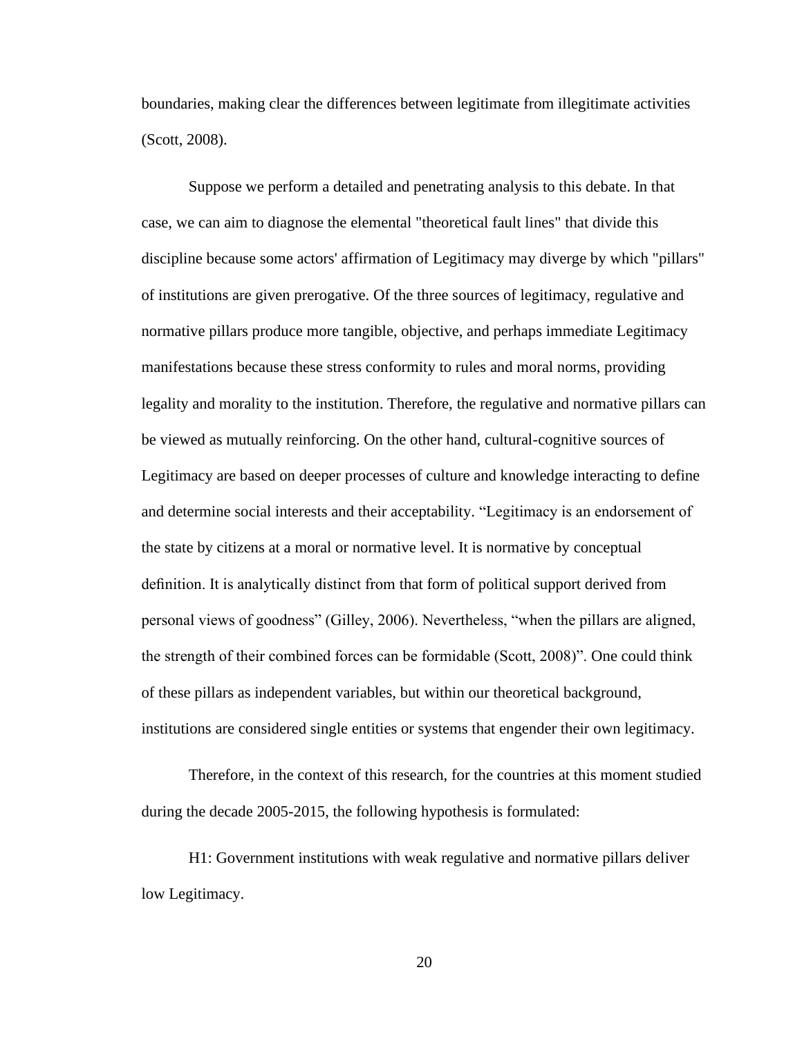boundaries, making clear the differences between legitimate from illegitimate activities (Scott, 2008).

Suppose we perform a detailed and penetrating analysis to this debate. In that case, we can aim to diagnose the elemental "theoretical fault lines" that divide this discipline because some actors' affirmation of Legitimacy may diverge by which "pillars" of institutions are given prerogative. Of the three sources of legitimacy, regulative and normative pillars produce more tangible, objective, and perhaps immediate Legitimacy manifestations because these stress conformity to rules and moral norms, providing legality and morality to the institution. Therefore, the regulative and normative pillars can be viewed as mutually reinforcing. On the other hand, cultural-cognitive sources of Legitimacy are based on deeper processes of culture and knowledge interacting to define and determine social interests and their acceptability. "Legitimacy is an endorsement of the state by citizens at a moral or normative level. It is normative by conceptual definition. It is analytically distinct from that form of political support derived from personal views of goodness" (Gilley, 2006). Nevertheless, "when the pillars are aligned, the strength of their combined forces can be formidable (Scott, 2008)". One could think of these pillars as independent variables, but within our theoretical background, institutions are considered single entities or systems that engender their own legitimacy.

Therefore, in the context of this research, for the countries at this moment studied during the decade 2005-2015, the following hypothesis is formulated:

H1: Government institutions with weak regulative and normative pillars deliver low Legitimacy.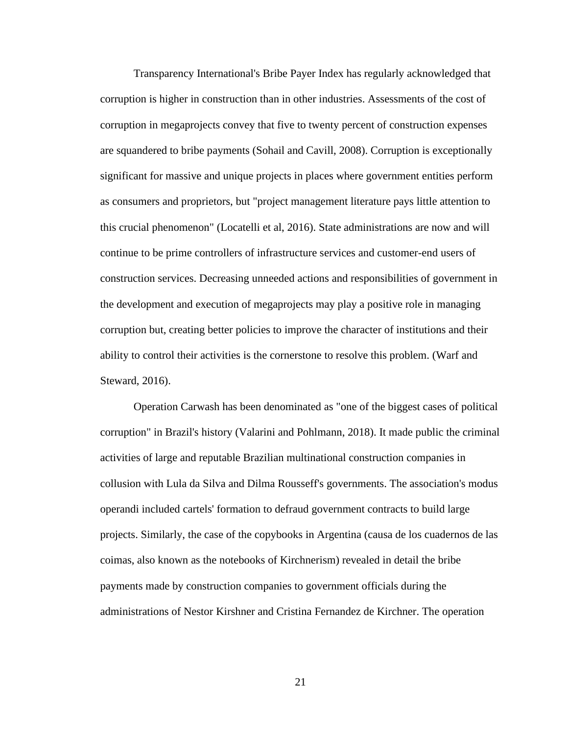Transparency International's Bribe Payer Index has regularly acknowledged that corruption is higher in construction than in other industries. Assessments of the cost of corruption in megaprojects convey that five to twenty percent of construction expenses are squandered to bribe payments (Sohail and Cavill, 2008). Corruption is exceptionally significant for massive and unique projects in places where government entities perform as consumers and proprietors, but "project management literature pays little attention to this crucial phenomenon" (Locatelli et al, 2016). State administrations are now and will continue to be prime controllers of infrastructure services and customer-end users of construction services. Decreasing unneeded actions and responsibilities of government in the development and execution of megaprojects may play a positive role in managing corruption but, creating better policies to improve the character of institutions and their ability to control their activities is the cornerstone to resolve this problem. (Warf and Steward, 2016).

Operation Carwash has been denominated as "one of the biggest cases of political corruption" in Brazil's history (Valarini and Pohlmann, 2018). It made public the criminal activities of large and reputable Brazilian multinational construction companies in collusion with Lula da Silva and Dilma Rousseff's governments. The association's modus operandi included cartels' formation to defraud government contracts to build large projects. Similarly, the case of the copybooks in Argentina (causa de los cuadernos de las coimas, also known as the notebooks of Kirchnerism) revealed in detail the bribe payments made by construction companies to government officials during the administrations of Nestor Kirshner and Cristina Fernandez de Kirchner. The operation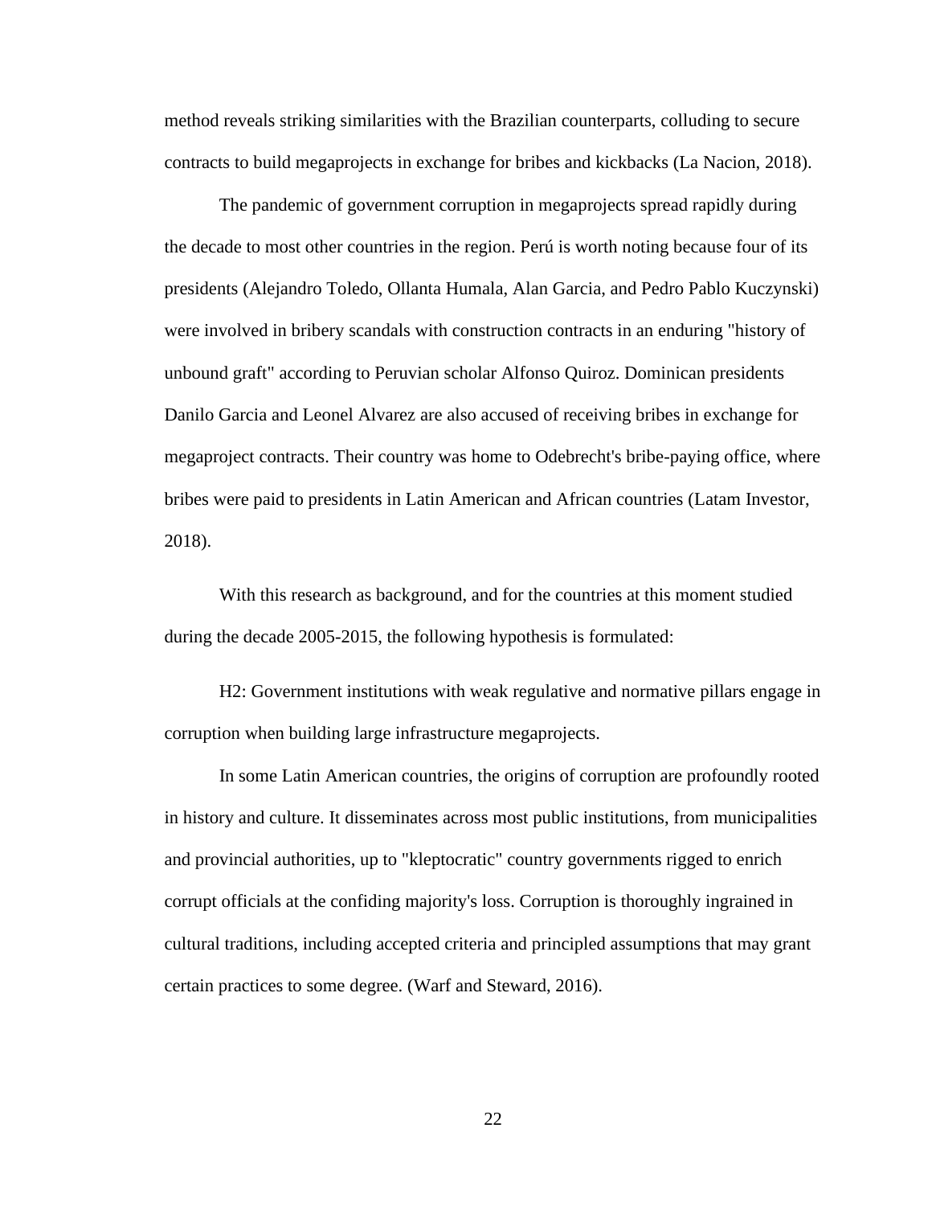method reveals striking similarities with the Brazilian counterparts, colluding to secure contracts to build megaprojects in exchange for bribes and kickbacks (La Nacion, 2018).

The pandemic of government corruption in megaprojects spread rapidly during the decade to most other countries in the region. Perú is worth noting because four of its presidents (Alejandro Toledo, Ollanta Humala, Alan Garcia, and Pedro Pablo Kuczynski) were involved in bribery scandals with construction contracts in an enduring "history of unbound graft" according to Peruvian scholar Alfonso Quiroz. Dominican presidents Danilo Garcia and Leonel Alvarez are also accused of receiving bribes in exchange for megaproject contracts. Their country was home to Odebrecht's bribe-paying office, where bribes were paid to presidents in Latin American and African countries (Latam Investor, 2018).

With this research as background, and for the countries at this moment studied during the decade 2005-2015, the following hypothesis is formulated:

H2: Government institutions with weak regulative and normative pillars engage in corruption when building large infrastructure megaprojects.

In some Latin American countries, the origins of corruption are profoundly rooted in history and culture. It disseminates across most public institutions, from municipalities and provincial authorities, up to "kleptocratic" country governments rigged to enrich corrupt officials at the confiding majority's loss. Corruption is thoroughly ingrained in cultural traditions, including accepted criteria and principled assumptions that may grant certain practices to some degree. (Warf and Steward, 2016).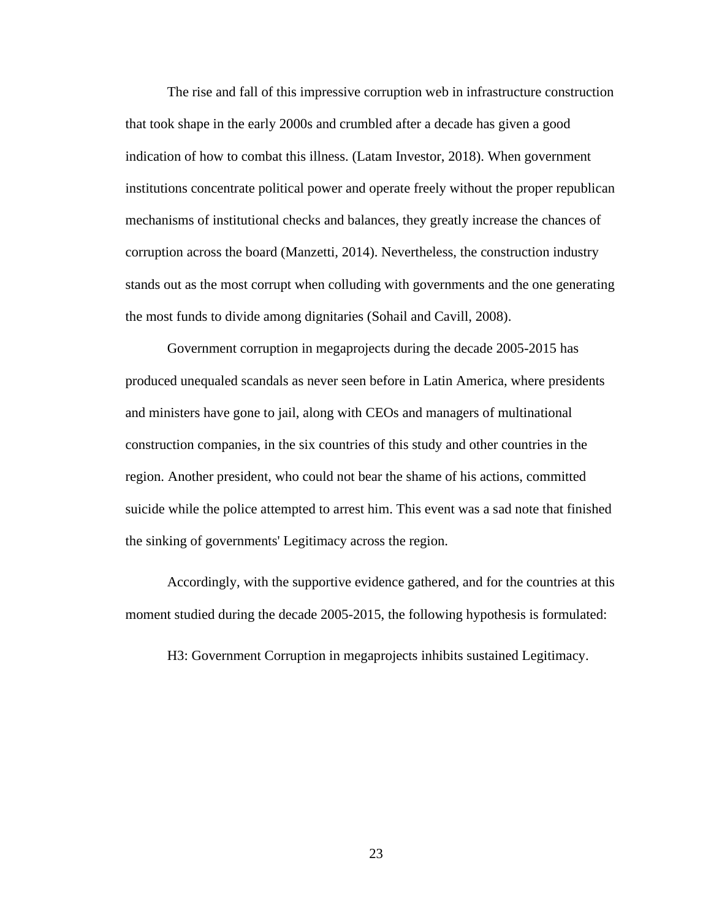The rise and fall of this impressive corruption web in infrastructure construction that took shape in the early 2000s and crumbled after a decade has given a good indication of how to combat this illness. (Latam Investor, 2018). When government institutions concentrate political power and operate freely without the proper republican mechanisms of institutional checks and balances, they greatly increase the chances of corruption across the board (Manzetti, 2014). Nevertheless, the construction industry stands out as the most corrupt when colluding with governments and the one generating the most funds to divide among dignitaries (Sohail and Cavill, 2008).

Government corruption in megaprojects during the decade 2005-2015 has produced unequaled scandals as never seen before in Latin America, where presidents and ministers have gone to jail, along with CEOs and managers of multinational construction companies, in the six countries of this study and other countries in the region. Another president, who could not bear the shame of his actions, committed suicide while the police attempted to arrest him. This event was a sad note that finished the sinking of governments' Legitimacy across the region.

Accordingly, with the supportive evidence gathered, and for the countries at this moment studied during the decade 2005-2015, the following hypothesis is formulated:

H3: Government Corruption in megaprojects inhibits sustained Legitimacy.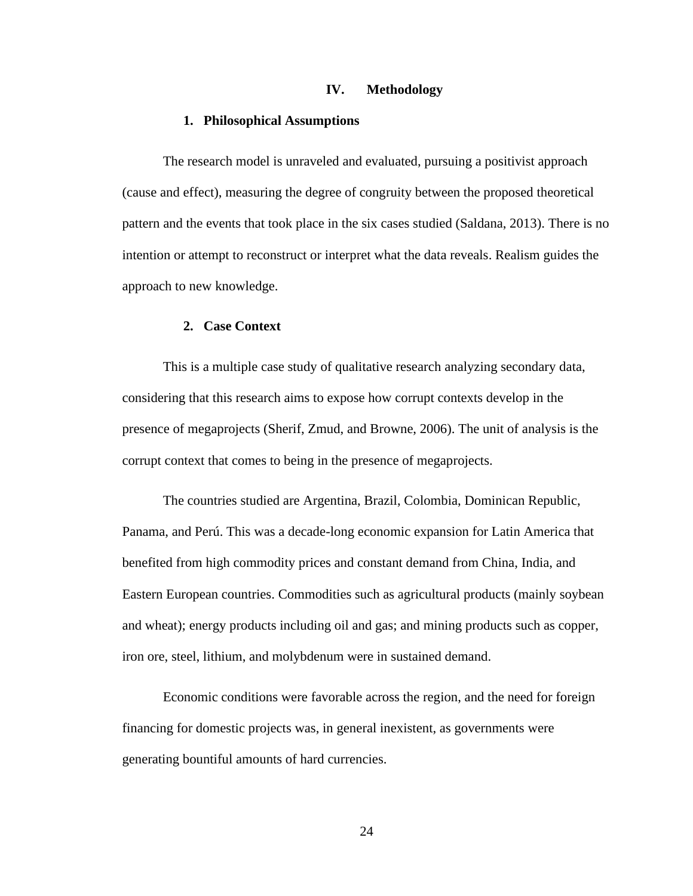# IV. Methodology

## 1. Philosophical Assumptions

The research model is unraveled and evaluated, pursuing a positivist approach (cause and effect), measuring the degree of congruity between the proposed theoretical pattern and the events that took place in the six cases studied (Saldana, 2013). There is no intention or attempt to reconstruct or interpret what the data reveals. Realism guides the approach to new knowledge.

## 2. Case Context

This is a multiple case study of qualitative research analyzing secondary data, considering that this research aims to expose how corrupt contexts develop in the presence of megaprojects (Sherif, Zmud, and Browne, 2006). The unit of analysis is the corrupt context that comes to being in the presence of megaprojects.

The countries studied are Argentina, Brazil, Colombia, Dominican Republic, Panama, and Perú. This was a decade-long economic expansion for Latin America that benefited from high commodity prices and constant demand from China, India, and Eastern European countries. Commodities such as agricultural products (mainly soybean and wheat); energy products including oil and gas; and mining products such as copper, iron ore, steel, lithium, and molybdenum were in sustained demand.

Economic conditions were favorable across the region, and the need for foreign financing for domestic projects was, in general inexistent, as governments were generating bountiful amounts of hard currencies.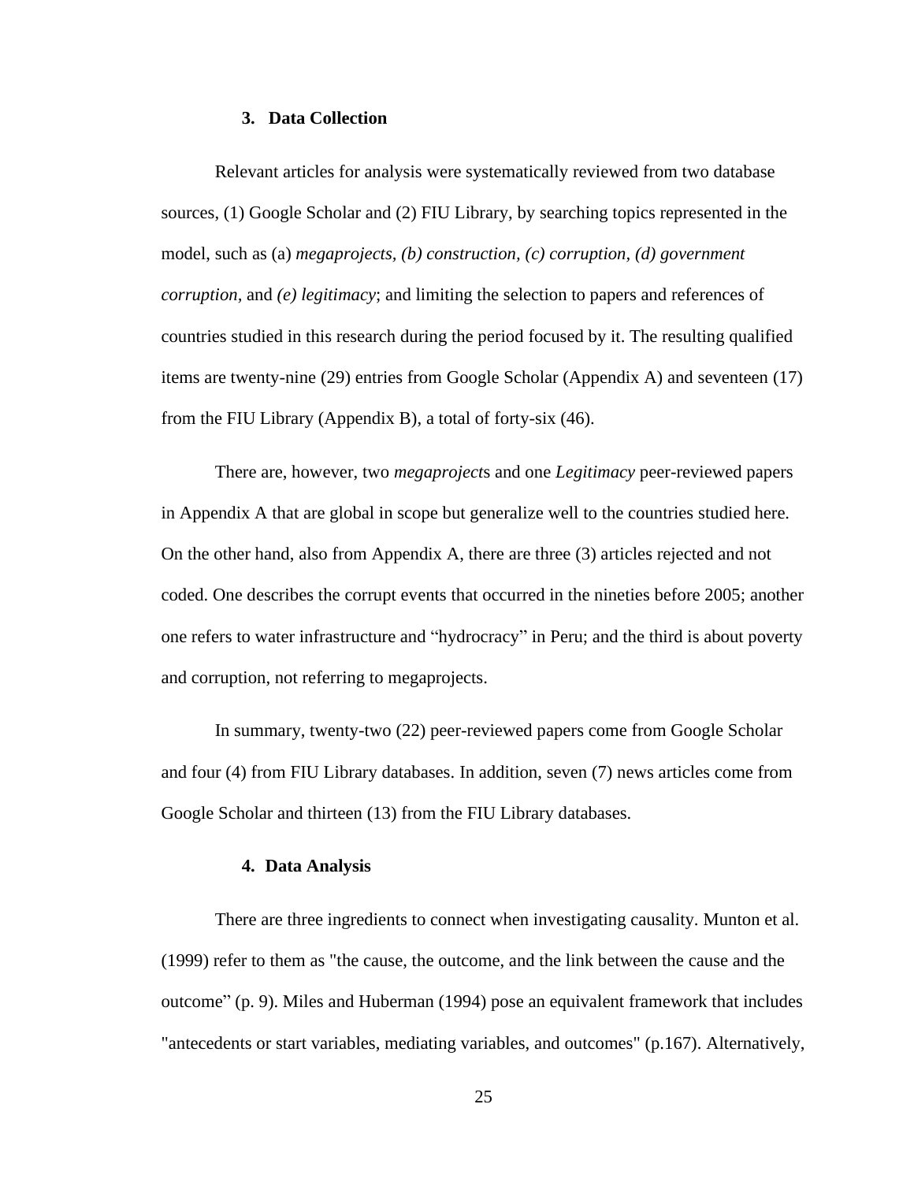### 3. Data Collection

Relevant articles for analysis were systematically reviewed from two database sources, (1) Google Scholar and (2) FIU Library, by searching topics represented in the model, such as (a) *megaprojects*, *(b) construction*, *(c) corruption*, *(d) government corruption*, and *(e) legitimacy*; and limiting the selection to papers and references of countries studied in this research during the period focused by it. The resulting qualified items are twenty-nine (29) entries from Google Scholar (Appendix A) and seventeen (17) from the FIU Library (Appendix B), a total of forty-six (46).

There are, however, two *megaproject*s and one *Legitimacy* peer-reviewed papers in Appendix A that are global in scope but generalize well to the countries studied here. On the other hand, also from Appendix A, there are three (3) articles rejected and not coded. One describes the corrupt events that occurred in the nineties before 2005; another one refers to water infrastructure and "hydrocracy" in Peru; and the third is about poverty and corruption, not referring to megaprojects.

In summary, twenty-two (22) peer-reviewed papers come from Google Scholar and four (4) from FIU Library databases. In addition, seven (7) news articles come from Google Scholar and thirteen (13) from the FIU Library databases.

### 4. Data Analysis

There are three ingredients to connect when investigating causality. Munton et al. (1999) refer to them as "the cause, the outcome, and the link between the cause and the outcome" (p. 9). Miles and Huberman (1994) pose an equivalent framework that includes "antecedents or start variables, mediating variables, and outcomes" (p.167). Alternatively,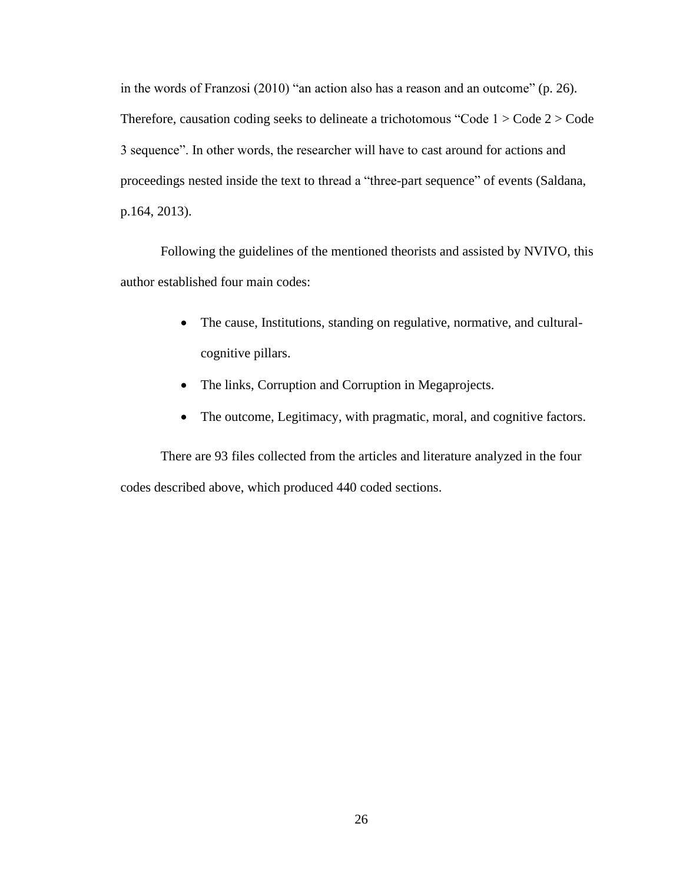in the words of Franzosi (2010) "an action also has a reason and an outcome" (p. 26). Therefore, causation coding seeks to delineate a trichotomous "Code 1 > Code 2 > Code 3 sequence". In other words, the researcher will have to cast around for actions and proceedings nested inside the text to thread a "three-part sequence" of events (Saldana, p.164, 2013).

Following the guidelines of the mentioned theorists and assisted by NVIVO, this author established four main codes:

- The cause, Institutions, standing on regulative, normative, and cultural-cognitive pillars.
- The links, Corruption and Corruption in Megaprojects.
- The outcome, Legitimacy, with pragmatic, moral, and cognitive factors.

There are 93 files collected from the articles and literature analyzed in the four codes described above, which produced 440 coded sections.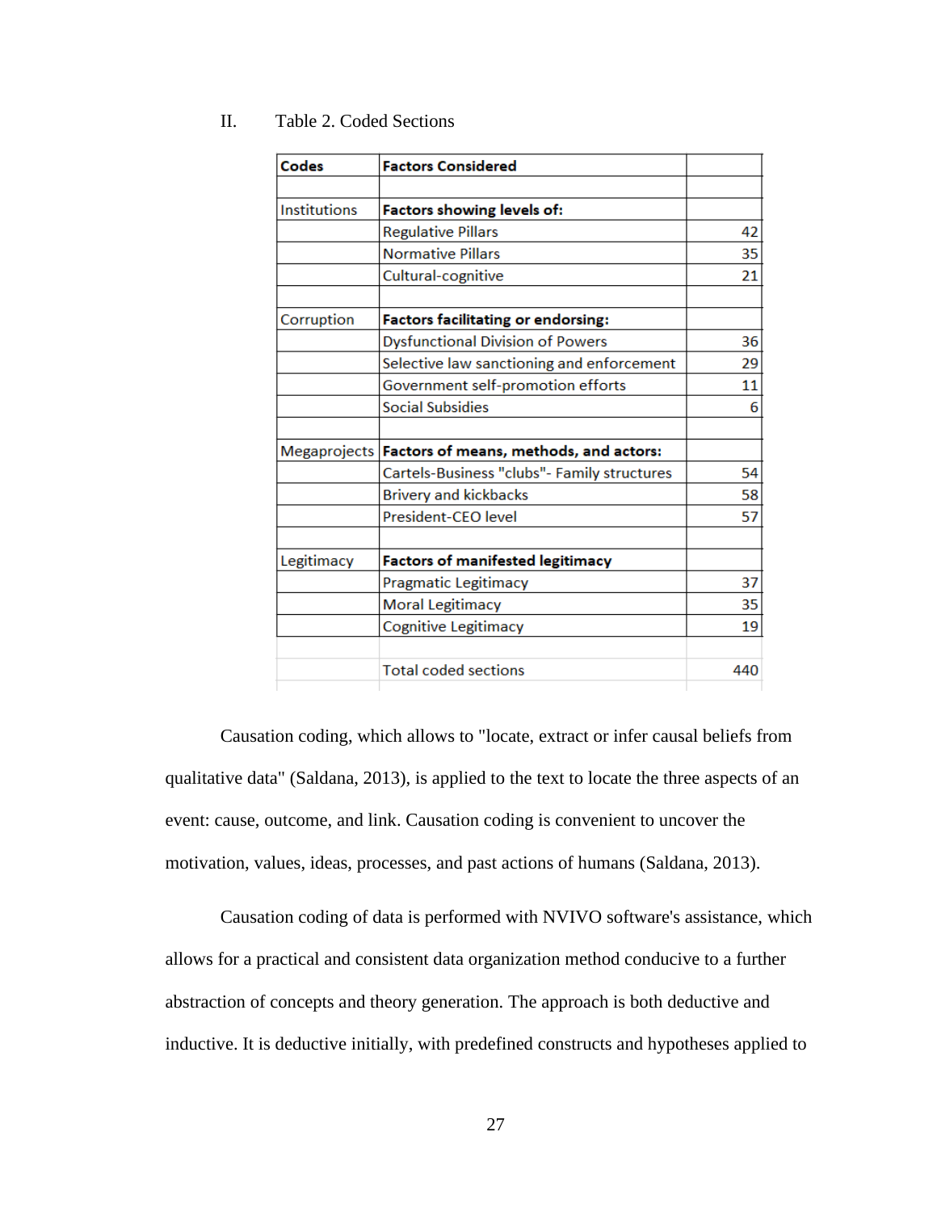II. Table 2. Coded Sections

| Codes | Factors Considered | |
|---|---|---|
| | | |
| Institutions | **Factors showing levels of:** | |
| | Regulative Pillars | 42 |
| | Normative Pillars | 35 |
| | Cultural-cognitive | 21 |
| | | |
| Corruption | **Factors facilitating or endorsing:** | |
| | Dysfunctional Division of Powers | 36 |
| | Selective law sanctioning and enforcement | 29 |
| | Government self-promotion efforts | 11 |
| | Social Subsidies | 6 |
| | | |
| Megaprojects | **Factors of means, methods, and actors:** | |
| | Cartels-Business "clubs"- Family structures | 54 |
| | Brivery and kickbacks | 58 |
| | President-CEO level | 57 |
| | | |
| Legitimacy | **Factors of manifested legitimacy** | |
| | Pragmatic Legitimacy | 37 |
| | Moral Legitimacy | 35 |
| | Cognitive Legitimacy | 19 |
| | | |
| | Total coded sections | 440 |

Causation coding, which allows to "locate, extract or infer causal beliefs from qualitative data" (Saldana, 2013), is applied to the text to locate the three aspects of an event: cause, outcome, and link. Causation coding is convenient to uncover the motivation, values, ideas, processes, and past actions of humans (Saldana, 2013).

Causation coding of data is performed with NVIVO software's assistance, which allows for a practical and consistent data organization method conducive to a further abstraction of concepts and theory generation. The approach is both deductive and inductive. It is deductive initially, with predefined constructs and hypotheses applied to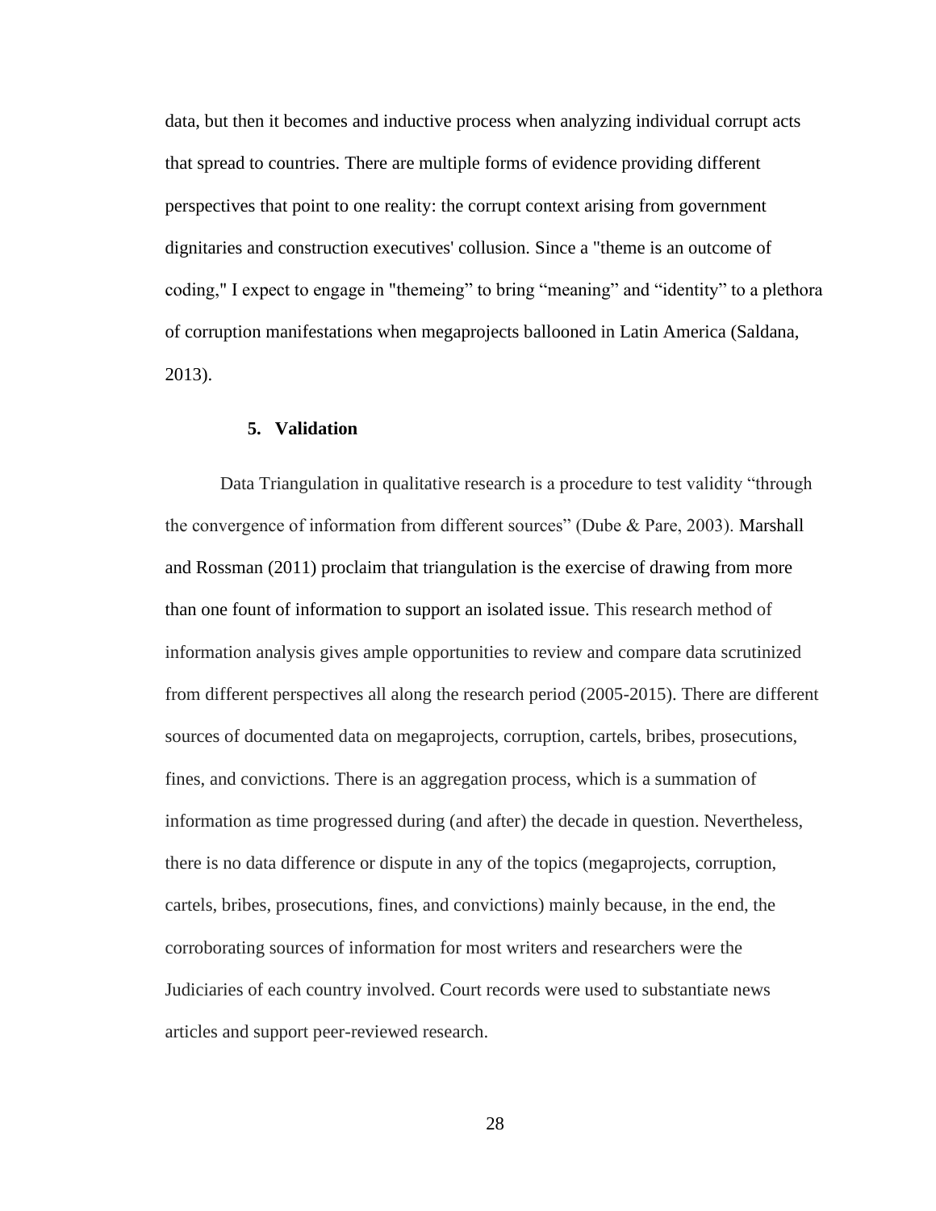data, but then it becomes and inductive process when analyzing individual corrupt acts that spread to countries. There are multiple forms of evidence providing different perspectives that point to one reality: the corrupt context arising from government dignitaries and construction executives' collusion. Since a "theme is an outcome of coding," I expect to engage in "themeing" to bring "meaning" and "identity" to a plethora of corruption manifestations when megaprojects ballooned in Latin America (Saldana, 2013).

### 5. Validation

Data Triangulation in qualitative research is a procedure to test validity "through the convergence of information from different sources" (Dube & Pare, 2003). Marshall and Rossman (2011) proclaim that triangulation is the exercise of drawing from more than one fount of information to support an isolated issue. This research method of information analysis gives ample opportunities to review and compare data scrutinized from different perspectives all along the research period (2005-2015). There are different sources of documented data on megaprojects, corruption, cartels, bribes, prosecutions, fines, and convictions. There is an aggregation process, which is a summation of information as time progressed during (and after) the decade in question. Nevertheless, there is no data difference or dispute in any of the topics (megaprojects, corruption, cartels, bribes, prosecutions, fines, and convictions) mainly because, in the end, the corroborating sources of information for most writers and researchers were the Judiciaries of each country involved. Court records were used to substantiate news articles and support peer-reviewed research.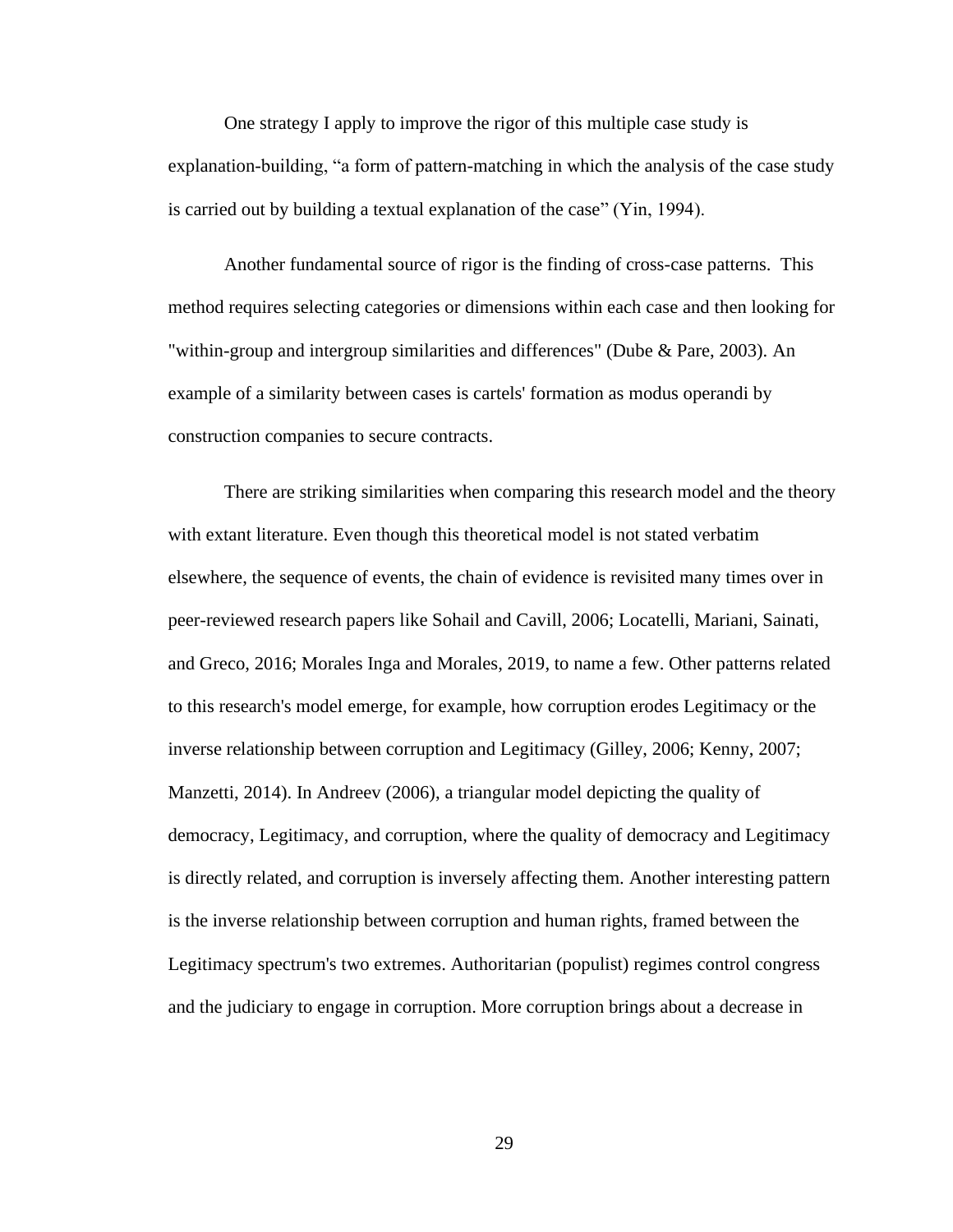One strategy I apply to improve the rigor of this multiple case study is explanation-building, "a form of pattern-matching in which the analysis of the case study is carried out by building a textual explanation of the case" (Yin, 1994).

Another fundamental source of rigor is the finding of cross-case patterns. This method requires selecting categories or dimensions within each case and then looking for "within-group and intergroup similarities and differences" (Dube & Pare, 2003). An example of a similarity between cases is cartels' formation as modus operandi by construction companies to secure contracts.

There are striking similarities when comparing this research model and the theory with extant literature. Even though this theoretical model is not stated verbatim elsewhere, the sequence of events, the chain of evidence is revisited many times over in peer-reviewed research papers like Sohail and Cavill, 2006; Locatelli, Mariani, Sainati, and Greco, 2016; Morales Inga and Morales, 2019, to name a few. Other patterns related to this research's model emerge, for example, how corruption erodes Legitimacy or the inverse relationship between corruption and Legitimacy (Gilley, 2006; Kenny, 2007; Manzetti, 2014). In Andreev (2006), a triangular model depicting the quality of democracy, Legitimacy, and corruption, where the quality of democracy and Legitimacy is directly related, and corruption is inversely affecting them. Another interesting pattern is the inverse relationship between corruption and human rights, framed between the Legitimacy spectrum's two extremes. Authoritarian (populist) regimes control congress and the judiciary to engage in corruption. More corruption brings about a decrease in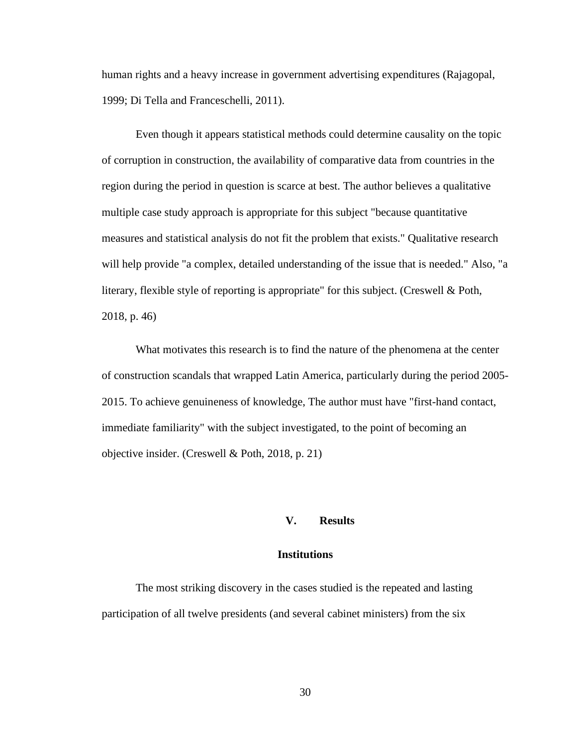human rights and a heavy increase in government advertising expenditures (Rajagopal, 1999; Di Tella and Franceschelli, 2011).

Even though it appears statistical methods could determine causality on the topic of corruption in construction, the availability of comparative data from countries in the region during the period in question is scarce at best. The author believes a qualitative multiple case study approach is appropriate for this subject "because quantitative measures and statistical analysis do not fit the problem that exists." Qualitative research will help provide "a complex, detailed understanding of the issue that is needed." Also, "a literary, flexible style of reporting is appropriate" for this subject. (Creswell & Poth, 2018, p. 46)

What motivates this research is to find the nature of the phenomena at the center of construction scandals that wrapped Latin America, particularly during the period 2005-2015. To achieve genuineness of knowledge, The author must have "first-hand contact, immediate familiarity" with the subject investigated, to the point of becoming an objective insider. (Creswell & Poth, 2018, p. 21)

## V. Results

### Institutions

The most striking discovery in the cases studied is the repeated and lasting participation of all twelve presidents (and several cabinet ministers) from the six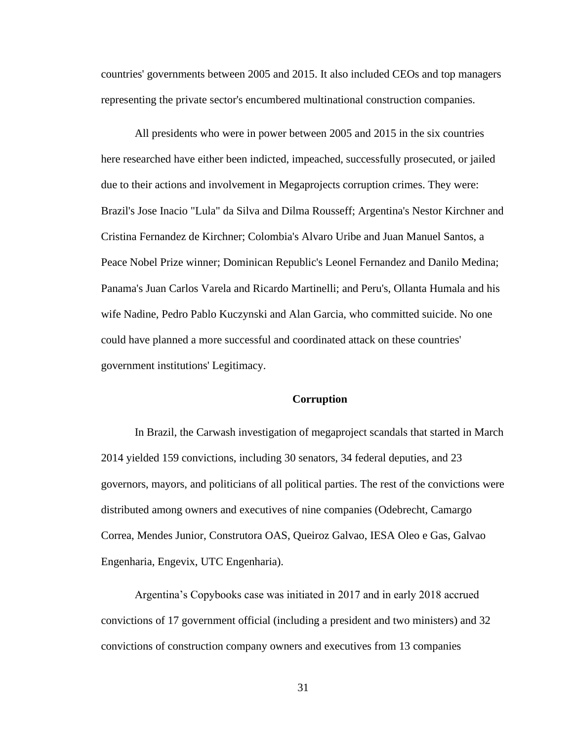countries' governments between 2005 and 2015. It also included CEOs and top managers representing the private sector's encumbered multinational construction companies.

All presidents who were in power between 2005 and 2015 in the six countries here researched have either been indicted, impeached, successfully prosecuted, or jailed due to their actions and involvement in Megaprojects corruption crimes. They were: Brazil's Jose Inacio "Lula" da Silva and Dilma Rousseff; Argentina's Nestor Kirchner and Cristina Fernandez de Kirchner; Colombia's Alvaro Uribe and Juan Manuel Santos, a Peace Nobel Prize winner; Dominican Republic's Leonel Fernandez and Danilo Medina; Panama's Juan Carlos Varela and Ricardo Martinelli; and Peru's, Ollanta Humala and his wife Nadine, Pedro Pablo Kuczynski and Alan Garcia, who committed suicide. No one could have planned a more successful and coordinated attack on these countries' government institutions' Legitimacy.

## Corruption

In Brazil, the Carwash investigation of megaproject scandals that started in March 2014 yielded 159 convictions, including 30 senators, 34 federal deputies, and 23 governors, mayors, and politicians of all political parties. The rest of the convictions were distributed among owners and executives of nine companies (Odebrecht, Camargo Correa, Mendes Junior, Construtora OAS, Queiroz Galvao, IESA Oleo e Gas, Galvao Engenharia, Engevix, UTC Engenharia).

Argentina’s Copybooks case was initiated in 2017 and in early 2018 accrued convictions of 17 government official (including a president and two ministers) and 32 convictions of construction company owners and executives from 13 companies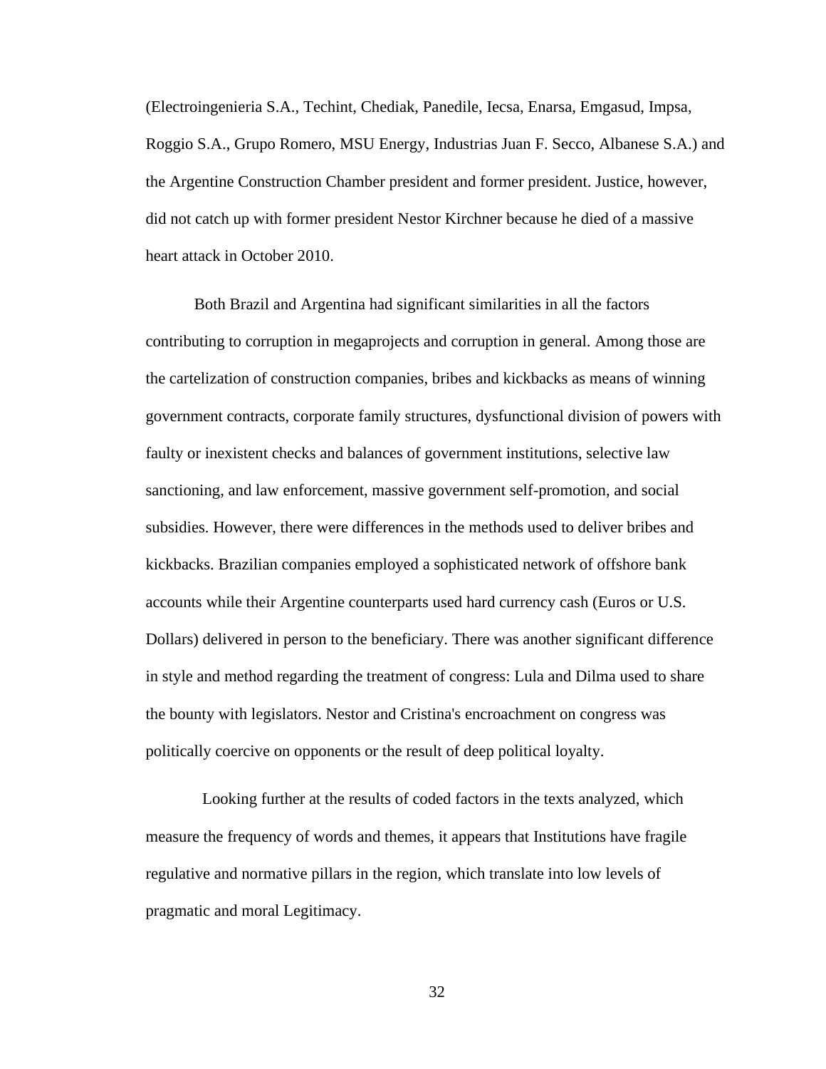(Electroingenieria S.A., Techint, Chediak, Panedile, Iecsa, Enarsa, Emgasud, Impsa, Roggio S.A., Grupo Romero, MSU Energy, Industrias Juan F. Secco, Albanese S.A.) and the Argentine Construction Chamber president and former president. Justice, however, did not catch up with former president Nestor Kirchner because he died of a massive heart attack in October 2010.

Both Brazil and Argentina had significant similarities in all the factors contributing to corruption in megaprojects and corruption in general. Among those are the cartelization of construction companies, bribes and kickbacks as means of winning government contracts, corporate family structures, dysfunctional division of powers with faulty or inexistent checks and balances of government institutions, selective law sanctioning, and law enforcement, massive government self-promotion, and social subsidies. However, there were differences in the methods used to deliver bribes and kickbacks. Brazilian companies employed a sophisticated network of offshore bank accounts while their Argentine counterparts used hard currency cash (Euros or U.S. Dollars) delivered in person to the beneficiary. There was another significant difference in style and method regarding the treatment of congress: Lula and Dilma used to share the bounty with legislators. Nestor and Cristina's encroachment on congress was politically coercive on opponents or the result of deep political loyalty.

Looking further at the results of coded factors in the texts analyzed, which measure the frequency of words and themes, it appears that Institutions have fragile regulative and normative pillars in the region, which translate into low levels of pragmatic and moral Legitimacy.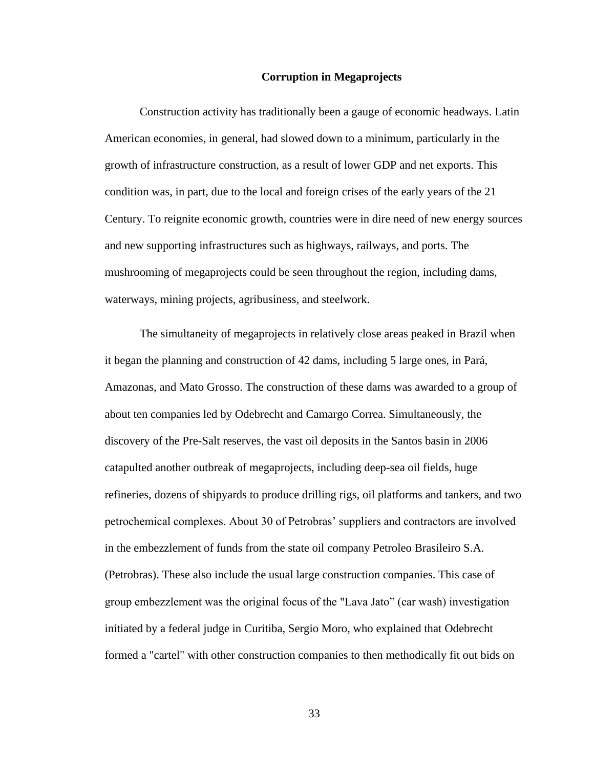## Corruption in Megaprojects

Construction activity has traditionally been a gauge of economic headways. Latin American economies, in general, had slowed down to a minimum, particularly in the growth of infrastructure construction, as a result of lower GDP and net exports. This condition was, in part, due to the local and foreign crises of the early years of the 21 Century. To reignite economic growth, countries were in dire need of new energy sources and new supporting infrastructures such as highways, railways, and ports. The mushrooming of megaprojects could be seen throughout the region, including dams, waterways, mining projects, agribusiness, and steelwork.

The simultaneity of megaprojects in relatively close areas peaked in Brazil when it began the planning and construction of 42 dams, including 5 large ones, in Pará, Amazonas, and Mato Grosso. The construction of these dams was awarded to a group of about ten companies led by Odebrecht and Camargo Correa. Simultaneously, the discovery of the Pre-Salt reserves, the vast oil deposits in the Santos basin in 2006 catapulted another outbreak of megaprojects, including deep-sea oil fields, huge refineries, dozens of shipyards to produce drilling rigs, oil platforms and tankers, and two petrochemical complexes. About 30 of Petrobras' suppliers and contractors are involved in the embezzlement of funds from the state oil company Petroleo Brasileiro S.A. (Petrobras). These also include the usual large construction companies. This case of group embezzlement was the original focus of the "Lava Jato" (car wash) investigation initiated by a federal judge in Curitiba, Sergio Moro, who explained that Odebrecht formed a "cartel" with other construction companies to then methodically fit out bids on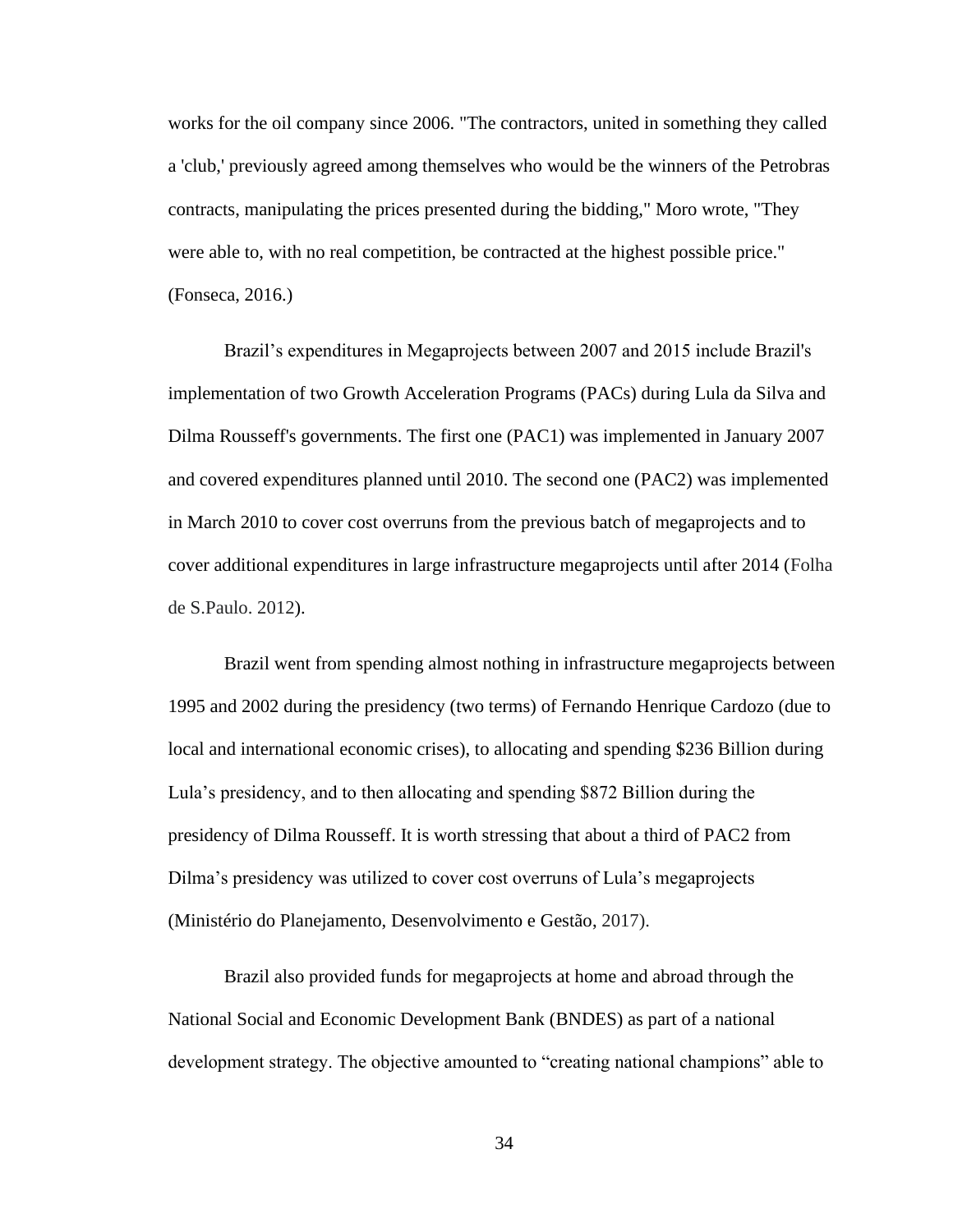works for the oil company since 2006. "The contractors, united in something they called a 'club,' previously agreed among themselves who would be the winners of the Petrobras contracts, manipulating the prices presented during the bidding," Moro wrote, "They were able to, with no real competition, be contracted at the highest possible price." (Fonseca, 2016.)

Brazil's expenditures in Megaprojects between 2007 and 2015 include Brazil's implementation of two Growth Acceleration Programs (PACs) during Lula da Silva and Dilma Rousseff's governments. The first one (PAC1) was implemented in January 2007 and covered expenditures planned until 2010. The second one (PAC2) was implemented in March 2010 to cover cost overruns from the previous batch of megaprojects and to cover additional expenditures in large infrastructure megaprojects until after 2014 (Folha de S.Paulo. 2012).

Brazil went from spending almost nothing in infrastructure megaprojects between 1995 and 2002 during the presidency (two terms) of Fernando Henrique Cardozo (due to local and international economic crises), to allocating and spending $236 Billion during Lula's presidency, and to then allocating and spending $872 Billion during the presidency of Dilma Rousseff. It is worth stressing that about a third of PAC2 from Dilma's presidency was utilized to cover cost overruns of Lula's megaprojects (Ministério do Planejamento, Desenvolvimento e Gestão, 2017).

Brazil also provided funds for megaprojects at home and abroad through the National Social and Economic Development Bank (BNDES) as part of a national development strategy. The objective amounted to "creating national champions" able to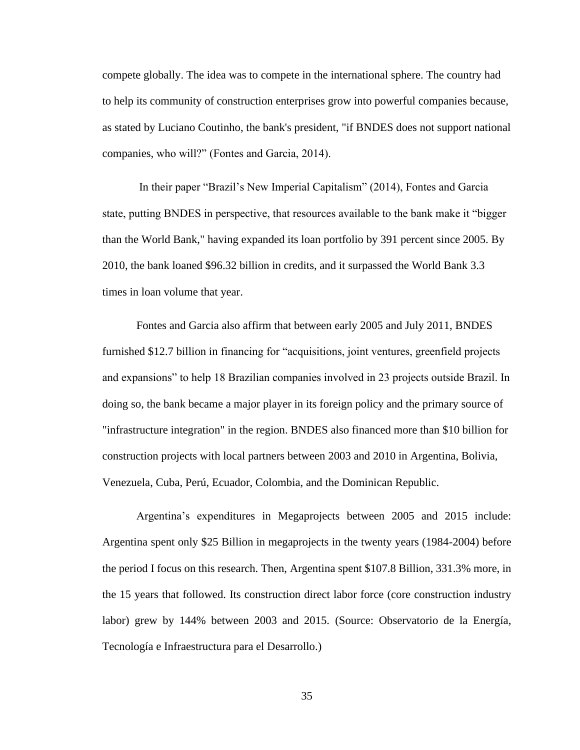compete globally. The idea was to compete in the international sphere. The country had to help its community of construction enterprises grow into powerful companies because, as stated by Luciano Coutinho, the bank's president, "if BNDES does not support national companies, who will?" (Fontes and Garcia, 2014).

In their paper "Brazil's New Imperial Capitalism" (2014), Fontes and Garcia state, putting BNDES in perspective, that resources available to the bank make it "bigger than the World Bank," having expanded its loan portfolio by 391 percent since 2005. By 2010, the bank loaned $96.32 billion in credits, and it surpassed the World Bank 3.3 times in loan volume that year.

Fontes and Garcia also affirm that between early 2005 and July 2011, BNDES furnished $12.7 billion in financing for "acquisitions, joint ventures, greenfield projects and expansions" to help 18 Brazilian companies involved in 23 projects outside Brazil. In doing so, the bank became a major player in its foreign policy and the primary source of "infrastructure integration" in the region. BNDES also financed more than $10 billion for construction projects with local partners between 2003 and 2010 in Argentina, Bolivia, Venezuela, Cuba, Perú, Ecuador, Colombia, and the Dominican Republic.

Argentina's expenditures in Megaprojects between 2005 and 2015 include: Argentina spent only $25 Billion in megaprojects in the twenty years (1984-2004) before the period I focus on this research. Then, Argentina spent $107.8 Billion, 331.3% more, in the 15 years that followed. Its construction direct labor force (core construction industry labor) grew by 144% between 2003 and 2015. (Source: Observatorio de la Energía, Tecnología e Infraestructura para el Desarrollo.)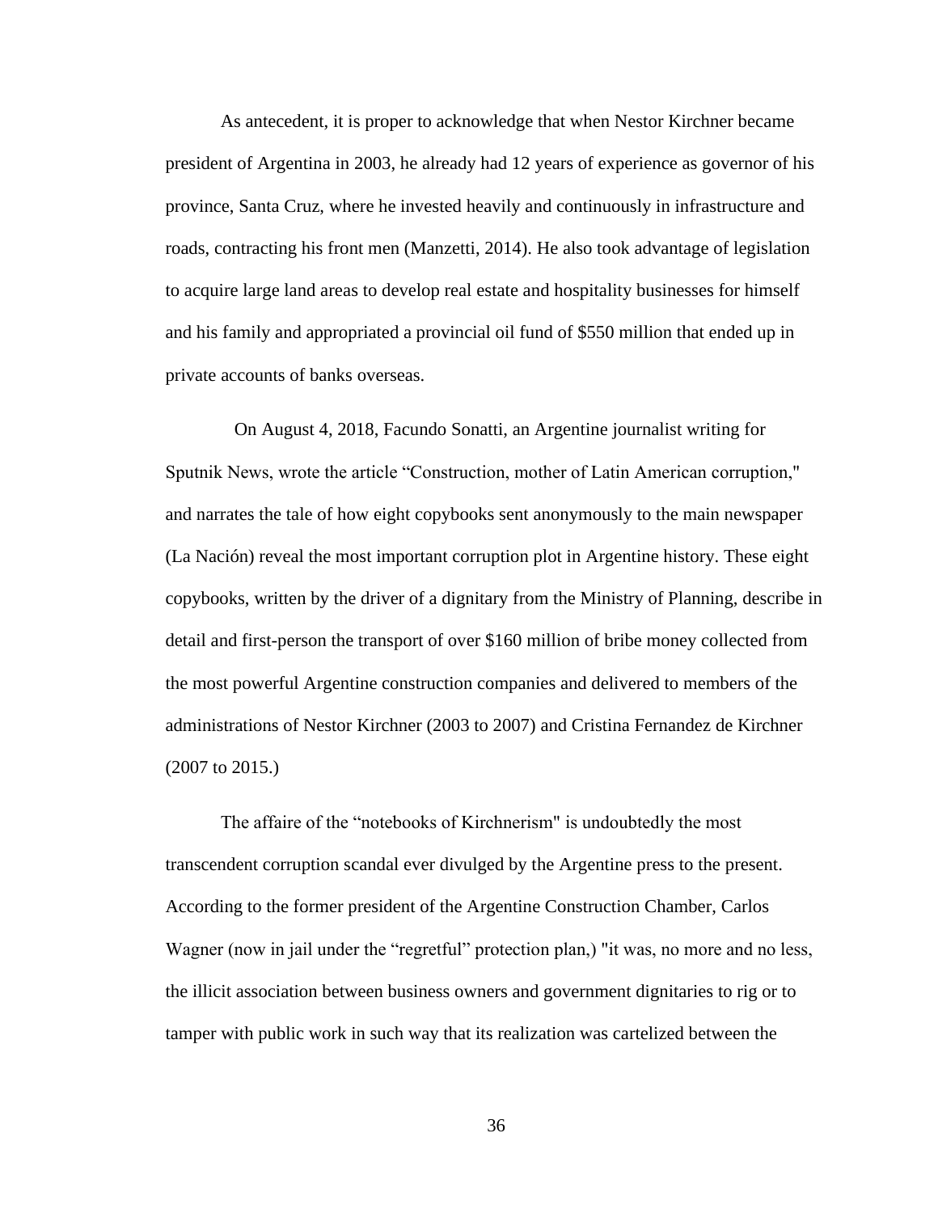As antecedent, it is proper to acknowledge that when Nestor Kirchner became president of Argentina in 2003, he already had 12 years of experience as governor of his province, Santa Cruz, where he invested heavily and continuously in infrastructure and roads, contracting his front men (Manzetti, 2014). He also took advantage of legislation to acquire large land areas to develop real estate and hospitality businesses for himself and his family and appropriated a provincial oil fund of $550 million that ended up in private accounts of banks overseas.

On August 4, 2018, Facundo Sonatti, an Argentine journalist writing for Sputnik News, wrote the article "Construction, mother of Latin American corruption," and narrates the tale of how eight copybooks sent anonymously to the main newspaper (La Nación) reveal the most important corruption plot in Argentine history. These eight copybooks, written by the driver of a dignitary from the Ministry of Planning, describe in detail and first-person the transport of over $160 million of bribe money collected from the most powerful Argentine construction companies and delivered to members of the administrations of Nestor Kirchner (2003 to 2007) and Cristina Fernandez de Kirchner (2007 to 2015.)

The affaire of the "notebooks of Kirchnerism" is undoubtedly the most transcendent corruption scandal ever divulged by the Argentine press to the present. According to the former president of the Argentine Construction Chamber, Carlos Wagner (now in jail under the "regretful" protection plan,) "it was, no more and no less, the illicit association between business owners and government dignitaries to rig or to tamper with public work in such way that its realization was cartelized between the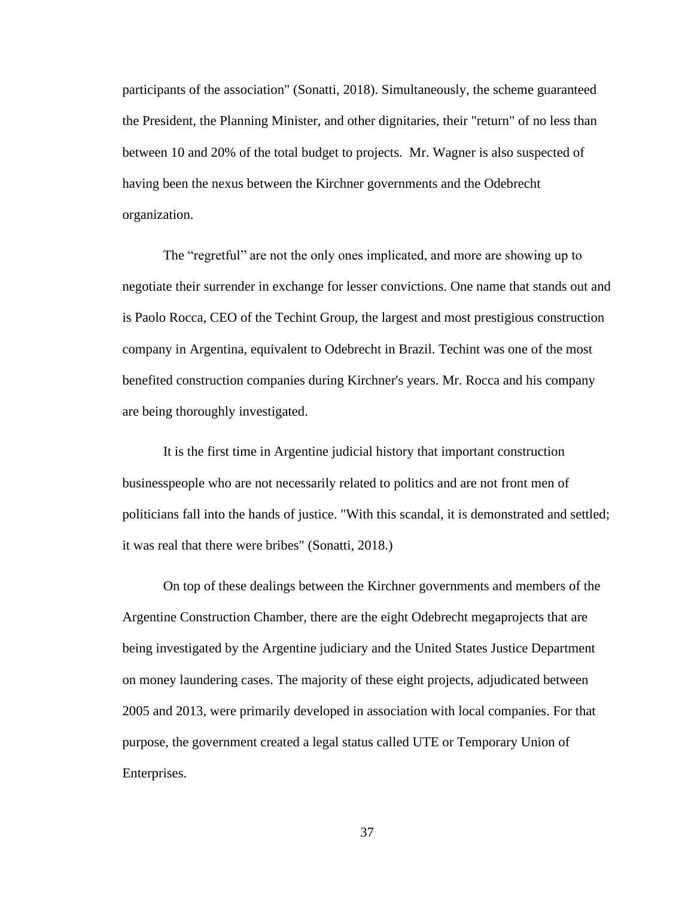participants of the association" (Sonatti, 2018). Simultaneously, the scheme guaranteed the President, the Planning Minister, and other dignitaries, their "return" of no less than between 10 and 20% of the total budget to projects.  Mr. Wagner is also suspected of having been the nexus between the Kirchner governments and the Odebrecht organization.

The “regretful” are not the only ones implicated, and more are showing up to negotiate their surrender in exchange for lesser convictions. One name that stands out and is Paolo Rocca, CEO of the Techint Group, the largest and most prestigious construction company in Argentina, equivalent to Odebrecht in Brazil. Techint was one of the most benefited construction companies during Kirchner's years. Mr. Rocca and his company are being thoroughly investigated.

It is the first time in Argentine judicial history that important construction businesspeople who are not necessarily related to politics and are not front men of politicians fall into the hands of justice. "With this scandal, it is demonstrated and settled; it was real that there were bribes" (Sonatti, 2018.)

On top of these dealings between the Kirchner governments and members of the Argentine Construction Chamber, there are the eight Odebrecht megaprojects that are being investigated by the Argentine judiciary and the United States Justice Department on money laundering cases. The majority of these eight projects, adjudicated between 2005 and 2013, were primarily developed in association with local companies. For that purpose, the government created a legal status called UTE or Temporary Union of Enterprises.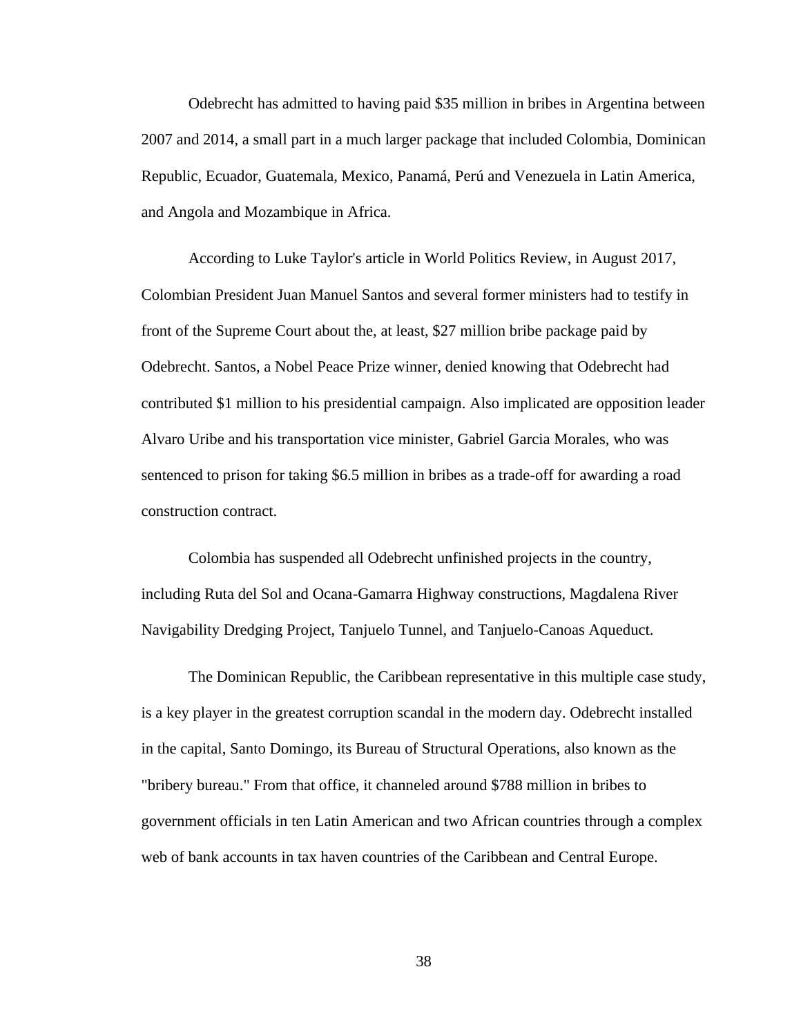Odebrecht has admitted to having paid $35 million in bribes in Argentina between 2007 and 2014, a small part in a much larger package that included Colombia, Dominican Republic, Ecuador, Guatemala, Mexico, Panamá, Perú and Venezuela in Latin America, and Angola and Mozambique in Africa.

According to Luke Taylor's article in World Politics Review, in August 2017, Colombian President Juan Manuel Santos and several former ministers had to testify in front of the Supreme Court about the, at least, $27 million bribe package paid by Odebrecht. Santos, a Nobel Peace Prize winner, denied knowing that Odebrecht had contributed $1 million to his presidential campaign. Also implicated are opposition leader Alvaro Uribe and his transportation vice minister, Gabriel Garcia Morales, who was sentenced to prison for taking $6.5 million in bribes as a trade-off for awarding a road construction contract.

Colombia has suspended all Odebrecht unfinished projects in the country, including Ruta del Sol and Ocana-Gamarra Highway constructions, Magdalena River Navigability Dredging Project, Tanjuelo Tunnel, and Tanjuelo-Canoas Aqueduct.

The Dominican Republic, the Caribbean representative in this multiple case study, is a key player in the greatest corruption scandal in the modern day. Odebrecht installed in the capital, Santo Domingo, its Bureau of Structural Operations, also known as the "bribery bureau." From that office, it channeled around $788 million in bribes to government officials in ten Latin American and two African countries through a complex web of bank accounts in tax haven countries of the Caribbean and Central Europe.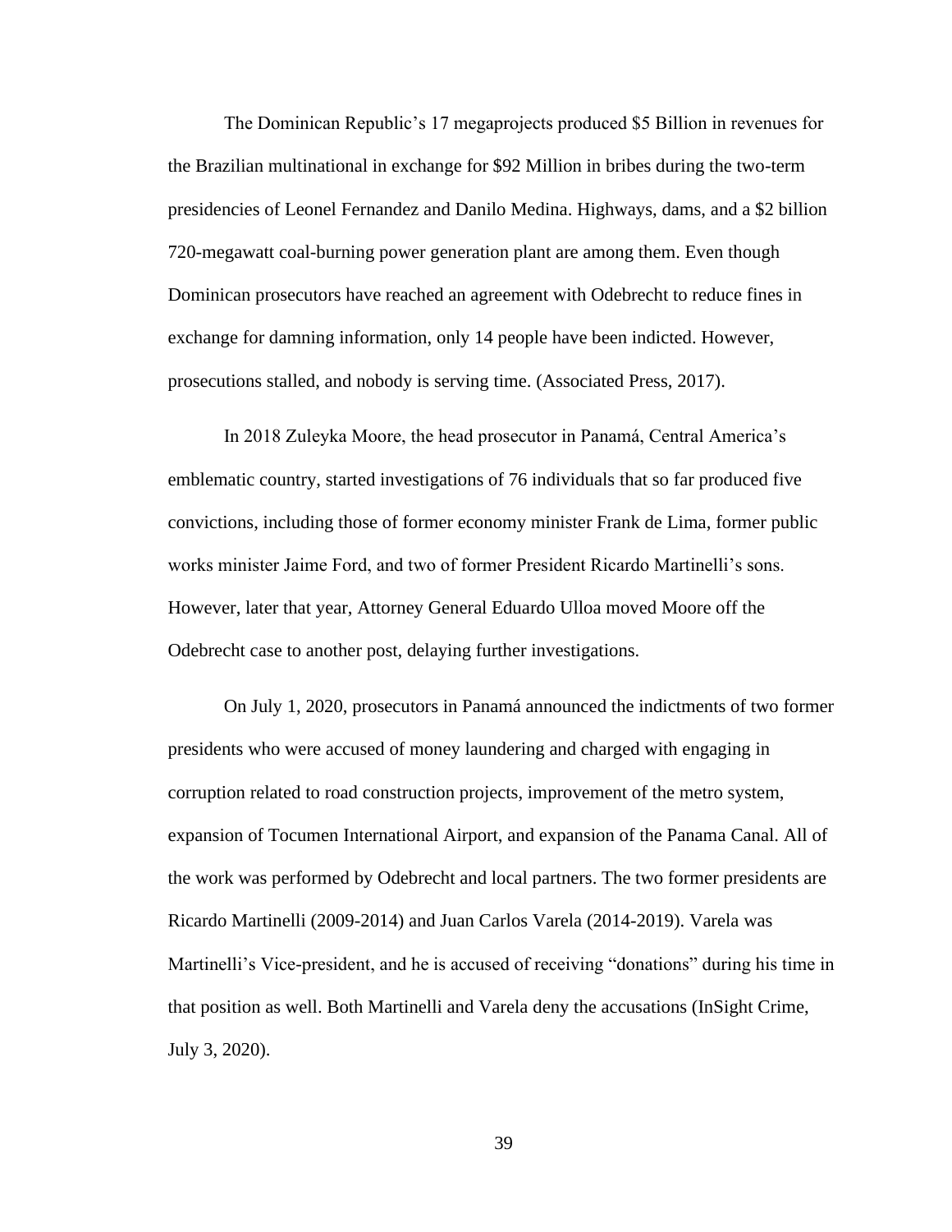The Dominican Republic's 17 megaprojects produced $5 Billion in revenues for the Brazilian multinational in exchange for $92 Million in bribes during the two-term presidencies of Leonel Fernandez and Danilo Medina. Highways, dams, and a $2 billion 720-megawatt coal-burning power generation plant are among them. Even though Dominican prosecutors have reached an agreement with Odebrecht to reduce fines in exchange for damning information, only 14 people have been indicted. However, prosecutions stalled, and nobody is serving time. (Associated Press, 2017).

In 2018 Zuleyka Moore, the head prosecutor in Panamá, Central America's emblematic country, started investigations of 76 individuals that so far produced five convictions, including those of former economy minister Frank de Lima, former public works minister Jaime Ford, and two of former President Ricardo Martinelli's sons. However, later that year, Attorney General Eduardo Ulloa moved Moore off the Odebrecht case to another post, delaying further investigations.

On July 1, 2020, prosecutors in Panamá announced the indictments of two former presidents who were accused of money laundering and charged with engaging in corruption related to road construction projects, improvement of the metro system, expansion of Tocumen International Airport, and expansion of the Panama Canal. All of the work was performed by Odebrecht and local partners. The two former presidents are Ricardo Martinelli (2009-2014) and Juan Carlos Varela (2014-2019). Varela was Martinelli's Vice-president, and he is accused of receiving "donations" during his time in that position as well. Both Martinelli and Varela deny the accusations (InSight Crime, July 3, 2020).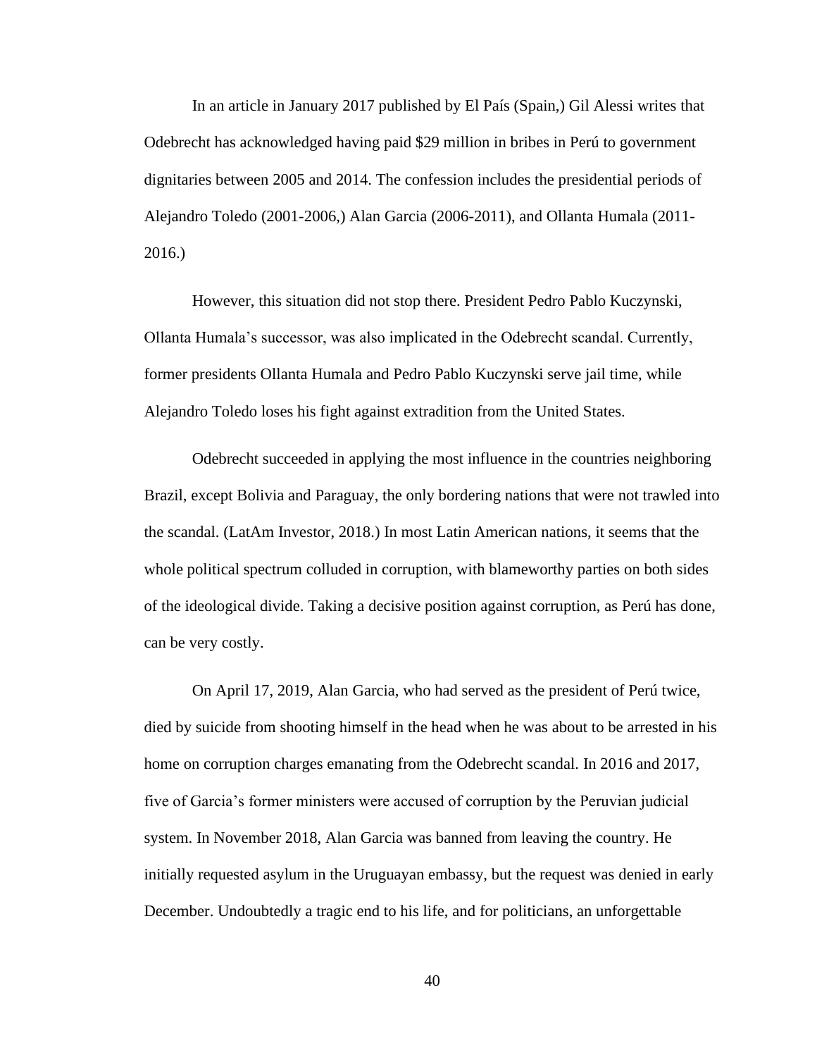In an article in January 2017 published by El País (Spain,) Gil Alessi writes that Odebrecht has acknowledged having paid $29 million in bribes in Perú to government dignitaries between 2005 and 2014. The confession includes the presidential periods of Alejandro Toledo (2001-2006,) Alan Garcia (2006-2011), and Ollanta Humala (2011-2016.)

However, this situation did not stop there. President Pedro Pablo Kuczynski, Ollanta Humala's successor, was also implicated in the Odebrecht scandal. Currently, former presidents Ollanta Humala and Pedro Pablo Kuczynski serve jail time, while Alejandro Toledo loses his fight against extradition from the United States.

Odebrecht succeeded in applying the most influence in the countries neighboring Brazil, except Bolivia and Paraguay, the only bordering nations that were not trawled into the scandal. (LatAm Investor, 2018.) In most Latin American nations, it seems that the whole political spectrum colluded in corruption, with blameworthy parties on both sides of the ideological divide. Taking a decisive position against corruption, as Perú has done, can be very costly.

On April 17, 2019, Alan Garcia, who had served as the president of Perú twice, died by suicide from shooting himself in the head when he was about to be arrested in his home on corruption charges emanating from the Odebrecht scandal. In 2016 and 2017, five of Garcia's former ministers were accused of corruption by the Peruvian judicial system. In November 2018, Alan Garcia was banned from leaving the country. He initially requested asylum in the Uruguayan embassy, but the request was denied in early December. Undoubtedly a tragic end to his life, and for politicians, an unforgettable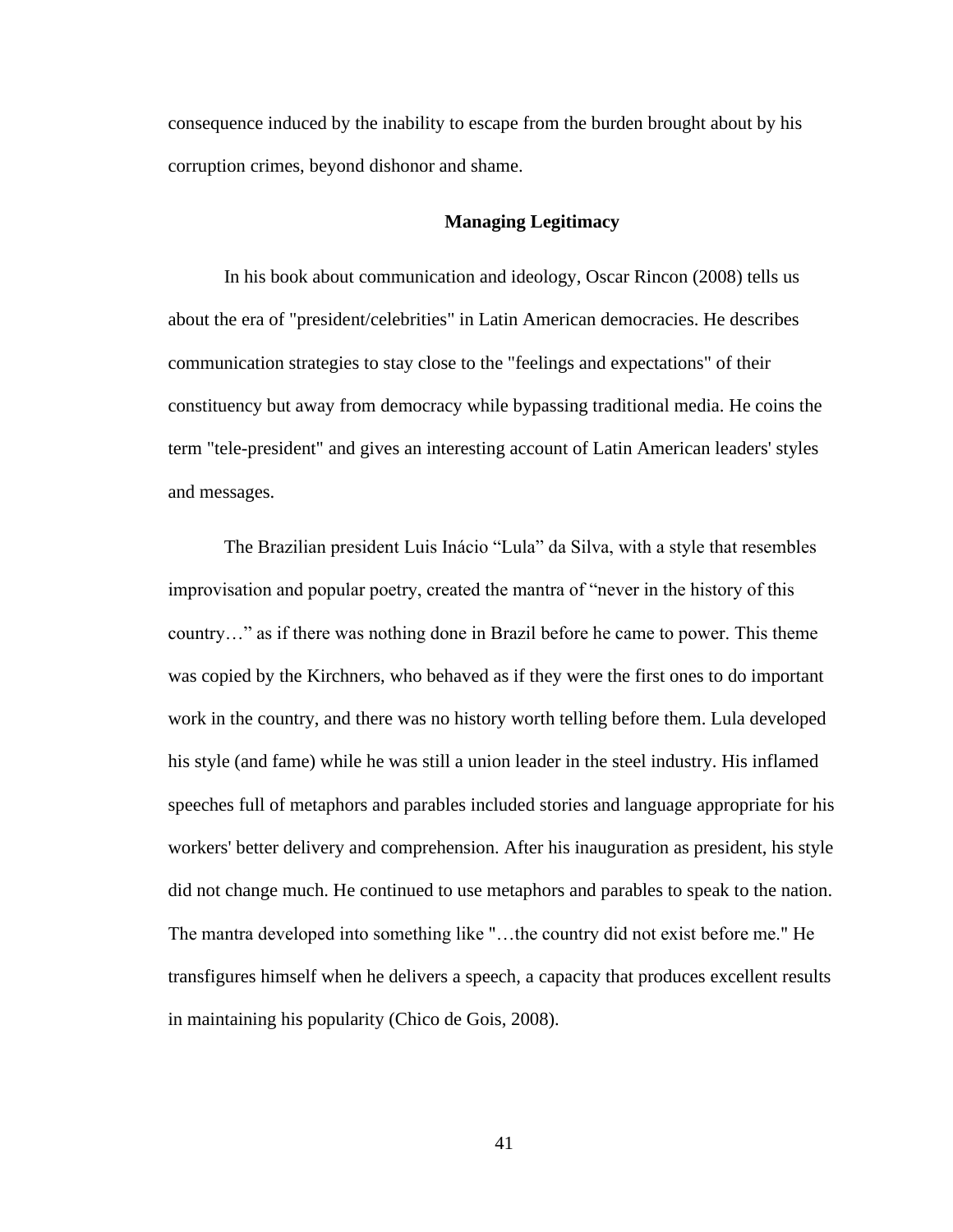consequence induced by the inability to escape from the burden brought about by his corruption crimes, beyond dishonor and shame.

## Managing Legitimacy

In his book about communication and ideology, Oscar Rincon (2008) tells us about the era of "president/celebrities" in Latin American democracies. He describes communication strategies to stay close to the "feelings and expectations" of their constituency but away from democracy while bypassing traditional media. He coins the term "tele-president" and gives an interesting account of Latin American leaders' styles and messages.

The Brazilian president Luis Inácio "Lula" da Silva, with a style that resembles improvisation and popular poetry, created the mantra of "never in the history of this country…" as if there was nothing done in Brazil before he came to power. This theme was copied by the Kirchners, who behaved as if they were the first ones to do important work in the country, and there was no history worth telling before them. Lula developed his style (and fame) while he was still a union leader in the steel industry. His inflamed speeches full of metaphors and parables included stories and language appropriate for his workers' better delivery and comprehension. After his inauguration as president, his style did not change much. He continued to use metaphors and parables to speak to the nation. The mantra developed into something like "…the country did not exist before me." He transfigures himself when he delivers a speech, a capacity that produces excellent results in maintaining his popularity (Chico de Gois, 2008).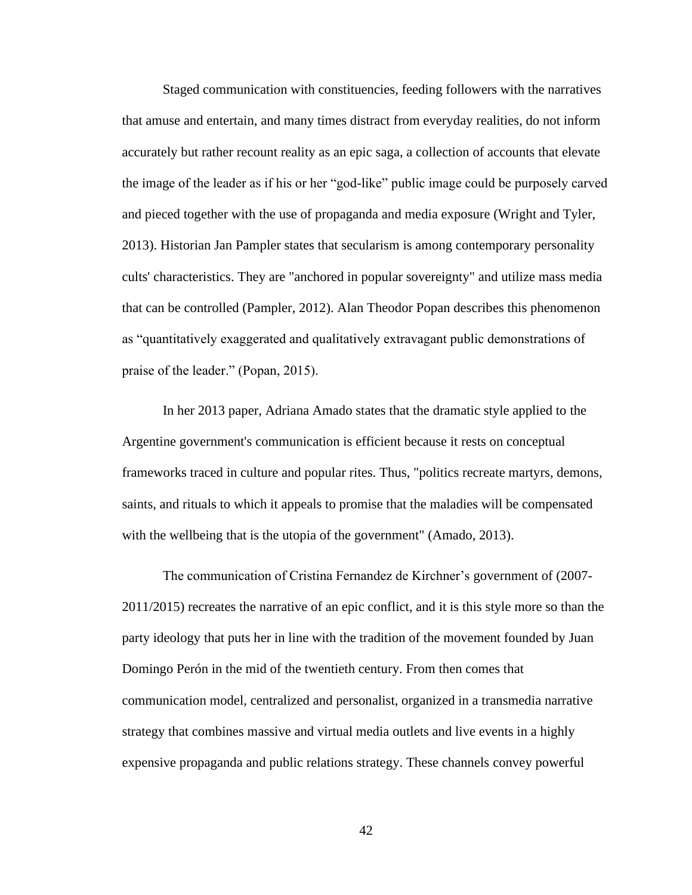Staged communication with constituencies, feeding followers with the narratives that amuse and entertain, and many times distract from everyday realities, do not inform accurately but rather recount reality as an epic saga, a collection of accounts that elevate the image of the leader as if his or her "god-like" public image could be purposely carved and pieced together with the use of propaganda and media exposure (Wright and Tyler, 2013). Historian Jan Pampler states that secularism is among contemporary personality cults' characteristics. They are "anchored in popular sovereignty" and utilize mass media that can be controlled (Pampler, 2012). Alan Theodor Popan describes this phenomenon as "quantitatively exaggerated and qualitatively extravagant public demonstrations of praise of the leader." (Popan, 2015).

In her 2013 paper, Adriana Amado states that the dramatic style applied to the Argentine government's communication is efficient because it rests on conceptual frameworks traced in culture and popular rites. Thus, "politics recreate martyrs, demons, saints, and rituals to which it appeals to promise that the maladies will be compensated with the wellbeing that is the utopia of the government" (Amado, 2013).

The communication of Cristina Fernandez de Kirchner's government of (2007-2011/2015) recreates the narrative of an epic conflict, and it is this style more so than the party ideology that puts her in line with the tradition of the movement founded by Juan Domingo Perón in the mid of the twentieth century. From then comes that communication model, centralized and personalist, organized in a transmedia narrative strategy that combines massive and virtual media outlets and live events in a highly expensive propaganda and public relations strategy. These channels convey powerful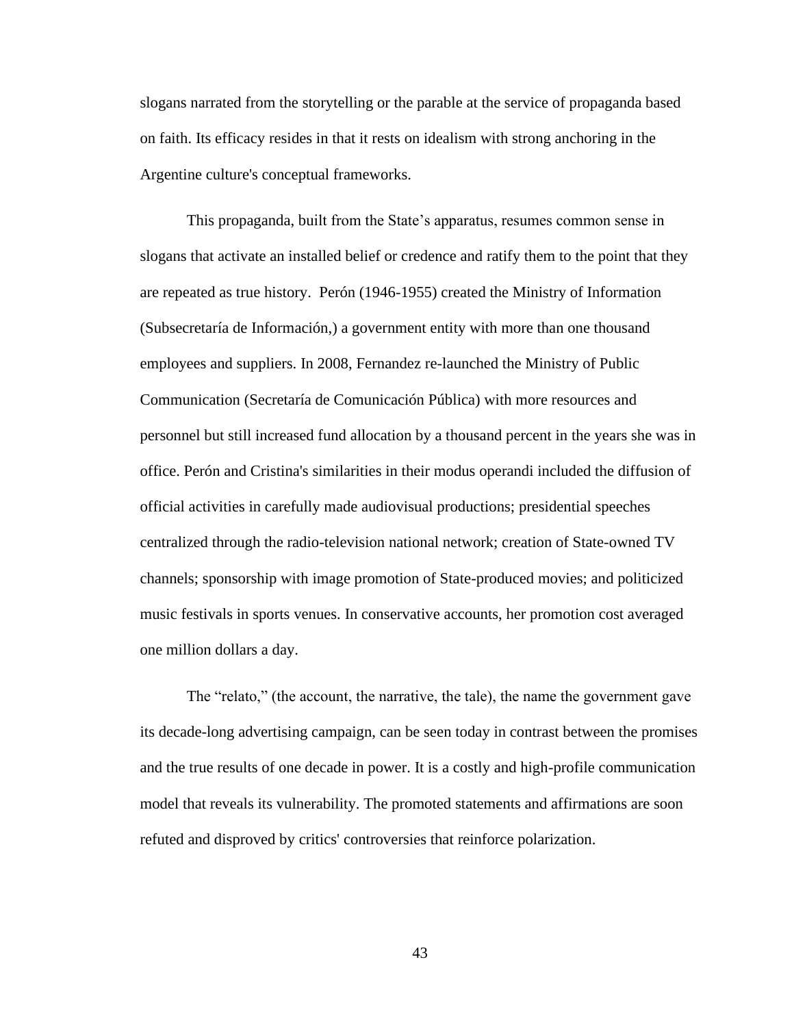slogans narrated from the storytelling or the parable at the service of propaganda based on faith. Its efficacy resides in that it rests on idealism with strong anchoring in the Argentine culture's conceptual frameworks.

This propaganda, built from the State's apparatus, resumes common sense in slogans that activate an installed belief or credence and ratify them to the point that they are repeated as true history. Perón (1946-1955) created the Ministry of Information (Subsecretaría de Información,) a government entity with more than one thousand employees and suppliers. In 2008, Fernandez re-launched the Ministry of Public Communication (Secretaría de Comunicación Pública) with more resources and personnel but still increased fund allocation by a thousand percent in the years she was in office. Perón and Cristina's similarities in their modus operandi included the diffusion of official activities in carefully made audiovisual productions; presidential speeches centralized through the radio-television national network; creation of State-owned TV channels; sponsorship with image promotion of State-produced movies; and politicized music festivals in sports venues. In conservative accounts, her promotion cost averaged one million dollars a day.

The "relato," (the account, the narrative, the tale), the name the government gave its decade-long advertising campaign, can be seen today in contrast between the promises and the true results of one decade in power. It is a costly and high-profile communication model that reveals its vulnerability. The promoted statements and affirmations are soon refuted and disproved by critics' controversies that reinforce polarization.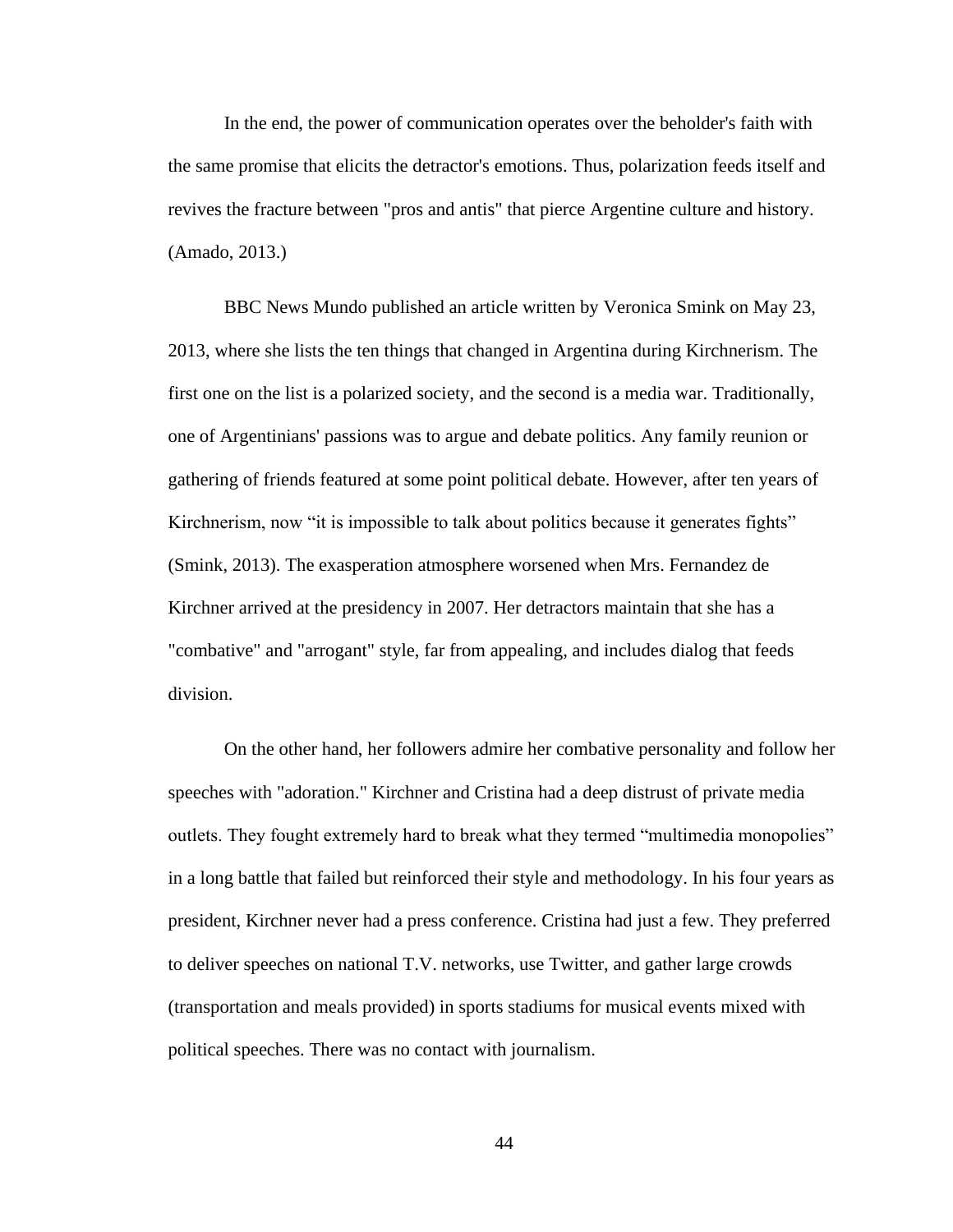In the end, the power of communication operates over the beholder's faith with the same promise that elicits the detractor's emotions. Thus, polarization feeds itself and revives the fracture between "pros and antis" that pierce Argentine culture and history. (Amado, 2013.)

BBC News Mundo published an article written by Veronica Smink on May 23, 2013, where she lists the ten things that changed in Argentina during Kirchnerism. The first one on the list is a polarized society, and the second is a media war. Traditionally, one of Argentinians' passions was to argue and debate politics. Any family reunion or gathering of friends featured at some point political debate. However, after ten years of Kirchnerism, now "it is impossible to talk about politics because it generates fights" (Smink, 2013). The exasperation atmosphere worsened when Mrs. Fernandez de Kirchner arrived at the presidency in 2007. Her detractors maintain that she has a "combative" and "arrogant" style, far from appealing, and includes dialog that feeds division.

On the other hand, her followers admire her combative personality and follow her speeches with "adoration." Kirchner and Cristina had a deep distrust of private media outlets. They fought extremely hard to break what they termed "multimedia monopolies" in a long battle that failed but reinforced their style and methodology. In his four years as president, Kirchner never had a press conference. Cristina had just a few. They preferred to deliver speeches on national T.V. networks, use Twitter, and gather large crowds (transportation and meals provided) in sports stadiums for musical events mixed with political speeches. There was no contact with journalism.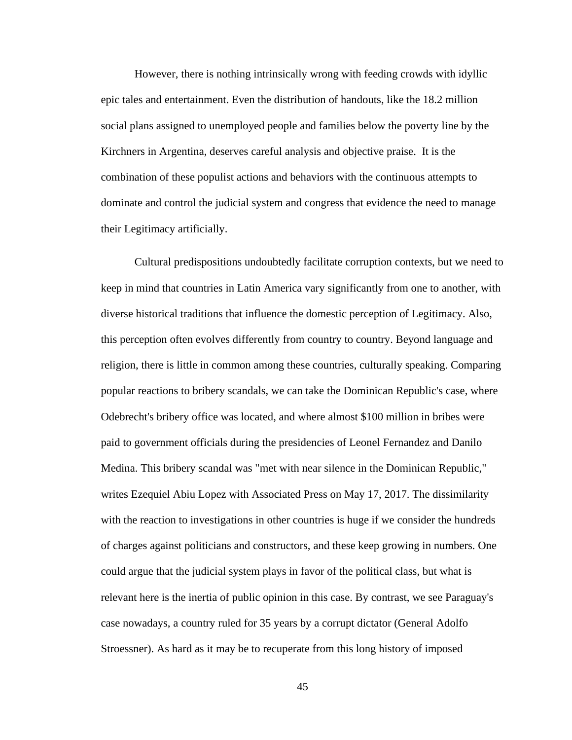However, there is nothing intrinsically wrong with feeding crowds with idyllic epic tales and entertainment. Even the distribution of handouts, like the 18.2 million social plans assigned to unemployed people and families below the poverty line by the Kirchners in Argentina, deserves careful analysis and objective praise.  It is the combination of these populist actions and behaviors with the continuous attempts to dominate and control the judicial system and congress that evidence the need to manage their Legitimacy artificially.

Cultural predispositions undoubtedly facilitate corruption contexts, but we need to keep in mind that countries in Latin America vary significantly from one to another, with diverse historical traditions that influence the domestic perception of Legitimacy. Also, this perception often evolves differently from country to country. Beyond language and religion, there is little in common among these countries, culturally speaking. Comparing popular reactions to bribery scandals, we can take the Dominican Republic's case, where Odebrecht's bribery office was located, and where almost $100 million in bribes were paid to government officials during the presidencies of Leonel Fernandez and Danilo Medina. This bribery scandal was "met with near silence in the Dominican Republic," writes Ezequiel Abiu Lopez with Associated Press on May 17, 2017. The dissimilarity with the reaction to investigations in other countries is huge if we consider the hundreds of charges against politicians and constructors, and these keep growing in numbers. One could argue that the judicial system plays in favor of the political class, but what is relevant here is the inertia of public opinion in this case. By contrast, we see Paraguay's case nowadays, a country ruled for 35 years by a corrupt dictator (General Adolfo Stroessner). As hard as it may be to recuperate from this long history of imposed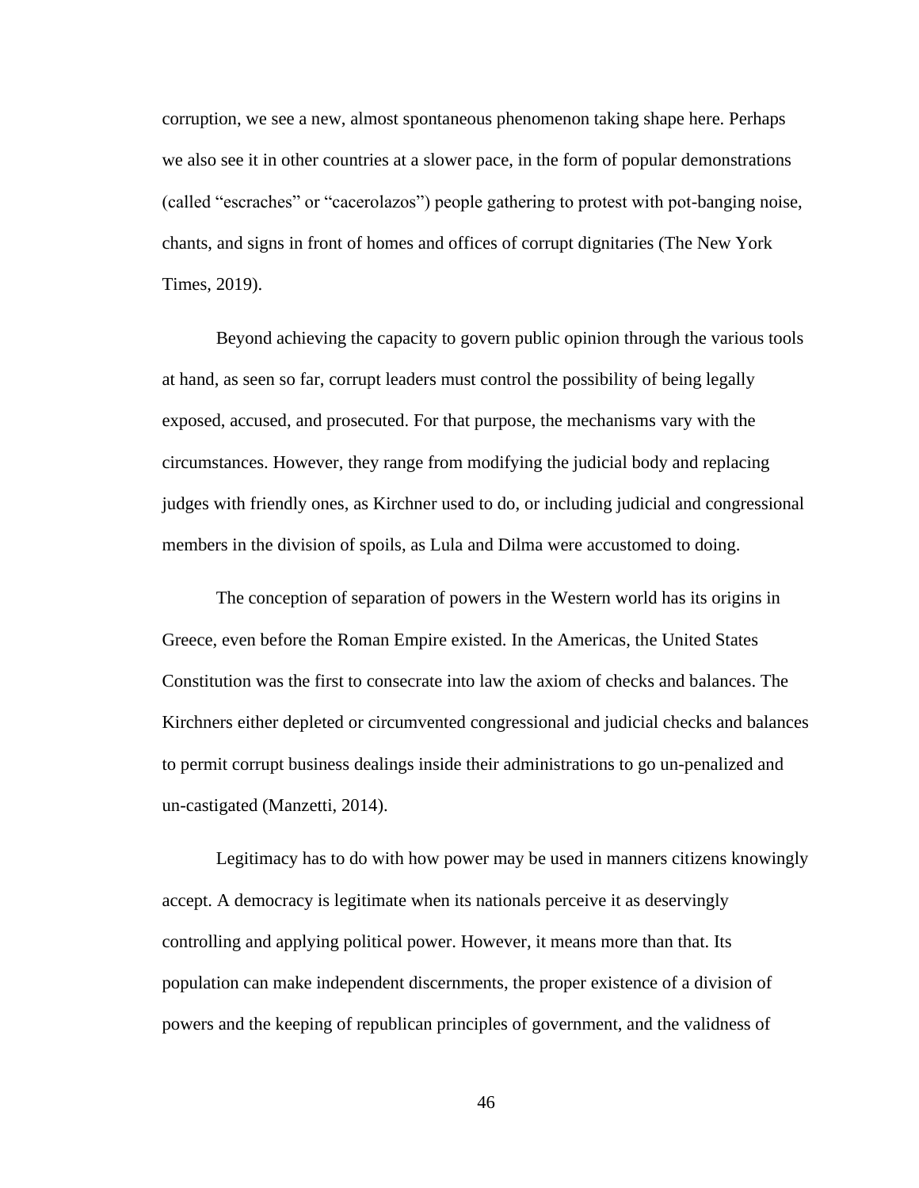corruption, we see a new, almost spontaneous phenomenon taking shape here. Perhaps we also see it in other countries at a slower pace, in the form of popular demonstrations (called "escraches" or "cacerolazos") people gathering to protest with pot-banging noise, chants, and signs in front of homes and offices of corrupt dignitaries (The New York Times, 2019).

Beyond achieving the capacity to govern public opinion through the various tools at hand, as seen so far, corrupt leaders must control the possibility of being legally exposed, accused, and prosecuted. For that purpose, the mechanisms vary with the circumstances. However, they range from modifying the judicial body and replacing judges with friendly ones, as Kirchner used to do, or including judicial and congressional members in the division of spoils, as Lula and Dilma were accustomed to doing.

The conception of separation of powers in the Western world has its origins in Greece, even before the Roman Empire existed. In the Americas, the United States Constitution was the first to consecrate into law the axiom of checks and balances. The Kirchners either depleted or circumvented congressional and judicial checks and balances to permit corrupt business dealings inside their administrations to go un-penalized and un-castigated (Manzetti, 2014).

Legitimacy has to do with how power may be used in manners citizens knowingly accept. A democracy is legitimate when its nationals perceive it as deservingly controlling and applying political power. However, it means more than that. Its population can make independent discernments, the proper existence of a division of powers and the keeping of republican principles of government, and the validness of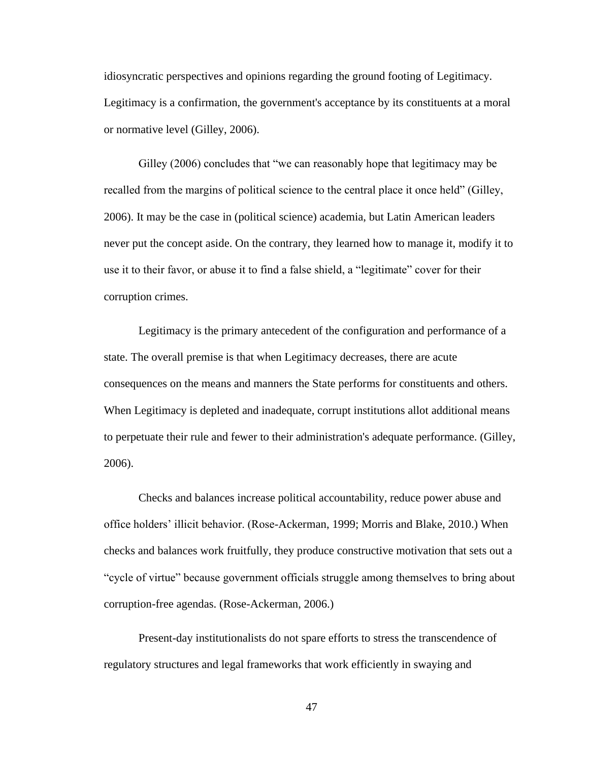idiosyncratic perspectives and opinions regarding the ground footing of Legitimacy. Legitimacy is a confirmation, the government's acceptance by its constituents at a moral or normative level (Gilley, 2006).

Gilley (2006) concludes that "we can reasonably hope that legitimacy may be recalled from the margins of political science to the central place it once held" (Gilley, 2006). It may be the case in (political science) academia, but Latin American leaders never put the concept aside. On the contrary, they learned how to manage it, modify it to use it to their favor, or abuse it to find a false shield, a "legitimate" cover for their corruption crimes.

Legitimacy is the primary antecedent of the configuration and performance of a state. The overall premise is that when Legitimacy decreases, there are acute consequences on the means and manners the State performs for constituents and others. When Legitimacy is depleted and inadequate, corrupt institutions allot additional means to perpetuate their rule and fewer to their administration's adequate performance. (Gilley, 2006).

Checks and balances increase political accountability, reduce power abuse and office holders' illicit behavior. (Rose-Ackerman, 1999; Morris and Blake, 2010.) When checks and balances work fruitfully, they produce constructive motivation that sets out a "cycle of virtue" because government officials struggle among themselves to bring about corruption-free agendas. (Rose-Ackerman, 2006.)

Present-day institutionalists do not spare efforts to stress the transcendence of regulatory structures and legal frameworks that work efficiently in swaying and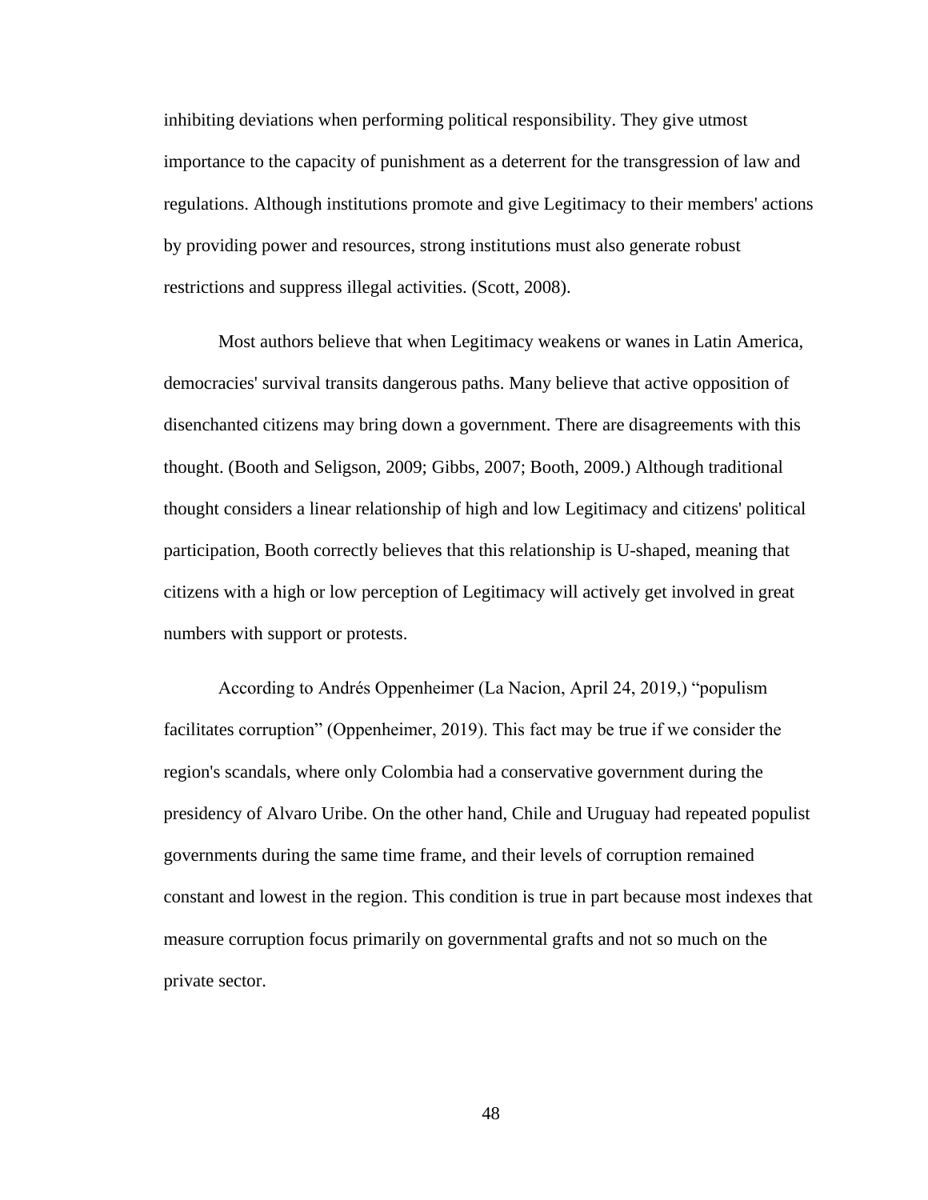inhibiting deviations when performing political responsibility. They give utmost importance to the capacity of punishment as a deterrent for the transgression of law and regulations. Although institutions promote and give Legitimacy to their members' actions by providing power and resources, strong institutions must also generate robust restrictions and suppress illegal activities. (Scott, 2008).

Most authors believe that when Legitimacy weakens or wanes in Latin America, democracies' survival transits dangerous paths. Many believe that active opposition of disenchanted citizens may bring down a government. There are disagreements with this thought. (Booth and Seligson, 2009; Gibbs, 2007; Booth, 2009.) Although traditional thought considers a linear relationship of high and low Legitimacy and citizens' political participation, Booth correctly believes that this relationship is U-shaped, meaning that citizens with a high or low perception of Legitimacy will actively get involved in great numbers with support or protests.

According to Andrés Oppenheimer (La Nacion, April 24, 2019,) "populism facilitates corruption" (Oppenheimer, 2019). This fact may be true if we consider the region's scandals, where only Colombia had a conservative government during the presidency of Alvaro Uribe. On the other hand, Chile and Uruguay had repeated populist governments during the same time frame, and their levels of corruption remained constant and lowest in the region. This condition is true in part because most indexes that measure corruption focus primarily on governmental grafts and not so much on the private sector.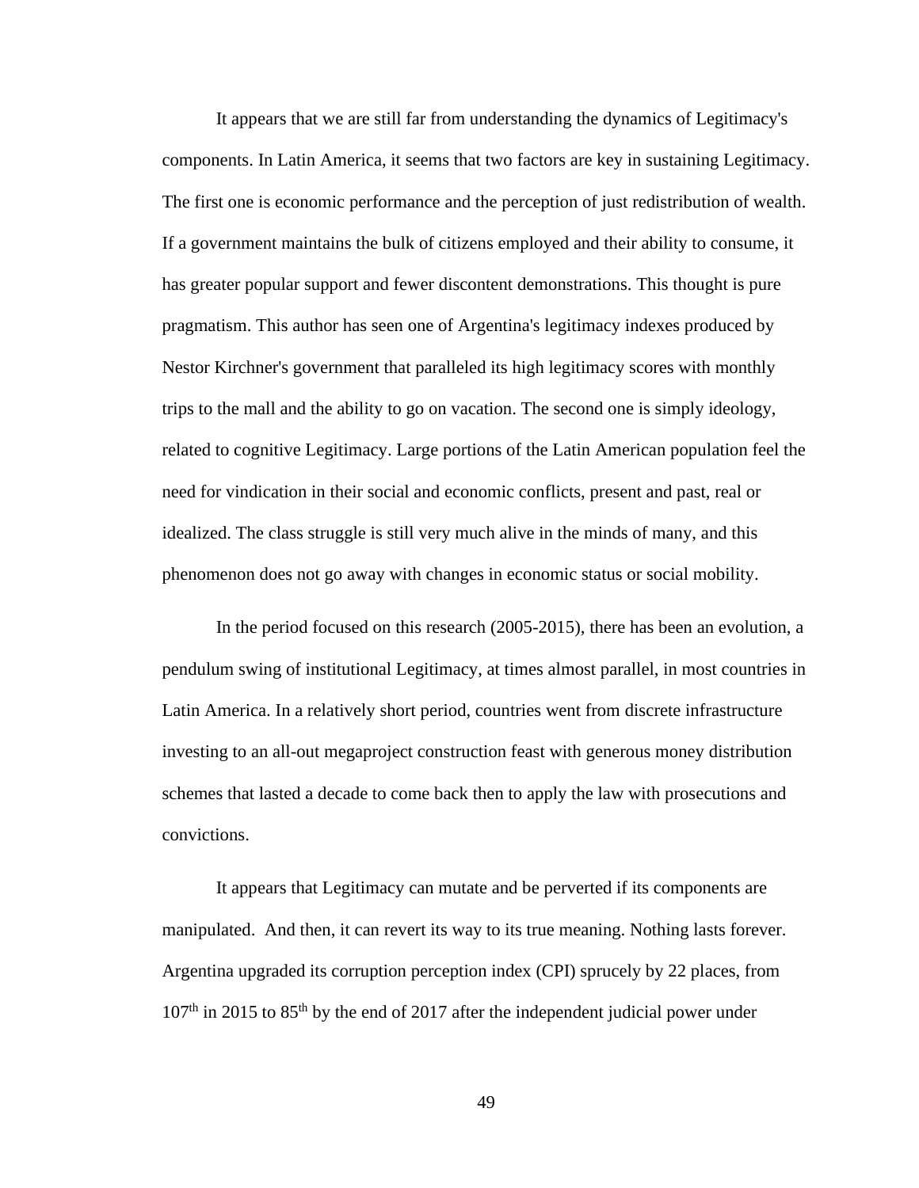It appears that we are still far from understanding the dynamics of Legitimacy's components. In Latin America, it seems that two factors are key in sustaining Legitimacy. The first one is economic performance and the perception of just redistribution of wealth. If a government maintains the bulk of citizens employed and their ability to consume, it has greater popular support and fewer discontent demonstrations. This thought is pure pragmatism. This author has seen one of Argentina's legitimacy indexes produced by Nestor Kirchner's government that paralleled its high legitimacy scores with monthly trips to the mall and the ability to go on vacation. The second one is simply ideology, related to cognitive Legitimacy. Large portions of the Latin American population feel the need for vindication in their social and economic conflicts, present and past, real or idealized. The class struggle is still very much alive in the minds of many, and this phenomenon does not go away with changes in economic status or social mobility.

In the period focused on this research (2005-2015), there has been an evolution, a pendulum swing of institutional Legitimacy, at times almost parallel, in most countries in Latin America. In a relatively short period, countries went from discrete infrastructure investing to an all-out megaproject construction feast with generous money distribution schemes that lasted a decade to come back then to apply the law with prosecutions and convictions.

It appears that Legitimacy can mutate and be perverted if its components are manipulated. And then, it can revert its way to its true meaning. Nothing lasts forever. Argentina upgraded its corruption perception index (CPI) sprucely by 22 places, from 107th in 2015 to 85th by the end of 2017 after the independent judicial power under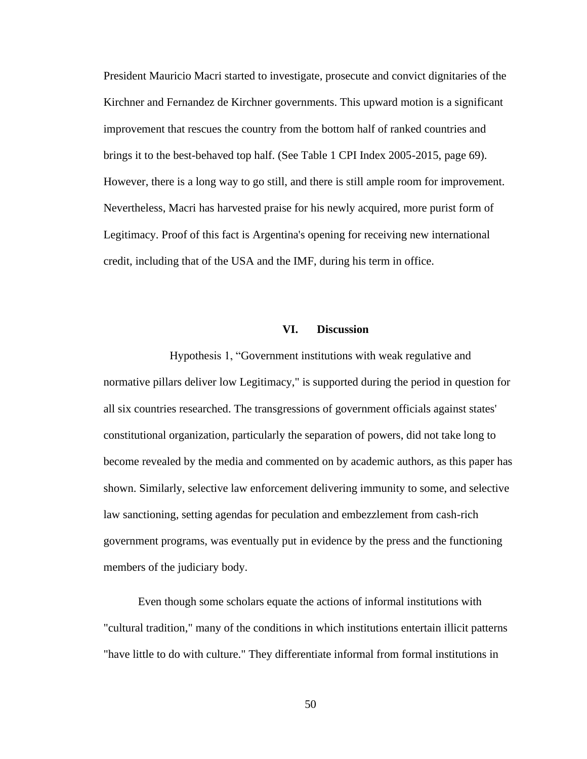President Mauricio Macri started to investigate, prosecute and convict dignitaries of the Kirchner and Fernandez de Kirchner governments. This upward motion is a significant improvement that rescues the country from the bottom half of ranked countries and brings it to the best-behaved top half. (See Table 1 CPI Index 2005-2015, page 69). However, there is a long way to go still, and there is still ample room for improvement. Nevertheless, Macri has harvested praise for his newly acquired, more purist form of Legitimacy. Proof of this fact is Argentina's opening for receiving new international credit, including that of the USA and the IMF, during his term in office.

## VI. Discussion

Hypothesis 1, "Government institutions with weak regulative and normative pillars deliver low Legitimacy," is supported during the period in question for all six countries researched. The transgressions of government officials against states' constitutional organization, particularly the separation of powers, did not take long to become revealed by the media and commented on by academic authors, as this paper has shown. Similarly, selective law enforcement delivering immunity to some, and selective law sanctioning, setting agendas for peculation and embezzlement from cash-rich government programs, was eventually put in evidence by the press and the functioning members of the judiciary body.

Even though some scholars equate the actions of informal institutions with "cultural tradition," many of the conditions in which institutions entertain illicit patterns "have little to do with culture." They differentiate informal from formal institutions in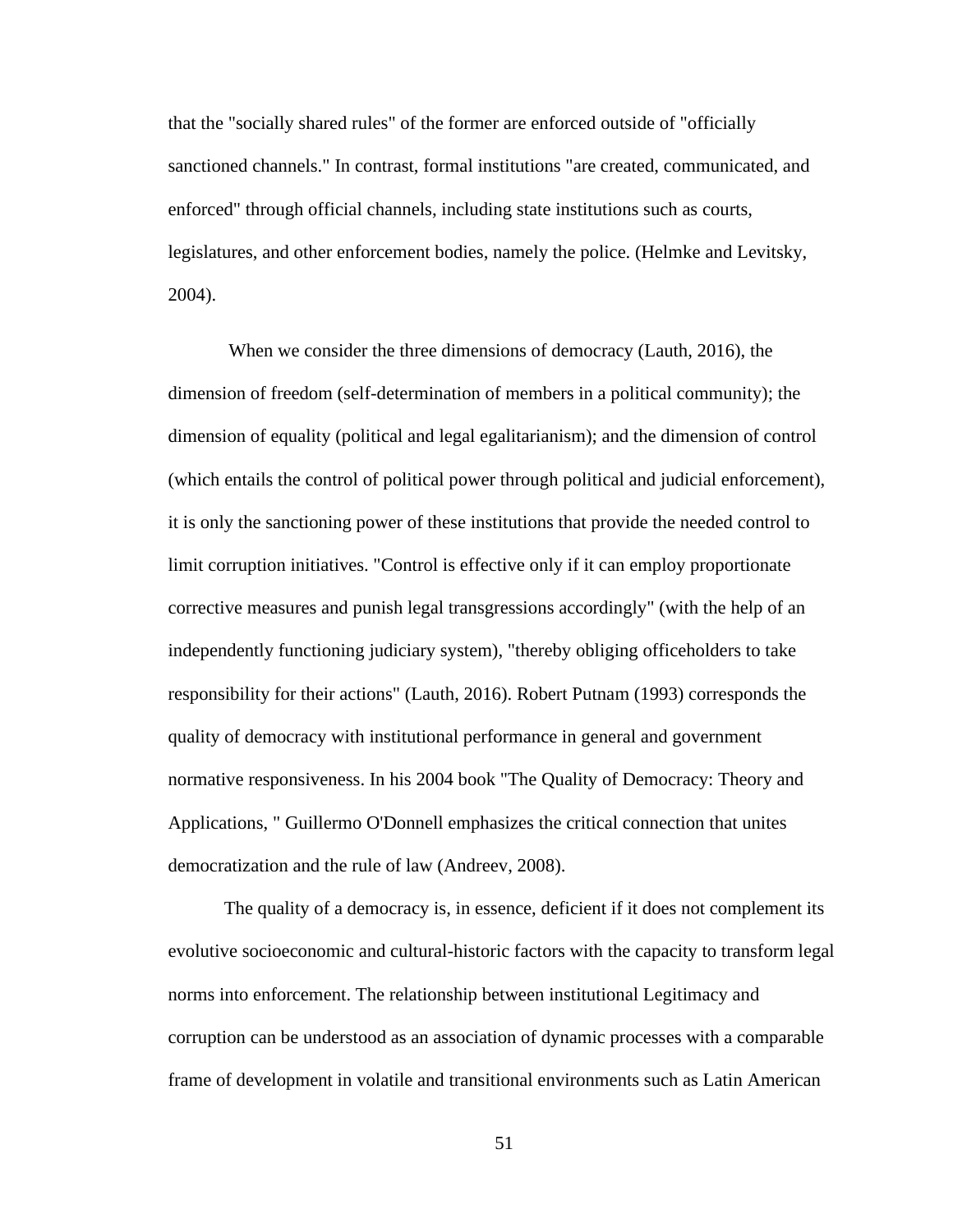that the "socially shared rules" of the former are enforced outside of "officially sanctioned channels." In contrast, formal institutions "are created, communicated, and enforced" through official channels, including state institutions such as courts, legislatures, and other enforcement bodies, namely the police. (Helmke and Levitsky, 2004).

When we consider the three dimensions of democracy (Lauth, 2016), the dimension of freedom (self-determination of members in a political community); the dimension of equality (political and legal egalitarianism); and the dimension of control (which entails the control of political power through political and judicial enforcement), it is only the sanctioning power of these institutions that provide the needed control to limit corruption initiatives. "Control is effective only if it can employ proportionate corrective measures and punish legal transgressions accordingly" (with the help of an independently functioning judiciary system), "thereby obliging officeholders to take responsibility for their actions" (Lauth, 2016). Robert Putnam (1993) corresponds the quality of democracy with institutional performance in general and government normative responsiveness. In his 2004 book "The Quality of Democracy: Theory and Applications, " Guillermo O'Donnell emphasizes the critical connection that unites democratization and the rule of law (Andreev, 2008).

The quality of a democracy is, in essence, deficient if it does not complement its evolutive socioeconomic and cultural-historic factors with the capacity to transform legal norms into enforcement. The relationship between institutional Legitimacy and corruption can be understood as an association of dynamic processes with a comparable frame of development in volatile and transitional environments such as Latin American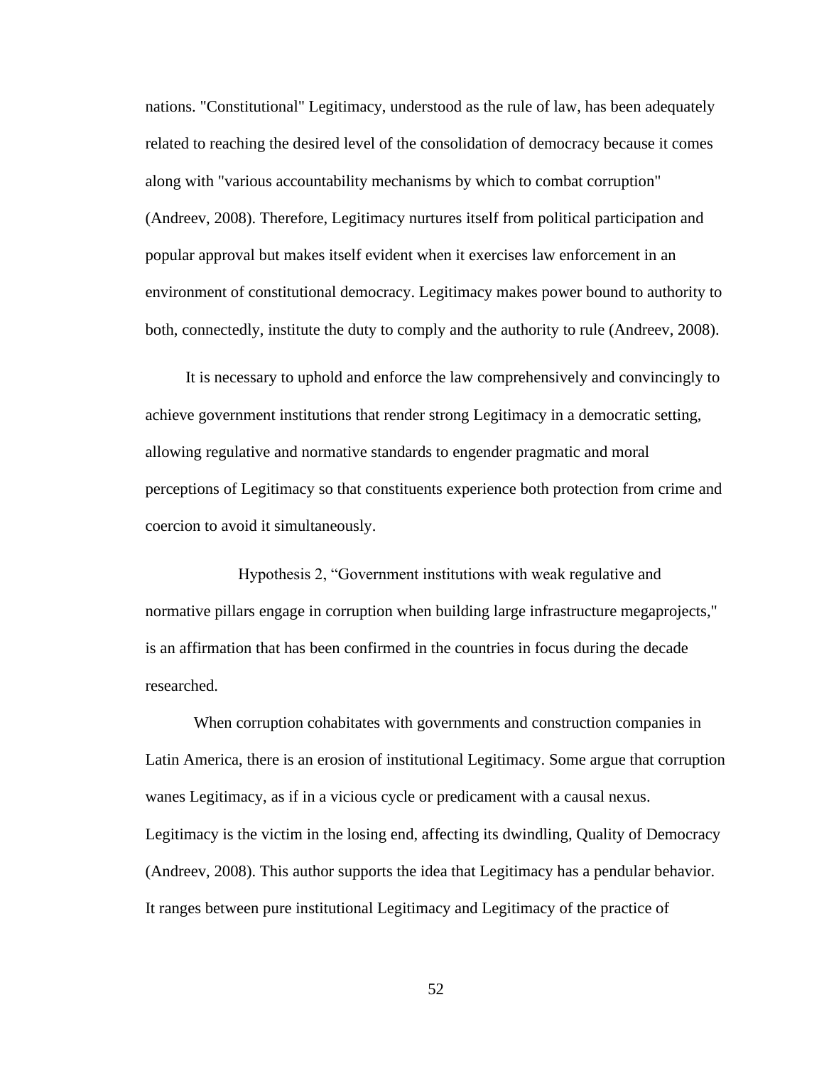nations. "Constitutional" Legitimacy, understood as the rule of law, has been adequately related to reaching the desired level of the consolidation of democracy because it comes along with "various accountability mechanisms by which to combat corruption" (Andreev, 2008). Therefore, Legitimacy nurtures itself from political participation and popular approval but makes itself evident when it exercises law enforcement in an environment of constitutional democracy. Legitimacy makes power bound to authority to both, connectedly, institute the duty to comply and the authority to rule (Andreev, 2008).

It is necessary to uphold and enforce the law comprehensively and convincingly to achieve government institutions that render strong Legitimacy in a democratic setting, allowing regulative and normative standards to engender pragmatic and moral perceptions of Legitimacy so that constituents experience both protection from crime and coercion to avoid it simultaneously.

Hypothesis 2, “Government institutions with weak regulative and normative pillars engage in corruption when building large infrastructure megaprojects," is an affirmation that has been confirmed in the countries in focus during the decade researched.

When corruption cohabitates with governments and construction companies in Latin America, there is an erosion of institutional Legitimacy. Some argue that corruption wanes Legitimacy, as if in a vicious cycle or predicament with a causal nexus. Legitimacy is the victim in the losing end, affecting its dwindling, Quality of Democracy (Andreev, 2008). This author supports the idea that Legitimacy has a pendular behavior. It ranges between pure institutional Legitimacy and Legitimacy of the practice of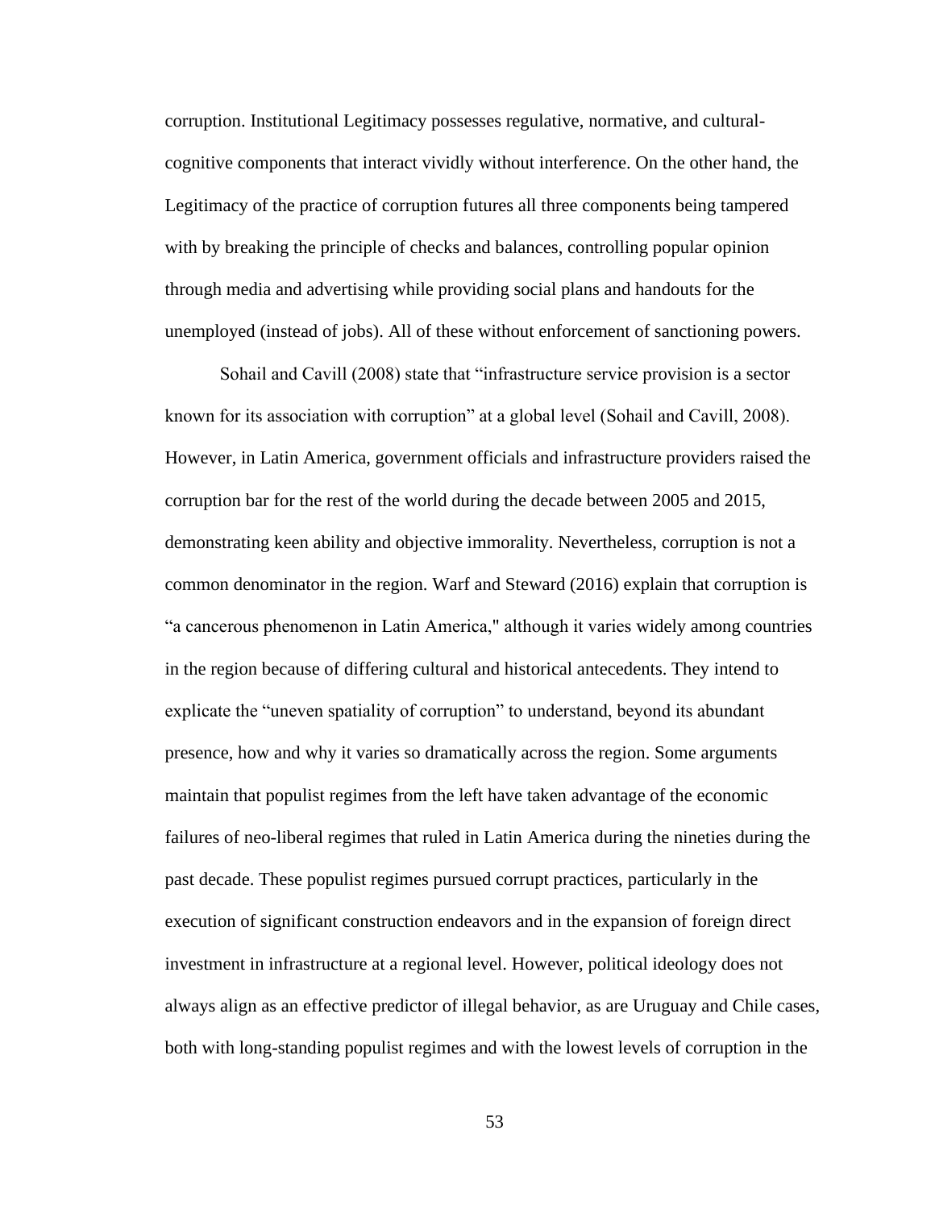corruption. Institutional Legitimacy possesses regulative, normative, and cultural-cognitive components that interact vividly without interference. On the other hand, the Legitimacy of the practice of corruption futures all three components being tampered with by breaking the principle of checks and balances, controlling popular opinion through media and advertising while providing social plans and handouts for the unemployed (instead of jobs). All of these without enforcement of sanctioning powers.

Sohail and Cavill (2008) state that "infrastructure service provision is a sector known for its association with corruption" at a global level (Sohail and Cavill, 2008). However, in Latin America, government officials and infrastructure providers raised the corruption bar for the rest of the world during the decade between 2005 and 2015, demonstrating keen ability and objective immorality. Nevertheless, corruption is not a common denominator in the region. Warf and Steward (2016) explain that corruption is "a cancerous phenomenon in Latin America," although it varies widely among countries in the region because of differing cultural and historical antecedents. They intend to explicate the "uneven spatiality of corruption" to understand, beyond its abundant presence, how and why it varies so dramatically across the region. Some arguments maintain that populist regimes from the left have taken advantage of the economic failures of neo-liberal regimes that ruled in Latin America during the nineties during the past decade. These populist regimes pursued corrupt practices, particularly in the execution of significant construction endeavors and in the expansion of foreign direct investment in infrastructure at a regional level. However, political ideology does not always align as an effective predictor of illegal behavior, as are Uruguay and Chile cases, both with long-standing populist regimes and with the lowest levels of corruption in the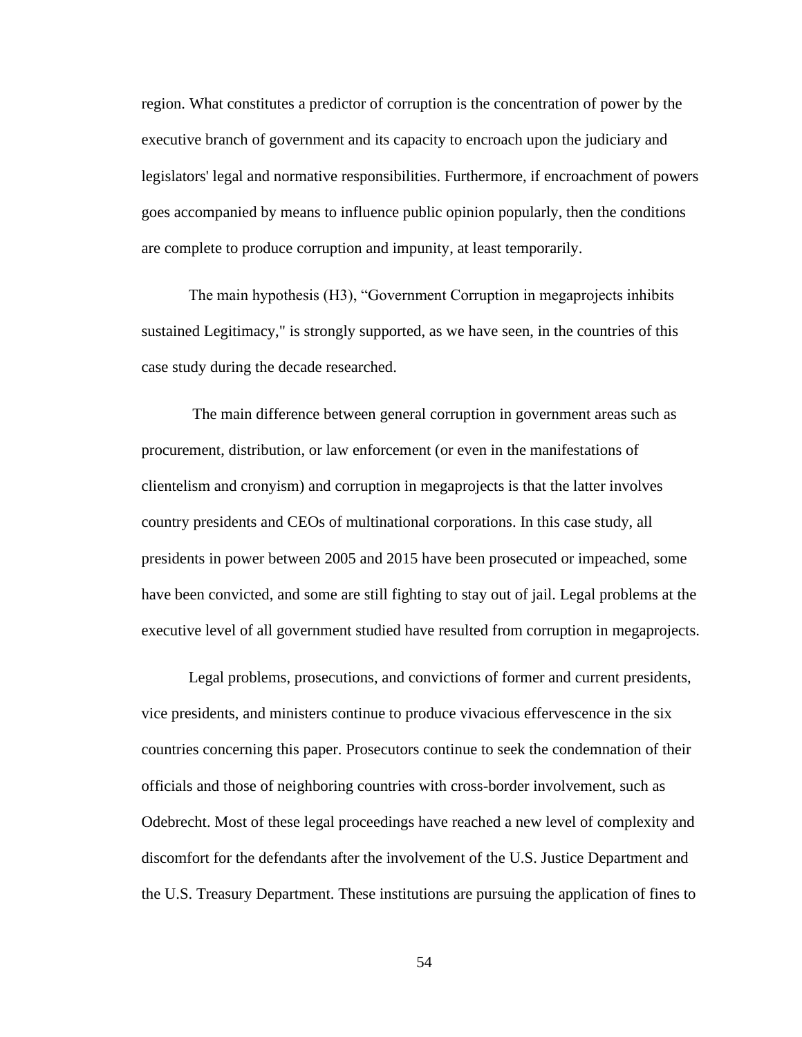region. What constitutes a predictor of corruption is the concentration of power by the executive branch of government and its capacity to encroach upon the judiciary and legislators' legal and normative responsibilities. Furthermore, if encroachment of powers goes accompanied by means to influence public opinion popularly, then the conditions are complete to produce corruption and impunity, at least temporarily.

The main hypothesis (H3), "Government Corruption in megaprojects inhibits sustained Legitimacy," is strongly supported, as we have seen, in the countries of this case study during the decade researched.

The main difference between general corruption in government areas such as procurement, distribution, or law enforcement (or even in the manifestations of clientelism and cronyism) and corruption in megaprojects is that the latter involves country presidents and CEOs of multinational corporations. In this case study, all presidents in power between 2005 and 2015 have been prosecuted or impeached, some have been convicted, and some are still fighting to stay out of jail. Legal problems at the executive level of all government studied have resulted from corruption in megaprojects.

Legal problems, prosecutions, and convictions of former and current presidents, vice presidents, and ministers continue to produce vivacious effervescence in the six countries concerning this paper. Prosecutors continue to seek the condemnation of their officials and those of neighboring countries with cross-border involvement, such as Odebrecht. Most of these legal proceedings have reached a new level of complexity and discomfort for the defendants after the involvement of the U.S. Justice Department and the U.S. Treasury Department. These institutions are pursuing the application of fines to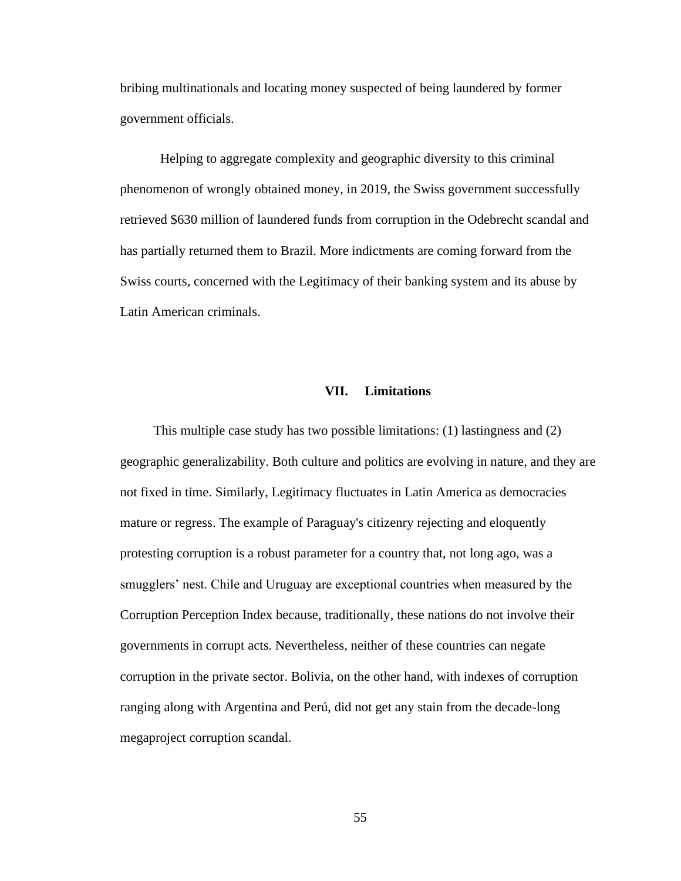bribing multinationals and locating money suspected of being laundered by former government officials.

Helping to aggregate complexity and geographic diversity to this criminal phenomenon of wrongly obtained money, in 2019, the Swiss government successfully retrieved $630 million of laundered funds from corruption in the Odebrecht scandal and has partially returned them to Brazil. More indictments are coming forward from the Swiss courts, concerned with the Legitimacy of their banking system and its abuse by Latin American criminals.

## VII. Limitations

This multiple case study has two possible limitations: (1) lastingness and (2) geographic generalizability. Both culture and politics are evolving in nature, and they are not fixed in time. Similarly, Legitimacy fluctuates in Latin America as democracies mature or regress. The example of Paraguay's citizenry rejecting and eloquently protesting corruption is a robust parameter for a country that, not long ago, was a smugglers' nest. Chile and Uruguay are exceptional countries when measured by the Corruption Perception Index because, traditionally, these nations do not involve their governments in corrupt acts. Nevertheless, neither of these countries can negate corruption in the private sector. Bolivia, on the other hand, with indexes of corruption ranging along with Argentina and Perú, did not get any stain from the decade-long megaproject corruption scandal.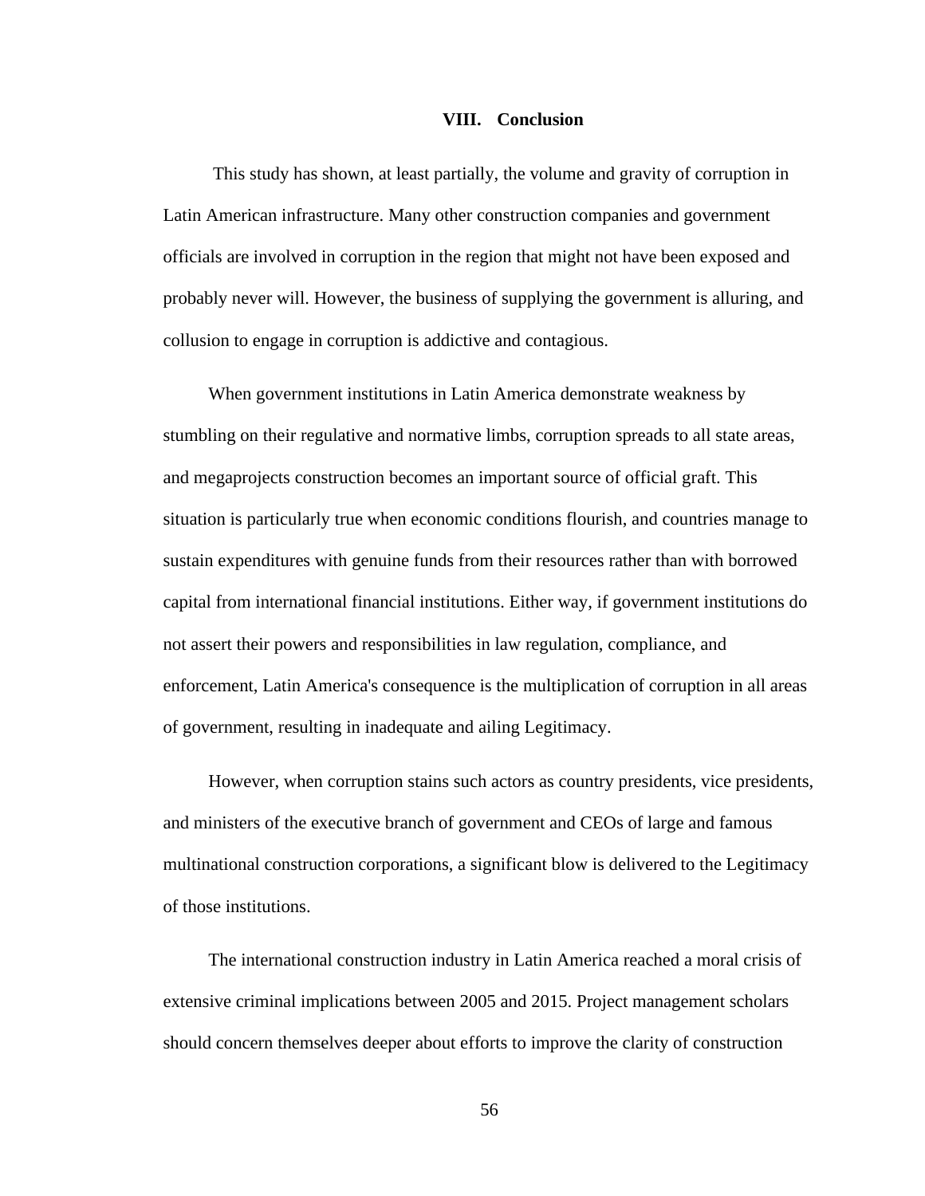## VIII. Conclusion

This study has shown, at least partially, the volume and gravity of corruption in Latin American infrastructure. Many other construction companies and government officials are involved in corruption in the region that might not have been exposed and probably never will. However, the business of supplying the government is alluring, and collusion to engage in corruption is addictive and contagious.

When government institutions in Latin America demonstrate weakness by stumbling on their regulative and normative limbs, corruption spreads to all state areas, and megaprojects construction becomes an important source of official graft. This situation is particularly true when economic conditions flourish, and countries manage to sustain expenditures with genuine funds from their resources rather than with borrowed capital from international financial institutions. Either way, if government institutions do not assert their powers and responsibilities in law regulation, compliance, and enforcement, Latin America's consequence is the multiplication of corruption in all areas of government, resulting in inadequate and ailing Legitimacy.

However, when corruption stains such actors as country presidents, vice presidents, and ministers of the executive branch of government and CEOs of large and famous multinational construction corporations, a significant blow is delivered to the Legitimacy of those institutions.

The international construction industry in Latin America reached a moral crisis of extensive criminal implications between 2005 and 2015. Project management scholars should concern themselves deeper about efforts to improve the clarity of construction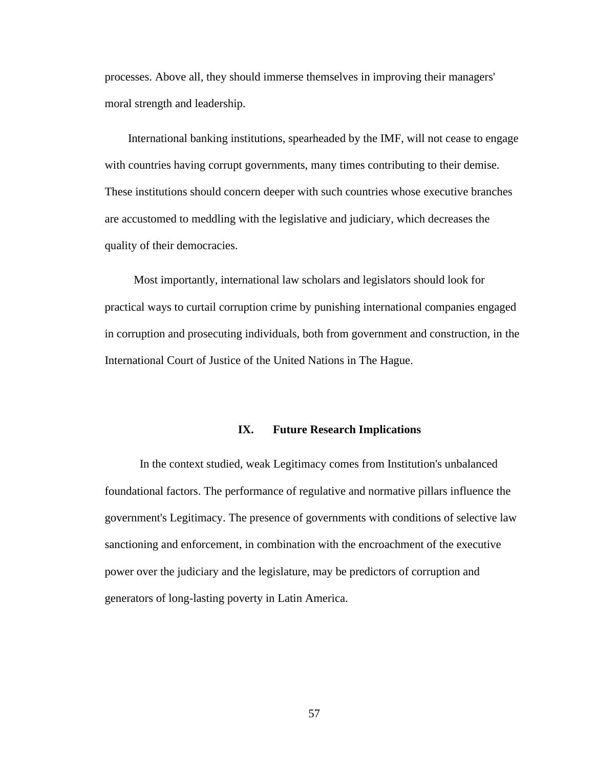processes. Above all, they should immerse themselves in improving their managers' moral strength and leadership.

International banking institutions, spearheaded by the IMF, will not cease to engage with countries having corrupt governments, many times contributing to their demise. These institutions should concern deeper with such countries whose executive branches are accustomed to meddling with the legislative and judiciary, which decreases the quality of their democracies.

Most importantly, international law scholars and legislators should look for practical ways to curtail corruption crime by punishing international companies engaged in corruption and prosecuting individuals, both from government and construction, in the International Court of Justice of the United Nations in The Hague.

## IX. Future Research Implications

In the context studied, weak Legitimacy comes from Institution's unbalanced foundational factors. The performance of regulative and normative pillars influence the government's Legitimacy. The presence of governments with conditions of selective law sanctioning and enforcement, in combination with the encroachment of the executive power over the judiciary and the legislature, may be predictors of corruption and generators of long-lasting poverty in Latin America.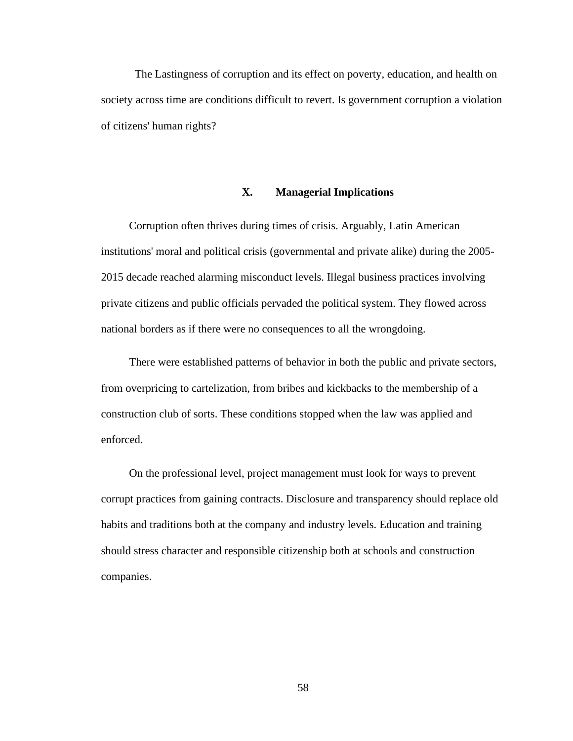The Lastingness of corruption and its effect on poverty, education, and health on society across time are conditions difficult to revert. Is government corruption a violation of citizens' human rights?

## X. Managerial Implications

Corruption often thrives during times of crisis. Arguably, Latin American institutions' moral and political crisis (governmental and private alike) during the 2005-2015 decade reached alarming misconduct levels. Illegal business practices involving private citizens and public officials pervaded the political system. They flowed across national borders as if there were no consequences to all the wrongdoing.

There were established patterns of behavior in both the public and private sectors, from overpricing to cartelization, from bribes and kickbacks to the membership of a construction club of sorts. These conditions stopped when the law was applied and enforced.

On the professional level, project management must look for ways to prevent corrupt practices from gaining contracts. Disclosure and transparency should replace old habits and traditions both at the company and industry levels. Education and training should stress character and responsible citizenship both at schools and construction companies.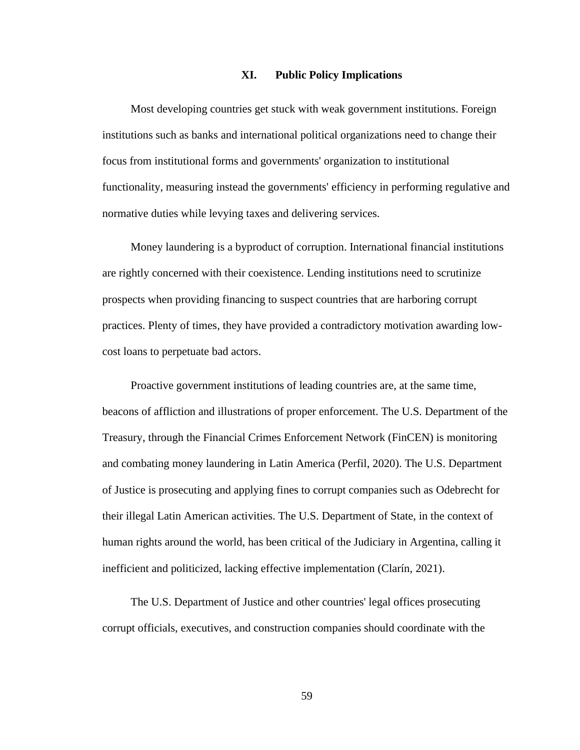## XI. Public Policy Implications

Most developing countries get stuck with weak government institutions. Foreign institutions such as banks and international political organizations need to change their focus from institutional forms and governments' organization to institutional functionality, measuring instead the governments' efficiency in performing regulative and normative duties while levying taxes and delivering services.

Money laundering is a byproduct of corruption. International financial institutions are rightly concerned with their coexistence. Lending institutions need to scrutinize prospects when providing financing to suspect countries that are harboring corrupt practices. Plenty of times, they have provided a contradictory motivation awarding low-cost loans to perpetuate bad actors.

Proactive government institutions of leading countries are, at the same time, beacons of affliction and illustrations of proper enforcement. The U.S. Department of the Treasury, through the Financial Crimes Enforcement Network (FinCEN) is monitoring and combating money laundering in Latin America (Perfil, 2020). The U.S. Department of Justice is prosecuting and applying fines to corrupt companies such as Odebrecht for their illegal Latin American activities. The U.S. Department of State, in the context of human rights around the world, has been critical of the Judiciary in Argentina, calling it inefficient and politicized, lacking effective implementation (Clarín, 2021).

The U.S. Department of Justice and other countries' legal offices prosecuting corrupt officials, executives, and construction companies should coordinate with the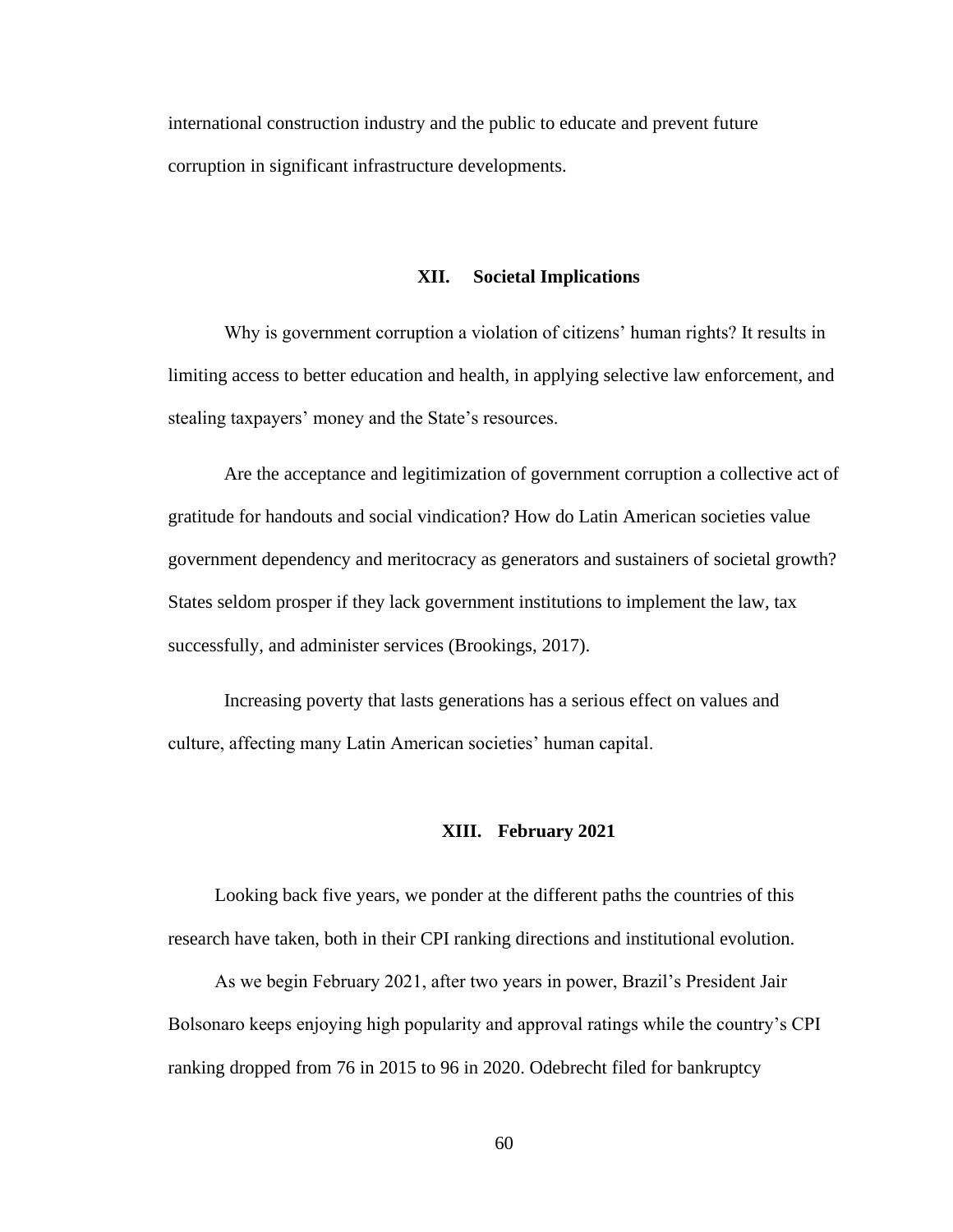international construction industry and the public to educate and prevent future corruption in significant infrastructure developments.

## XII. Societal Implications

Why is government corruption a violation of citizens' human rights? It results in limiting access to better education and health, in applying selective law enforcement, and stealing taxpayers' money and the State's resources.

Are the acceptance and legitimization of government corruption a collective act of gratitude for handouts and social vindication? How do Latin American societies value government dependency and meritocracy as generators and sustainers of societal growth? States seldom prosper if they lack government institutions to implement the law, tax successfully, and administer services (Brookings, 2017).

Increasing poverty that lasts generations has a serious effect on values and culture, affecting many Latin American societies' human capital.

## XIII. February 2021

Looking back five years, we ponder at the different paths the countries of this research have taken, both in their CPI ranking directions and institutional evolution.

As we begin February 2021, after two years in power, Brazil's President Jair Bolsonaro keeps enjoying high popularity and approval ratings while the country's CPI ranking dropped from 76 in 2015 to 96 in 2020. Odebrecht filed for bankruptcy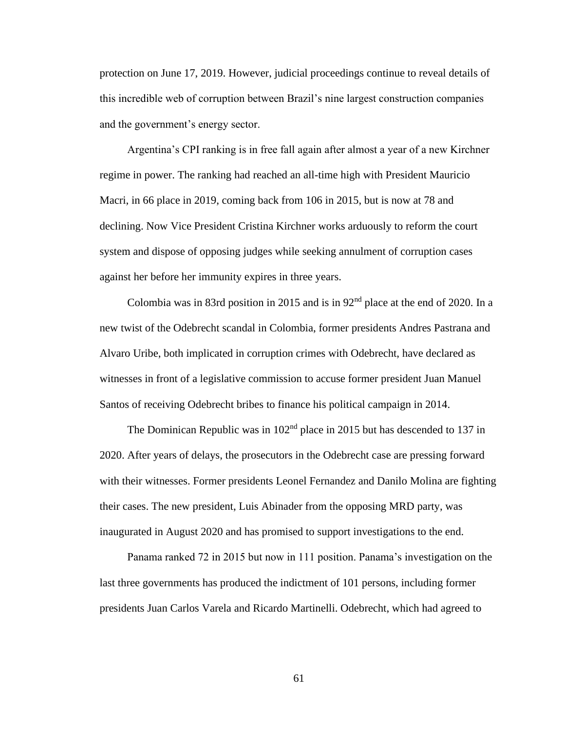protection on June 17, 2019. However, judicial proceedings continue to reveal details of this incredible web of corruption between Brazil's nine largest construction companies and the government's energy sector.

Argentina's CPI ranking is in free fall again after almost a year of a new Kirchner regime in power. The ranking had reached an all-time high with President Mauricio Macri, in 66 place in 2019, coming back from 106 in 2015, but is now at 78 and declining. Now Vice President Cristina Kirchner works arduously to reform the court system and dispose of opposing judges while seeking annulment of corruption cases against her before her immunity expires in three years.

Colombia was in 83rd position in 2015 and is in 92nd place at the end of 2020. In a new twist of the Odebrecht scandal in Colombia, former presidents Andres Pastrana and Alvaro Uribe, both implicated in corruption crimes with Odebrecht, have declared as witnesses in front of a legislative commission to accuse former president Juan Manuel Santos of receiving Odebrecht bribes to finance his political campaign in 2014.

The Dominican Republic was in 102nd place in 2015 but has descended to 137 in 2020. After years of delays, the prosecutors in the Odebrecht case are pressing forward with their witnesses. Former presidents Leonel Fernandez and Danilo Molina are fighting their cases. The new president, Luis Abinader from the opposing MRD party, was inaugurated in August 2020 and has promised to support investigations to the end.

Panama ranked 72 in 2015 but now in 111 position. Panama's investigation on the last three governments has produced the indictment of 101 persons, including former presidents Juan Carlos Varela and Ricardo Martinelli. Odebrecht, which had agreed to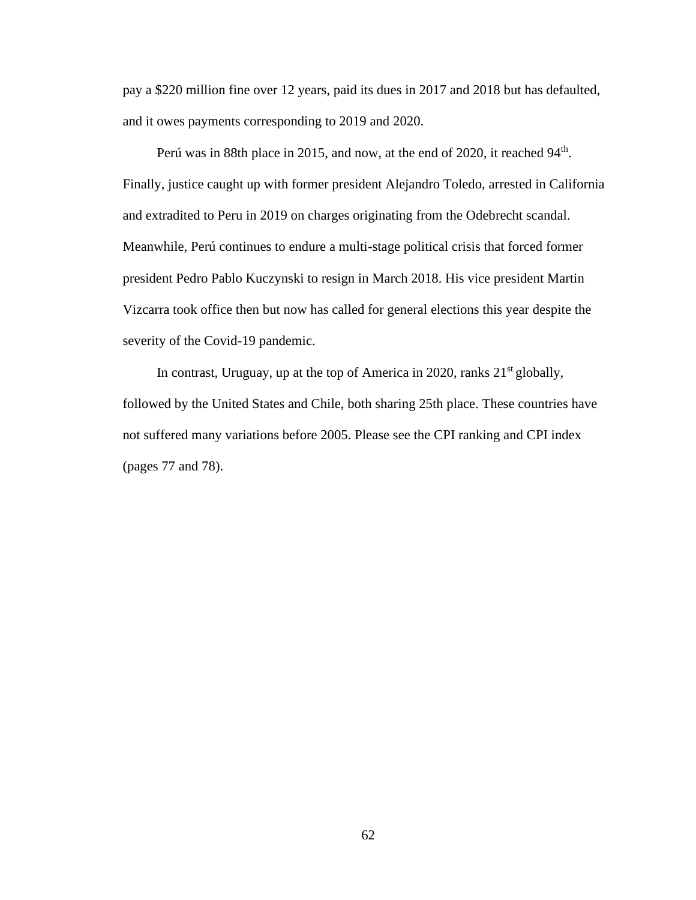pay a $220 million fine over 12 years, paid its dues in 2017 and 2018 but has defaulted, and it owes payments corresponding to 2019 and 2020.

Perú was in 88th place in 2015, and now, at the end of 2020, it reached 94th. Finally, justice caught up with former president Alejandro Toledo, arrested in California and extradited to Peru in 2019 on charges originating from the Odebrecht scandal. Meanwhile, Perú continues to endure a multi-stage political crisis that forced former president Pedro Pablo Kuczynski to resign in March 2018. His vice president Martin Vizcarra took office then but now has called for general elections this year despite the severity of the Covid-19 pandemic.

In contrast, Uruguay, up at the top of America in 2020, ranks 21st globally, followed by the United States and Chile, both sharing 25th place. These countries have not suffered many variations before 2005. Please see the CPI ranking and CPI index (pages 77 and 78).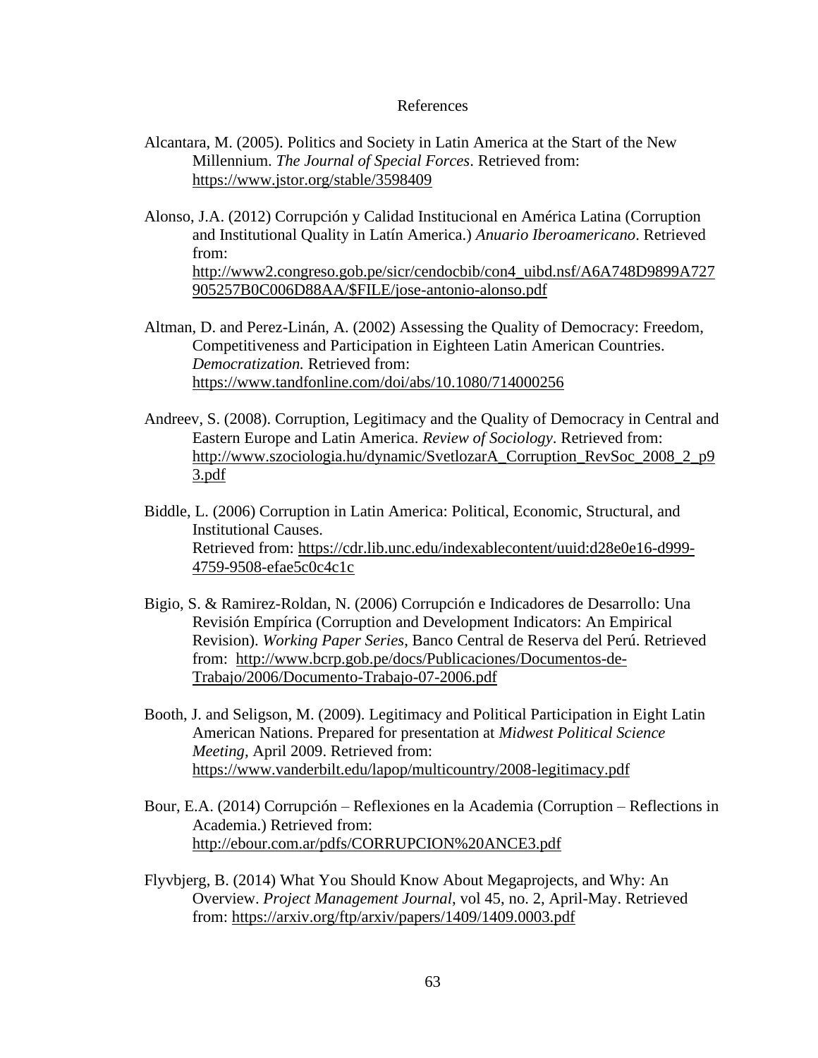# References

Alcantara, M. (2005). Politics and Society in Latin America at the Start of the New Millennium. *The Journal of Special Forces*. Retrieved from: https://www.jstor.org/stable/3598409

Alonso, J.A. (2012) Corrupción y Calidad Institucional en América Latina (Corruption and Institutional Quality in Latín America.) *Anuario Iberoamericano*. Retrieved from: http://www2.congreso.gob.pe/sicr/cendocbib/con4_uibd.nsf/A6A748D9899A727905257B0C006D88AA/$FILE/jose-antonio-alonso.pdf

Altman, D. and Perez-Linán, A. (2002) Assessing the Quality of Democracy: Freedom, Competitiveness and Participation in Eighteen Latin American Countries. *Democratization.* Retrieved from: https://www.tandfonline.com/doi/abs/10.1080/714000256

Andreev, S. (2008). Corruption, Legitimacy and the Quality of Democracy in Central and Eastern Europe and Latin America. *Review of Sociology*. Retrieved from: http://www.szociologia.hu/dynamic/SvetlozarA_Corruption_RevSoc_2008_2_p93.pdf

Biddle, L. (2006) Corruption in Latin America: Political, Economic, Structural, and Institutional Causes. Retrieved from: https://cdr.lib.unc.edu/indexablecontent/uuid:d28e0e16-d999-4759-9508-efae5c0c4c1c

Bigio, S. & Ramirez-Roldan, N. (2006) Corrupción e Indicadores de Desarrollo: Una Revisión Empírica (Corruption and Development Indicators: An Empirical Revision). *Working Paper Series*, Banco Central de Reserva del Perú. Retrieved from: http://www.bcrp.gob.pe/docs/Publicaciones/Documentos-de-Trabajo/2006/Documento-Trabajo-07-2006.pdf

Booth, J. and Seligson, M. (2009). Legitimacy and Political Participation in Eight Latin American Nations. Prepared for presentation at *Midwest Political Science Meeting*, April 2009. Retrieved from: https://www.vanderbilt.edu/lapop/multicountry/2008-legitimacy.pdf

Bour, E.A. (2014) Corrupción – Reflexiones en la Academia (Corruption – Reflections in Academia.) Retrieved from: http://ebour.com.ar/pdfs/CORRUPCION%20ANCE3.pdf

Flyvbjerg, B. (2014) What You Should Know About Megaprojects, and Why: An Overview. *Project Management Journal*, vol 45, no. 2, April-May. Retrieved from: https://arxiv.org/ftp/arxiv/papers/1409/1409.0003.pdf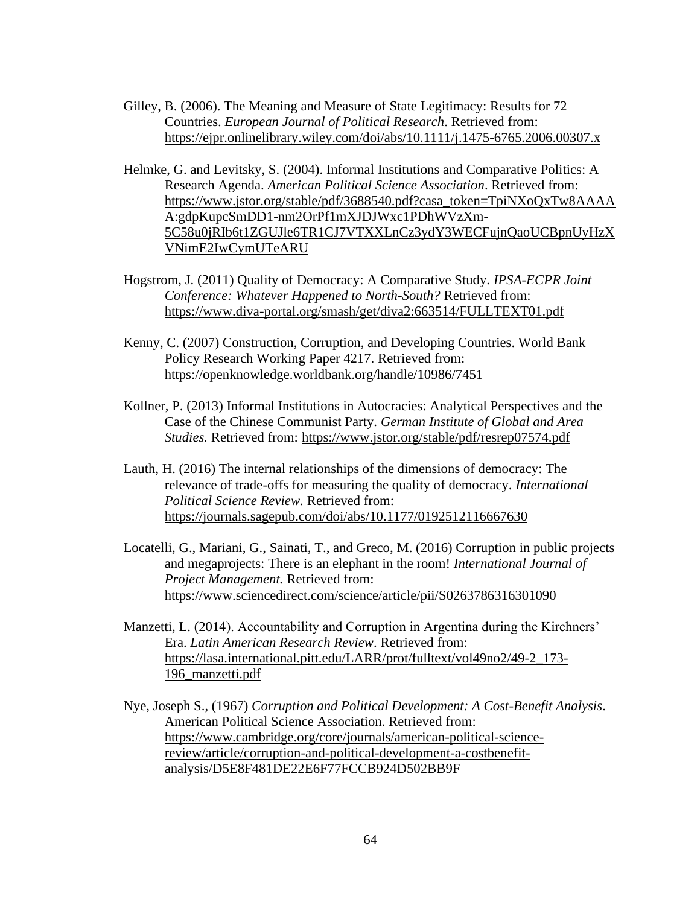Gilley, B. (2006). The Meaning and Measure of State Legitimacy: Results for 72 Countries. *European Journal of Political Research*. Retrieved from: https://ejpr.onlinelibrary.wiley.com/doi/abs/10.1111/j.1475-6765.2006.00307.x

Helmke, G. and Levitsky, S. (2004). Informal Institutions and Comparative Politics: A Research Agenda. *American Political Science Association*. Retrieved from: https://www.jstor.org/stable/pdf/3688540.pdf?casa_token=TpiNXoQxTw8AAAAA:gdpKupcSmDD1-nm2OrPf1mXJDJWxc1PDhWVzXm-5C58u0jRIb6t1ZGUJle6TR1CJ7VTXXLnCz3ydY3WECFujnQaoUCBpnUyHzXVNimE2IwCymUTeARU

Hogstrom, J. (2011) Quality of Democracy: A Comparative Study. *IPSA-ECPR Joint Conference: Whatever Happened to North-South?* Retrieved from: https://www.diva-portal.org/smash/get/diva2:663514/FULLTEXT01.pdf

Kenny, C. (2007) Construction, Corruption, and Developing Countries. World Bank Policy Research Working Paper 4217. Retrieved from: https://openknowledge.worldbank.org/handle/10986/7451

Kollner, P. (2013) Informal Institutions in Autocracies: Analytical Perspectives and the Case of the Chinese Communist Party. *German Institute of Global and Area Studies.* Retrieved from: https://www.jstor.org/stable/pdf/resrep07574.pdf

Lauth, H. (2016) The internal relationships of the dimensions of democracy: The relevance of trade-offs for measuring the quality of democracy. *International Political Science Review.* Retrieved from: https://journals.sagepub.com/doi/abs/10.1177/0192512116667630

Locatelli, G., Mariani, G., Sainati, T., and Greco, M. (2016) Corruption in public projects and megaprojects: There is an elephant in the room! *International Journal of Project Management.* Retrieved from: https://www.sciencedirect.com/science/article/pii/S0263786316301090

Manzetti, L. (2014). Accountability and Corruption in Argentina during the Kirchners' Era. *Latin American Research Review*. Retrieved from: https://lasa.international.pitt.edu/LARR/prot/fulltext/vol49no2/49-2_173-196_manzetti.pdf

Nye, Joseph S., (1967) *Corruption and Political Development: A Cost-Benefit Analysis*. American Political Science Association. Retrieved from: https://www.cambridge.org/core/journals/american-political-science-review/article/corruption-and-political-development-a-costbenefit-analysis/D5E8F481DE22E6F77FCCB924D502BB9F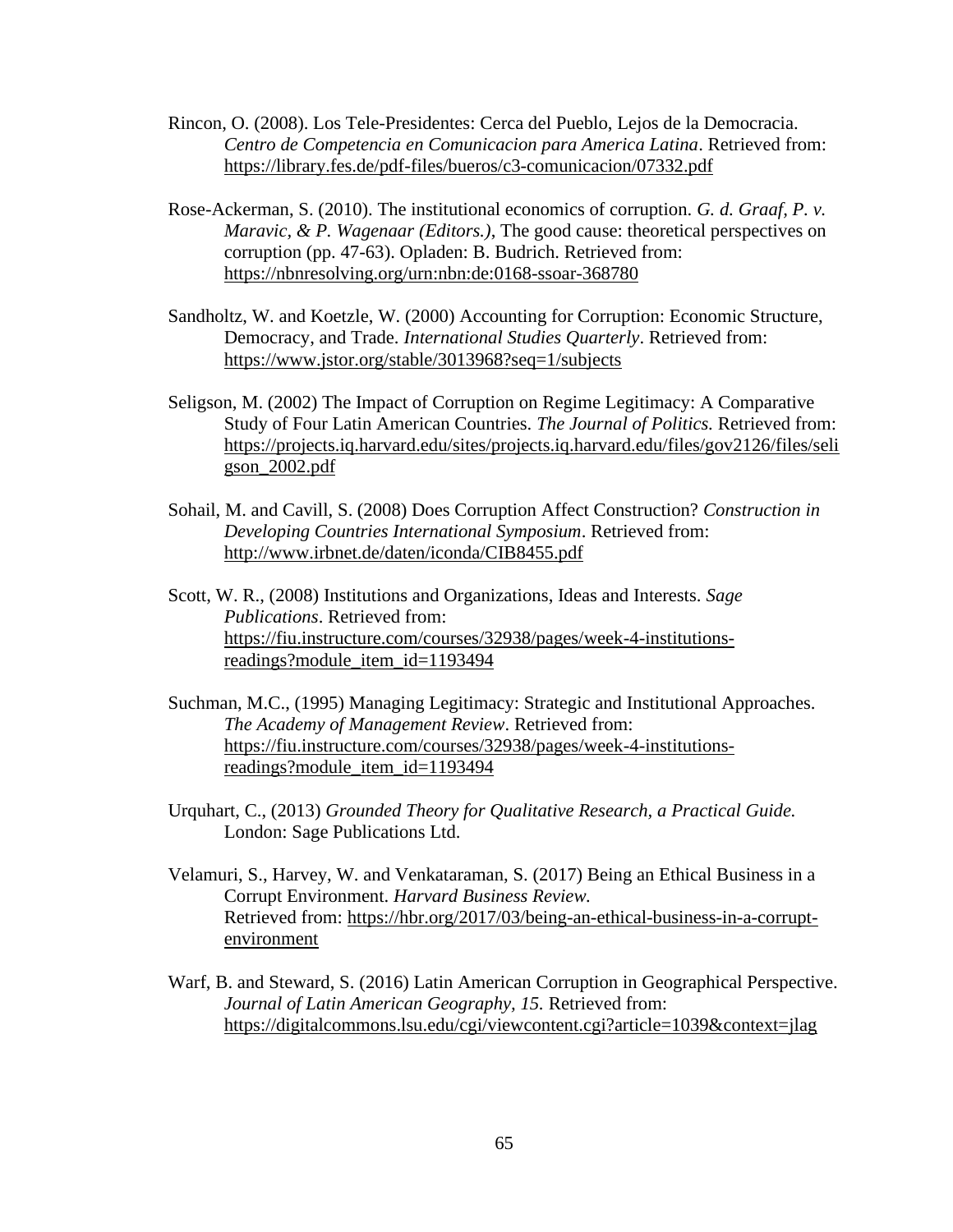Rincon, O. (2008). Los Tele-Presidentes: Cerca del Pueblo, Lejos de la Democracia. *Centro de Competencia en Comunicacion para America Latina*. Retrieved from: https://library.fes.de/pdf-files/bueros/c3-comunicacion/07332.pdf

Rose-Ackerman, S. (2010). The institutional economics of corruption. *G. d. Graaf, P. v. Maravic, & P. Wagenaar (Editors.)*, The good cause: theoretical perspectives on corruption (pp. 47-63). Opladen: B. Budrich. Retrieved from: https://nbnresolving.org/urn:nbn:de:0168-ssoar-368780

Sandholtz, W. and Koetzle, W. (2000) Accounting for Corruption: Economic Structure, Democracy, and Trade. *International Studies Quarterly*. Retrieved from: https://www.jstor.org/stable/3013968?seq=1/subjects

Seligson, M. (2002) The Impact of Corruption on Regime Legitimacy: A Comparative Study of Four Latin American Countries. *The Journal of Politics.* Retrieved from: https://projects.iq.harvard.edu/sites/projects.iq.harvard.edu/files/gov2126/files/seligson_2002.pdf

Sohail, M. and Cavill, S. (2008) Does Corruption Affect Construction? *Construction in Developing Countries International Symposium*. Retrieved from: http://www.irbnet.de/daten/iconda/CIB8455.pdf

Scott, W. R., (2008) Institutions and Organizations, Ideas and Interests. *Sage Publications*. Retrieved from: https://fiu.instructure.com/courses/32938/pages/week-4-institutions-readings?module_item_id=1193494

Suchman, M.C., (1995) Managing Legitimacy: Strategic and Institutional Approaches. *The Academy of Management Review*. Retrieved from: https://fiu.instructure.com/courses/32938/pages/week-4-institutions-readings?module_item_id=1193494

Urquhart, C., (2013) *Grounded Theory for Qualitative Research, a Practical Guide.* London: Sage Publications Ltd.

Velamuri, S., Harvey, W. and Venkataraman, S. (2017) Being an Ethical Business in a Corrupt Environment. *Harvard Business Review.* Retrieved from: https://hbr.org/2017/03/being-an-ethical-business-in-a-corrupt-environment

Warf, B. and Steward, S. (2016) Latin American Corruption in Geographical Perspective. *Journal of Latin American Geography, 15.* Retrieved from: https://digitalcommons.lsu.edu/cgi/viewcontent.cgi?article=1039&context=jlag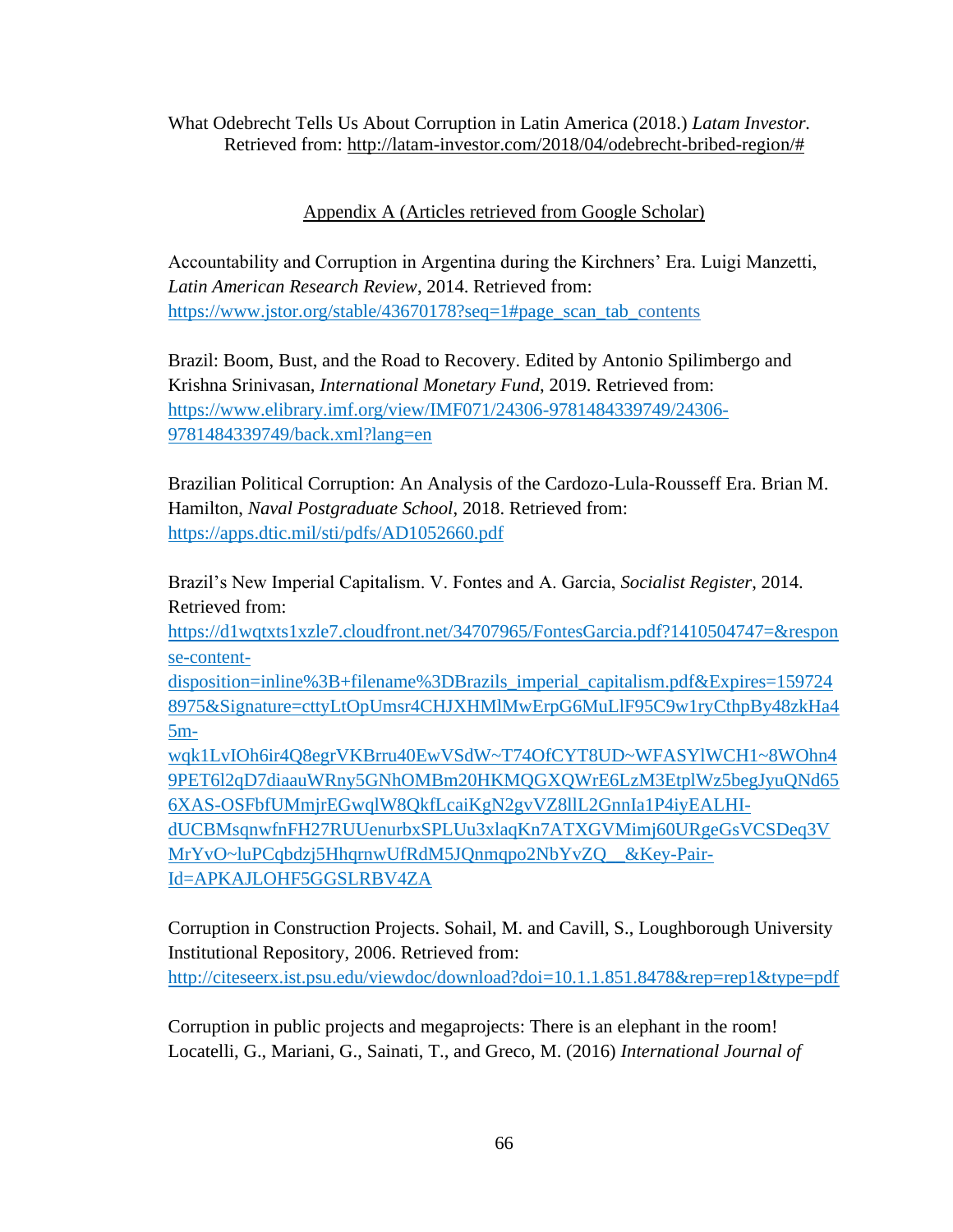What Odebrecht Tells Us About Corruption in Latin America (2018.) *Latam Investor*. Retrieved from: http://latam-investor.com/2018/04/odebrecht-bribed-region/#

Appendix A (Articles retrieved from Google Scholar)

Accountability and Corruption in Argentina during the Kirchners' Era. Luigi Manzetti, *Latin American Research Review*, 2014. Retrieved from: https://www.jstor.org/stable/43670178?seq=1#page_scan_tab_contents

Brazil: Boom, Bust, and the Road to Recovery. Edited by Antonio Spilimbergo and Krishna Srinivasan, *International Monetary Fund*, 2019. Retrieved from: https://www.elibrary.imf.org/view/IMF071/24306-9781484339749/24306-9781484339749/back.xml?lang=en

Brazilian Political Corruption: An Analysis of the Cardozo-Lula-Rousseff Era. Brian M. Hamilton, *Naval Postgraduate School*, 2018. Retrieved from: https://apps.dtic.mil/sti/pdfs/AD1052660.pdf

Brazil's New Imperial Capitalism. V. Fontes and A. Garcia, *Socialist Register*, 2014. Retrieved from: https://d1wqtxts1xzle7.cloudfront.net/34707965/FontesGarcia.pdf?1410504747=&response-content-disposition=inline%3B+filename%3DBrazils_imperial_capitalism.pdf&Expires=1597248975&Signature=cttyLtOpUmsr4CHJXHMlMwErpG6MuLlF95C9w1ryCthpBy48zkHa45m-wqk1LvIOh6ir4Q8egrVKBrru40EwVSdW~T74OfCYT8UD~WFASYlWCH1~8WOhn49PET6l2qD7diaauWRny5GNhOMBm20HKMQGXQWrE6LzM3EtplWz5begJyuQNd656XAS-OSFbfUMmjrEGwqlW8QkfLcaiKgN2gvVZ8llL2GnnIa1P4iyEALHI-dUCBMsqnwfnFH27RUUenurbxSPLUu3xlaqKn7ATXGVMimj60URgeGsVCSDeq3VMrYvO~luPCqbdzj5HhqrnwUfRdM5JQnmqpo2NbYvZQ__&Key-Pair-Id=APKAJLOHF5GGSLRBV4ZA

Corruption in Construction Projects. Sohail, M. and Cavill, S., Loughborough University Institutional Repository, 2006. Retrieved from: http://citeseerx.ist.psu.edu/viewdoc/download?doi=10.1.1.851.8478&rep=rep1&type=pdf

Corruption in public projects and megaprojects: There is an elephant in the room! Locatelli, G., Mariani, G., Sainati, T., and Greco, M. (2016) *International Journal of*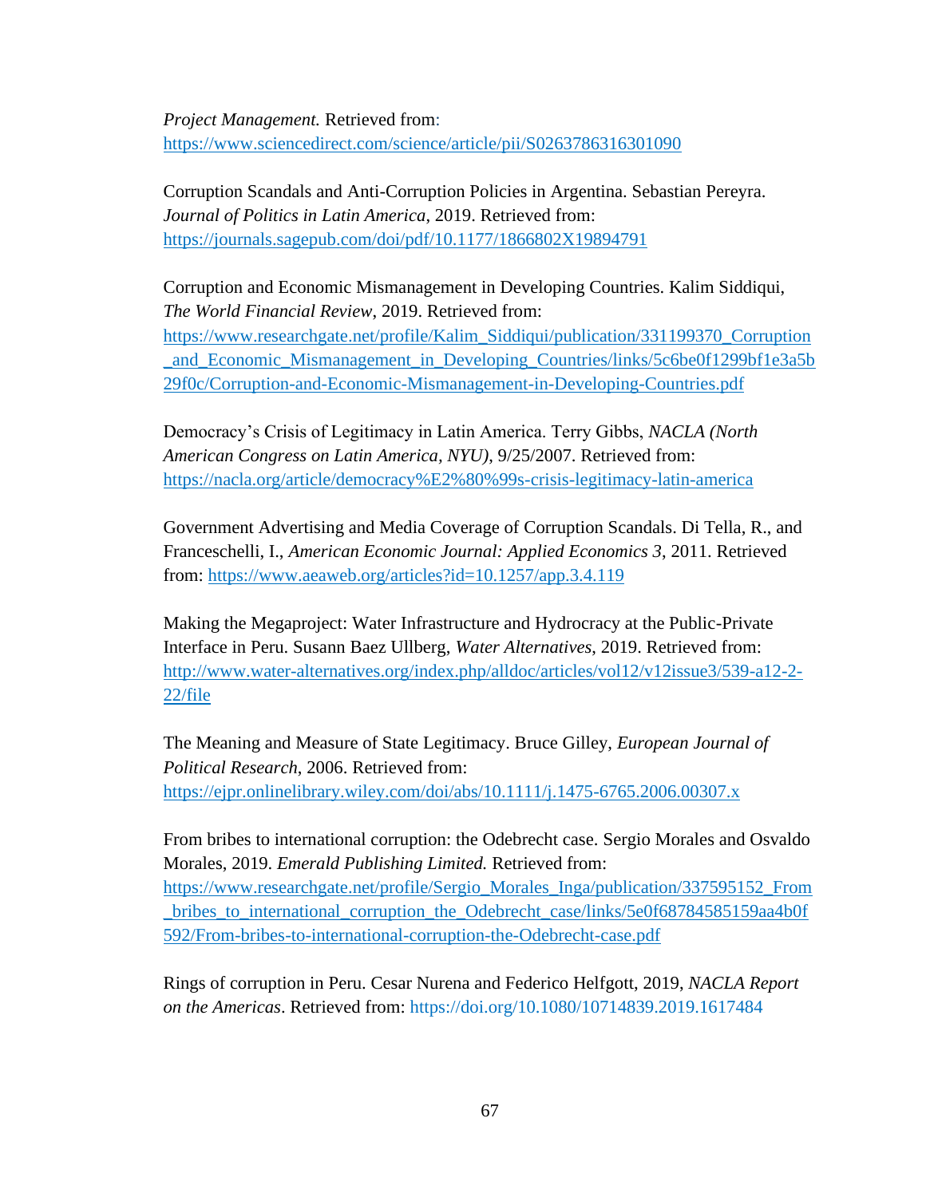*Project Management.* Retrieved from: https://www.sciencedirect.com/science/article/pii/S0263786316301090

Corruption Scandals and Anti-Corruption Policies in Argentina. Sebastian Pereyra. *Journal of Politics in Latin America*, 2019. Retrieved from: https://journals.sagepub.com/doi/pdf/10.1177/1866802X19894791

Corruption and Economic Mismanagement in Developing Countries. Kalim Siddiqui, *The World Financial Review*, 2019. Retrieved from: https://www.researchgate.net/profile/Kalim_Siddiqui/publication/331199370_Corruption_and_Economic_Mismanagement_in_Developing_Countries/links/5c6be0f1299bf1e3a5b29f0c/Corruption-and-Economic-Mismanagement-in-Developing-Countries.pdf

Democracy's Crisis of Legitimacy in Latin America. Terry Gibbs, *NACLA (North American Congress on Latin America, NYU)*, 9/25/2007. Retrieved from: https://nacla.org/article/democracy%E2%80%99s-crisis-legitimacy-latin-america

Government Advertising and Media Coverage of Corruption Scandals. Di Tella, R., and Franceschelli, I., *American Economic Journal: Applied Economics 3*, 2011. Retrieved from: https://www.aeaweb.org/articles?id=10.1257/app.3.4.119

Making the Megaproject: Water Infrastructure and Hydrocracy at the Public-Private Interface in Peru. Susann Baez Ullberg, *Water Alternatives*, 2019. Retrieved from: http://www.water-alternatives.org/index.php/alldoc/articles/vol12/v12issue3/539-a12-2-22/file

The Meaning and Measure of State Legitimacy. Bruce Gilley, *European Journal of Political Research*, 2006. Retrieved from: https://ejpr.onlinelibrary.wiley.com/doi/abs/10.1111/j.1475-6765.2006.00307.x

From bribes to international corruption: the Odebrecht case. Sergio Morales and Osvaldo Morales, 2019. *Emerald Publishing Limited.* Retrieved from: https://www.researchgate.net/profile/Sergio_Morales_Inga/publication/337595152_From_bribes_to_international_corruption_the_Odebrecht_case/links/5e0f68784585159aa4b0f592/From-bribes-to-international-corruption-the-Odebrecht-case.pdf

Rings of corruption in Peru. Cesar Nurena and Federico Helfgott, 2019, *NACLA Report on the Americas*. Retrieved from: https://doi.org/10.1080/10714839.2019.1617484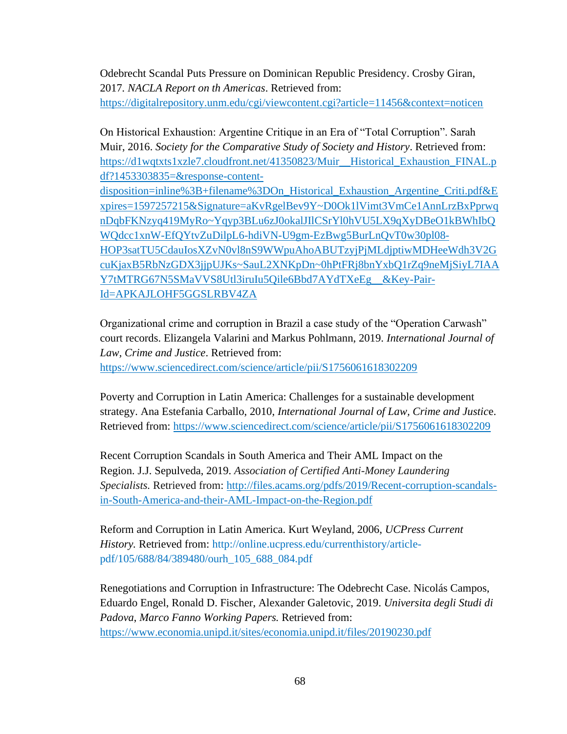Odebrecht Scandal Puts Pressure on Dominican Republic Presidency. Crosby Giran, 2017. *NACLA Report on th Americas*. Retrieved from: https://digitalrepository.unm.edu/cgi/viewcontent.cgi?article=11456&context=noticen

On Historical Exhaustion: Argentine Critique in an Era of "Total Corruption". Sarah Muir, 2016. *Society for the Comparative Study of Society and History*. Retrieved from: https://d1wqtxts1xzle7.cloudfront.net/41350823/Muir__Historical_Exhaustion_FINAL.pdf?1453303835=&response-content-disposition=inline%3B+filename%3DOn_Historical_Exhaustion_Argentine_Criti.pdf&Expires=1597257215&Signature=aKvRgelBev9Y~D0Ok1lVimt3VmCe1AnnLrzBxPprwqnDqbFKNzyq419MyRo~Yqyp3BLu6zJ0okalJIlCSrYl0hVU5LX9qXyDBeO1kBWhIbQWQdcc1xnW-EfQYtvZuDilpL6-hdiVN-U9gm-EzBwg5BurLnQvT0w30pl08-HOP3satTU5CdauIosXZvN0vl8nS9WWpuAhoABUTzyjPjMLdjptiwMDHeeWdh3V2GcuKjaxB5RbNzGDX3jjpUJKs~SauL2XNKpDn~0hPtFRj8bnYxbQ1rZq9neMjSiyL7IAAY7tMTRG67N5SMaVVS8Utl3iruIu5Qile6Bbd7AYdTXeEg__&Key-Pair-Id=APKAJLOHF5GGSLRBV4ZA

Organizational crime and corruption in Brazil a case study of the "Operation Carwash" court records. Elizangela Valarini and Markus Pohlmann, 2019. *International Journal of Law, Crime and Justice*. Retrieved from: https://www.sciencedirect.com/science/article/pii/S1756061618302209

Poverty and Corruption in Latin America: Challenges for a sustainable development strategy. Ana Estefania Carballo, 2010, *International Journal of Law, Crime and Justice*. Retrieved from: https://www.sciencedirect.com/science/article/pii/S1756061618302209

Recent Corruption Scandals in South America and Their AML Impact on the Region. J.J. Sepulveda, 2019. *Association of Certified Anti-Money Laundering Specialists.* Retrieved from: http://files.acams.org/pdfs/2019/Recent-corruption-scandals-in-South-America-and-their-AML-Impact-on-the-Region.pdf

Reform and Corruption in Latin America. Kurt Weyland, 2006, *UCPress Current History.* Retrieved from: http://online.ucpress.edu/currenthistory/article-pdf/105/688/84/389480/ourh_105_688_084.pdf

Renegotiations and Corruption in Infrastructure: The Odebrecht Case. Nicolás Campos, Eduardo Engel, Ronald D. Fischer, Alexander Galetovic, 2019. *Universita degli Studi di Padova, Marco Fanno Working Papers.* Retrieved from: https://www.economia.unipd.it/sites/economia.unipd.it/files/20190230.pdf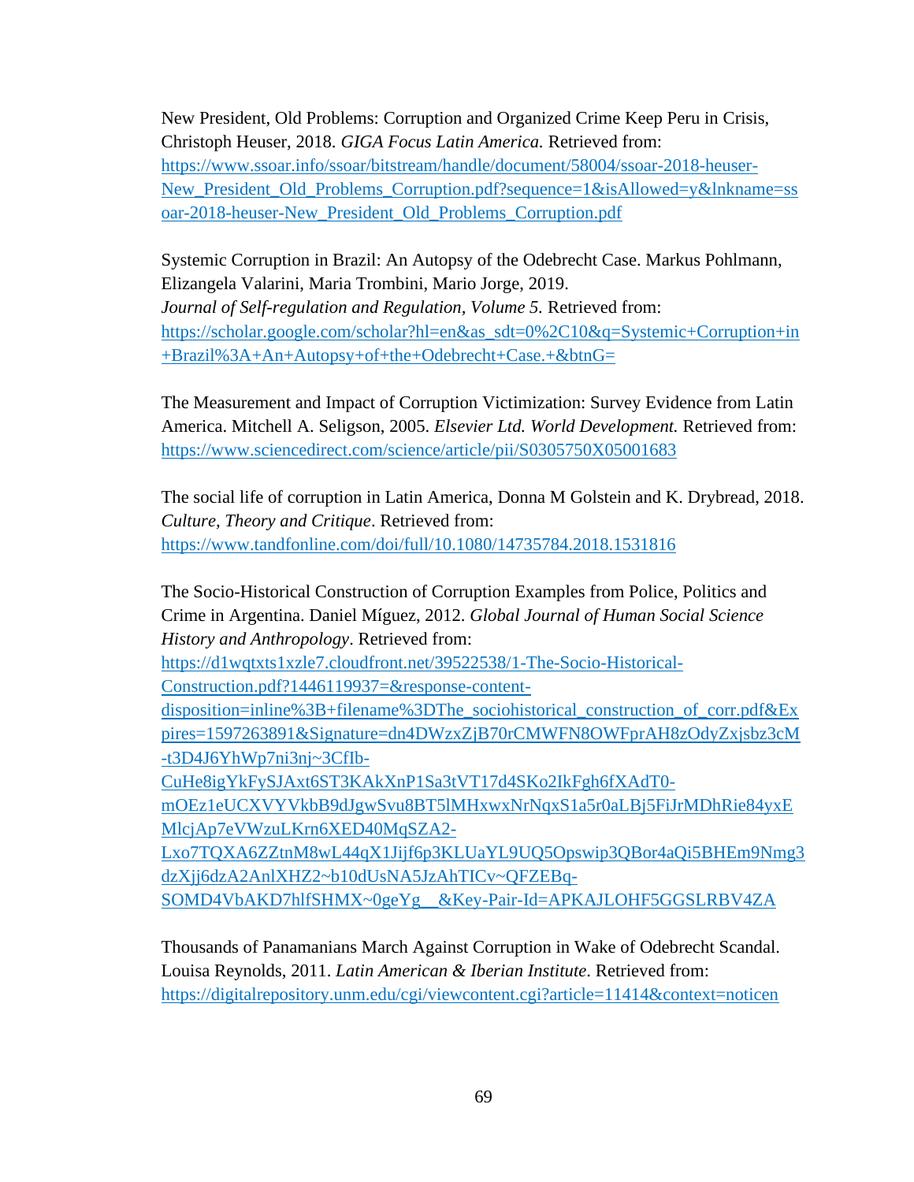New President, Old Problems: Corruption and Organized Crime Keep Peru in Crisis, Christoph Heuser, 2018. *GIGA Focus Latin America.* Retrieved from: https://www.ssoar.info/ssoar/bitstream/handle/document/58004/ssoar-2018-heuser-New_President_Old_Problems_Corruption.pdf?sequence=1&isAllowed=y&lnkname=ssoar-2018-heuser-New_President_Old_Problems_Corruption.pdf

Systemic Corruption in Brazil: An Autopsy of the Odebrecht Case. Markus Pohlmann, Elizangela Valarini, Maria Trombini, Mario Jorge, 2019. *Journal of Self-regulation and Regulation, Volume 5.* Retrieved from: https://scholar.google.com/scholar?hl=en&as_sdt=0%2C10&q=Systemic+Corruption+in+Brazil%3A+An+Autopsy+of+the+Odebrecht+Case.+&btnG=

The Measurement and Impact of Corruption Victimization: Survey Evidence from Latin America. Mitchell A. Seligson, 2005. *Elsevier Ltd. World Development.* Retrieved from: https://www.sciencedirect.com/science/article/pii/S0305750X05001683

The social life of corruption in Latin America, Donna M Golstein and K. Drybread, 2018. *Culture, Theory and Critique*. Retrieved from: https://www.tandfonline.com/doi/full/10.1080/14735784.2018.1531816

The Socio-Historical Construction of Corruption Examples from Police, Politics and Crime in Argentina. Daniel Míguez, 2012. *Global Journal of Human Social Science History and Anthropology*. Retrieved from: https://d1wqtxts1xzle7.cloudfront.net/39522538/1-The-Socio-Historical-Construction.pdf?1446119937=&response-content-disposition=inline%3B+filename%3DThe_sociohistorical_construction_of_corr.pdf&Expires=1597263891&Signature=dn4DWzxZjB70rCMWFN8OWFprAH8zOdyZxjsbz3cM-t3D4J6YhWp7ni3nj~3CfIb-CuHe8igYkFySJAxt6ST3KAkXnP1Sa3tVT17d4SKo2IkFgh6fXAdT0-mOEz1eUCXVYVkbB9dJgwSvu8BT5lMHxwxNrNqxS1a5r0aLBj5FiJrMDhRie84yxEMlcjAp7eVWzuLKrn6XED40MqSZA2-Lxo7TQXA6ZZtnM8wL44qX1Jijf6p3KLUaYL9UQ5Opswip3QBor4aQi5BHEm9Nmg3dzXjj6dzA2AnlXHZ2~b10dUsNA5JzAhTICv~QFZEBq-SOMD4VbAKD7hlfSHMX~0geYg__&Key-Pair-Id=APKAJLOHF5GGSLRBV4ZA

Thousands of Panamanians March Against Corruption in Wake of Odebrecht Scandal. Louisa Reynolds, 2011. *Latin American & Iberian Institute.* Retrieved from: https://digitalrepository.unm.edu/cgi/viewcontent.cgi?article=11414&context=noticen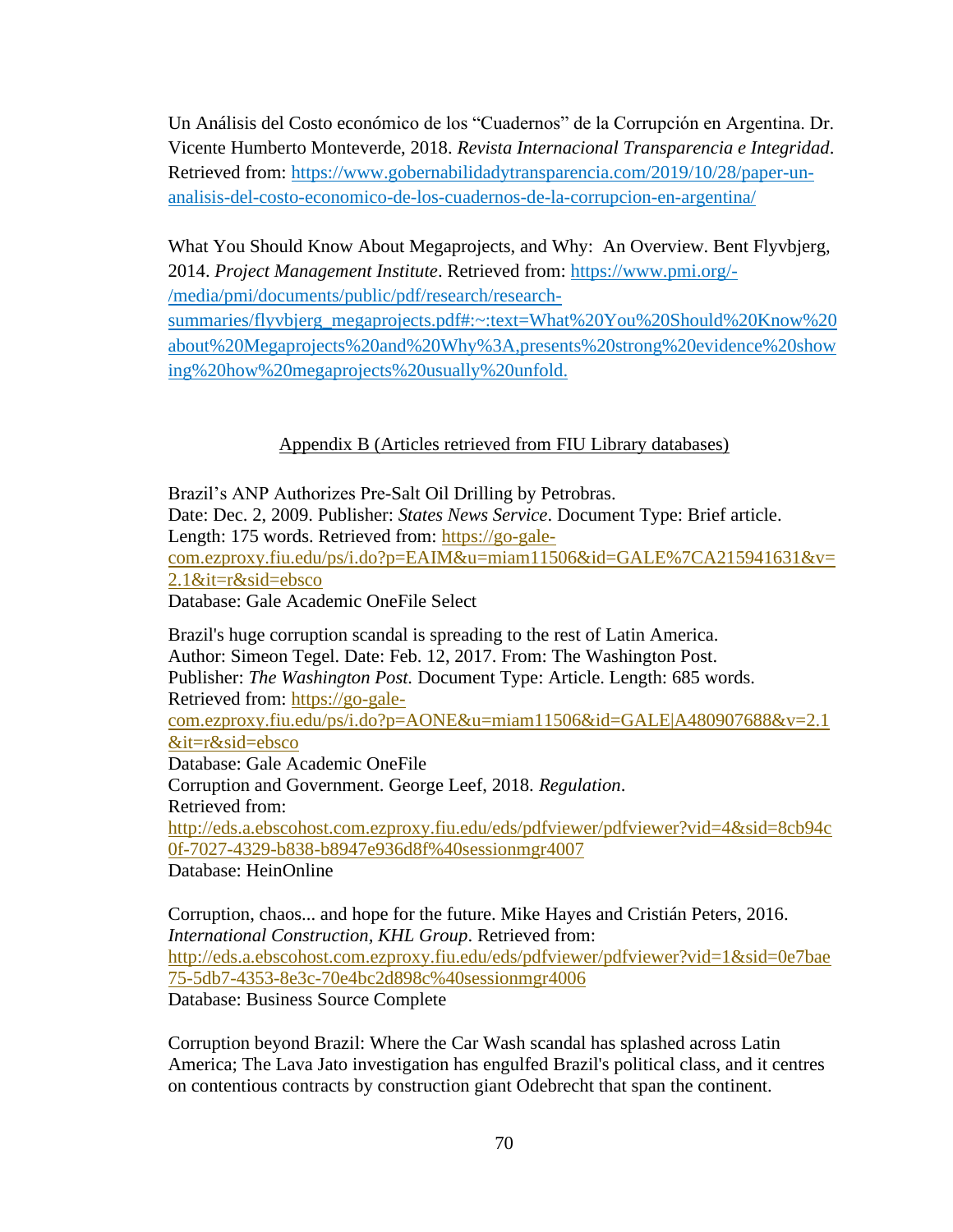Un Análisis del Costo económico de los "Cuadernos" de la Corrupción en Argentina. Dr. Vicente Humberto Monteverde, 2018. *Revista Internacional Transparencia e Integridad*. Retrieved from: https://www.gobernabilidadytransparencia.com/2019/10/28/paper-un-analisis-del-costo-economico-de-los-cuadernos-de-la-corrupcion-en-argentina/

What You Should Know About Megaprojects, and Why: An Overview. Bent Flyvbjerg, 2014. *Project Management Institute*. Retrieved from: https://www.pmi.org/-/media/pmi/documents/public/pdf/research/research-summaries/flyvbjerg_megaprojects.pdf#:~:text=What%20You%20Should%20Know%20about%20Megaprojects%20and%20Why%3A,presents%20strong%20evidence%20showing%20how%20megaprojects%20usually%20unfold.

## Appendix B (Articles retrieved from FIU Library databases)

Brazil's ANP Authorizes Pre-Salt Oil Drilling by Petrobras.
Date: Dec. 2, 2009. Publisher: *States News Service*. Document Type: Brief article. Length: 175 words. Retrieved from: https://go-gale-com.ezproxy.fiu.edu/ps/i.do?p=EAIM&u=miam11506&id=GALE%7CA215941631&v=2.1&it=r&sid=ebsco
Database: Gale Academic OneFile Select

Brazil's huge corruption scandal is spreading to the rest of Latin America.
Author: Simeon Tegel. Date: Feb. 12, 2017. From: The Washington Post.
Publisher: *The Washington Post.* Document Type: Article. Length: 685 words.
Retrieved from: https://go-gale-com.ezproxy.fiu.edu/ps/i.do?p=AONE&u=miam11506&id=GALE|A480907688&v=2.1&it=r&sid=ebsco
Database: Gale Academic OneFile
Corruption and Government. George Leef, 2018. *Regulation*.
Retrieved from:
http://eds.a.ebscohost.com.ezproxy.fiu.edu/eds/pdfviewer/pdfviewer?vid=4&sid=8cb94c0f-7027-4329-b838-b8947e936d8f%40sessionmgr4007
Database: HeinOnline

Corruption, chaos... and hope for the future. Mike Hayes and Cristián Peters, 2016. *International Construction, KHL Group*. Retrieved from:
http://eds.a.ebscohost.com.ezproxy.fiu.edu/eds/pdfviewer/pdfviewer?vid=1&sid=0e7bae75-5db7-4353-8e3c-70e4bc2d898c%40sessionmgr4006
Database: Business Source Complete

Corruption beyond Brazil: Where the Car Wash scandal has splashed across Latin America; The Lava Jato investigation has engulfed Brazil's political class, and it centres on contentious contracts by construction giant Odebrecht that span the continent.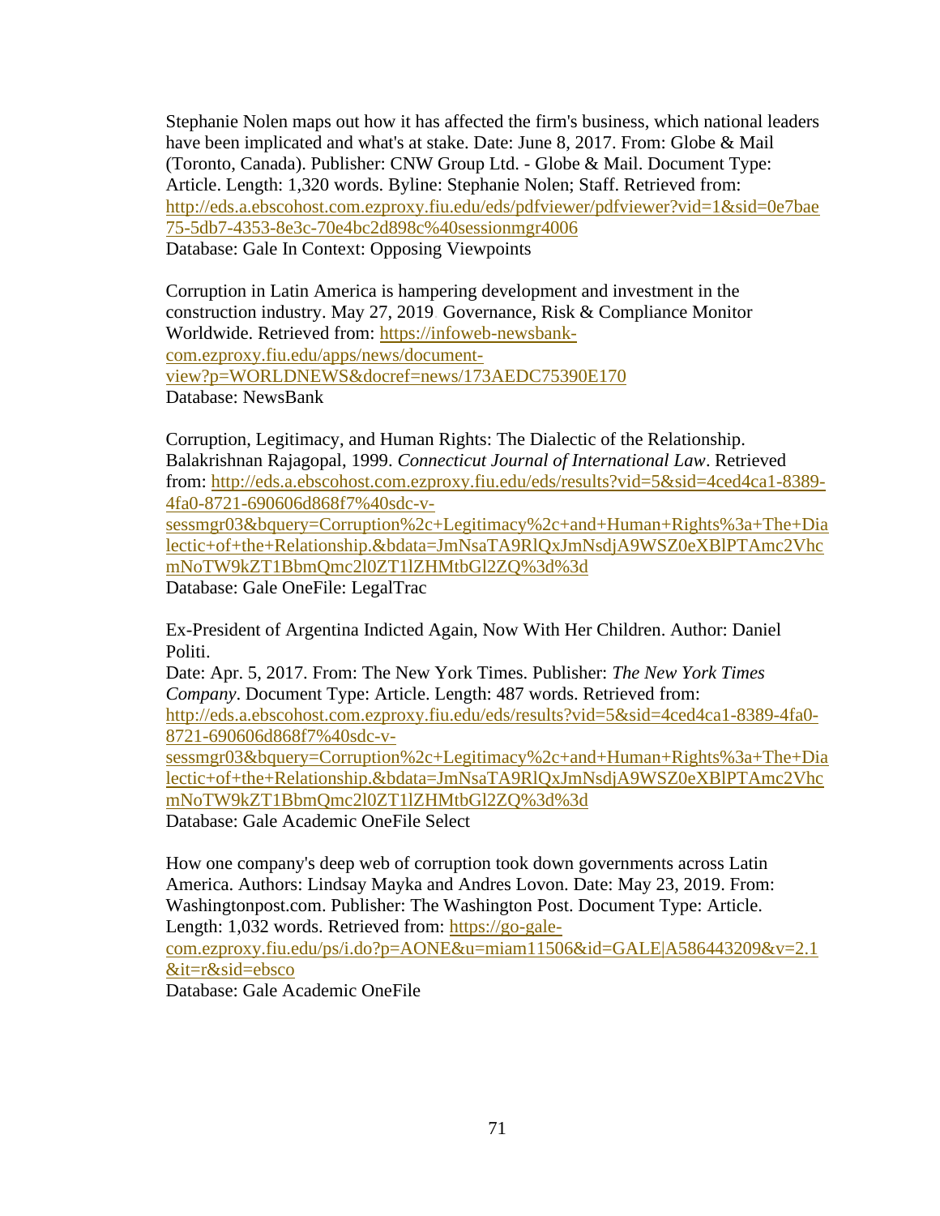Stephanie Nolen maps out how it has affected the firm's business, which national leaders have been implicated and what's at stake. Date: June 8, 2017. From: Globe & Mail (Toronto, Canada). Publisher: CNW Group Ltd. - Globe & Mail. Document Type: Article. Length: 1,320 words. Byline: Stephanie Nolen; Staff. Retrieved from: http://eds.a.ebscohost.com.ezproxy.fiu.edu/eds/pdfviewer/pdfviewer?vid=1&sid=0e7bae75-5db7-4353-8e3c-70e4bc2d898c%40sessionmgr4006
Database: Gale In Context: Opposing Viewpoints

Corruption in Latin America is hampering development and investment in the construction industry. May 27, 2019. Governance, Risk & Compliance Monitor Worldwide. Retrieved from: https://infoweb-newsbank-com.ezproxy.fiu.edu/apps/news/document-view?p=WORLDNEWS&docref=news/173AEDC75390E170
Database: NewsBank

Corruption, Legitimacy, and Human Rights: The Dialectic of the Relationship. Balakrishnan Rajagopal, 1999. *Connecticut Journal of International Law*. Retrieved from: http://eds.a.ebscohost.com.ezproxy.fiu.edu/eds/results?vid=5&sid=4ced4ca1-8389-4fa0-8721-690606d868f7%40sdc-v-sessmgr03&bquery=Corruption%2c+Legitimacy%2c+and+Human+Rights%3a+The+Dialectic+of+the+Relationship.&bdata=JmNsaTA9RlQxJmNsdjA9WSZ0eXBlPTAmc2VhcmNoTW9kZT1BbmQmc2l0ZT1lZHMtbGl2ZQ%3d%3d
Database: Gale OneFile: LegalTrac

Ex-President of Argentina Indicted Again, Now With Her Children. Author: Daniel Politi.
Date: Apr. 5, 2017. From: The New York Times. Publisher: *The New York Times Company*. Document Type: Article. Length: 487 words. Retrieved from: http://eds.a.ebscohost.com.ezproxy.fiu.edu/eds/results?vid=5&sid=4ced4ca1-8389-4fa0-8721-690606d868f7%40sdc-v-sessmgr03&bquery=Corruption%2c+Legitimacy%2c+and+Human+Rights%3a+The+Dialectic+of+the+Relationship.&bdata=JmNsaTA9RlQxJmNsdjA9WSZ0eXBlPTAmc2VhcmNoTW9kZT1BbmQmc2l0ZT1lZHMtbGl2ZQ%3d%3d
Database: Gale Academic OneFile Select

How one company's deep web of corruption took down governments across Latin America. Authors: Lindsay Mayka and Andres Lovon. Date: May 23, 2019. From: Washingtonpost.com. Publisher: The Washington Post. Document Type: Article. Length: 1,032 words. Retrieved from: https://go-gale-com.ezproxy.fiu.edu/ps/i.do?p=AONE&u=miam11506&id=GALE|A586443209&v=2.1&it=r&sid=ebsco
Database: Gale Academic OneFile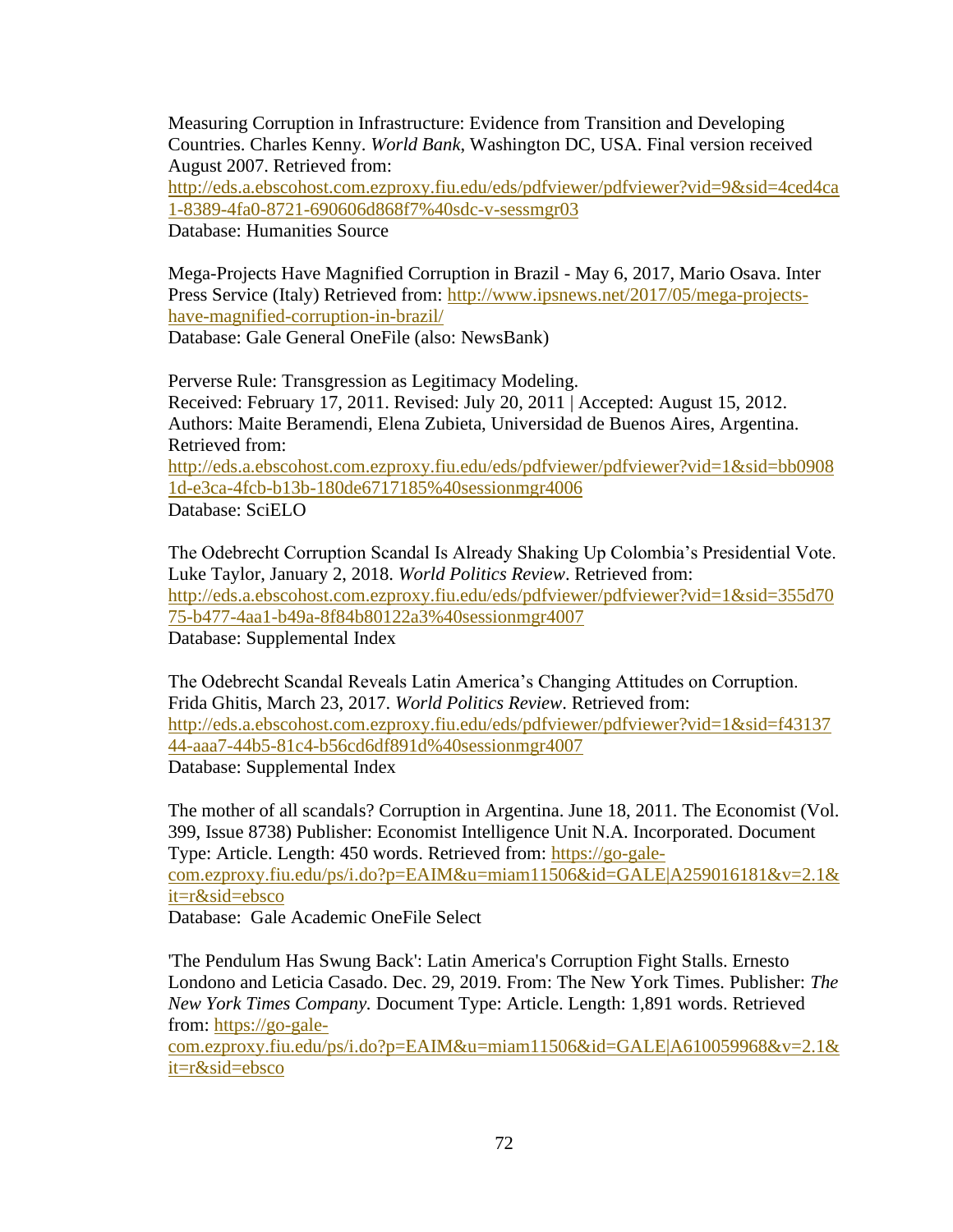Measuring Corruption in Infrastructure: Evidence from Transition and Developing Countries. Charles Kenny. *World Bank*, Washington DC, USA. Final version received August 2007. Retrieved from: http://eds.a.ebscohost.com.ezproxy.fiu.edu/eds/pdfviewer/pdfviewer?vid=9&sid=4ced4ca1-8389-4fa0-8721-690606d868f7%40sdc-v-sessmgr03
Database: Humanities Source

Mega-Projects Have Magnified Corruption in Brazil - May 6, 2017, Mario Osava. Inter Press Service (Italy) Retrieved from: http://www.ipsnews.net/2017/05/mega-projects-have-magnified-corruption-in-brazil/
Database: Gale General OneFile (also: NewsBank)

Perverse Rule: Transgression as Legitimacy Modeling.
Received: February 17, 2011. Revised: July 20, 2011 | Accepted: August 15, 2012.
Authors: Maite Beramendi, Elena Zubieta, Universidad de Buenos Aires, Argentina.
Retrieved from:
http://eds.a.ebscohost.com.ezproxy.fiu.edu/eds/pdfviewer/pdfviewer?vid=1&sid=bb09081d-e3ca-4fcb-b13b-180de6717185%40sessionmgr4006
Database: SciELO

The Odebrecht Corruption Scandal Is Already Shaking Up Colombia's Presidential Vote. Luke Taylor, January 2, 2018. *World Politics Review*. Retrieved from: http://eds.a.ebscohost.com.ezproxy.fiu.edu/eds/pdfviewer/pdfviewer?vid=1&sid=355d7075-b477-4aa1-b49a-8f84b80122a3%40sessionmgr4007
Database: Supplemental Index

The Odebrecht Scandal Reveals Latin America's Changing Attitudes on Corruption. Frida Ghitis, March 23, 2017. *World Politics Review*. Retrieved from: http://eds.a.ebscohost.com.ezproxy.fiu.edu/eds/pdfviewer/pdfviewer?vid=1&sid=f4313744-aaa7-44b5-81c4-b56cd6df891d%40sessionmgr4007
Database: Supplemental Index

The mother of all scandals? Corruption in Argentina. June 18, 2011. The Economist (Vol. 399, Issue 8738) Publisher: Economist Intelligence Unit N.A. Incorporated. Document Type: Article. Length: 450 words. Retrieved from: https://go-gale-com.ezproxy.fiu.edu/ps/i.do?p=EAIM&u=miam11506&id=GALE|A259016181&v=2.1&it=r&sid=ebsco
Database: Gale Academic OneFile Select

'The Pendulum Has Swung Back': Latin America's Corruption Fight Stalls. Ernesto Londono and Leticia Casado. Dec. 29, 2019. From: The New York Times. Publisher: *The New York Times Company.* Document Type: Article. Length: 1,891 words. Retrieved from: https://go-gale-com.ezproxy.fiu.edu/ps/i.do?p=EAIM&u=miam11506&id=GALE|A610059968&v=2.1&it=r&sid=ebsco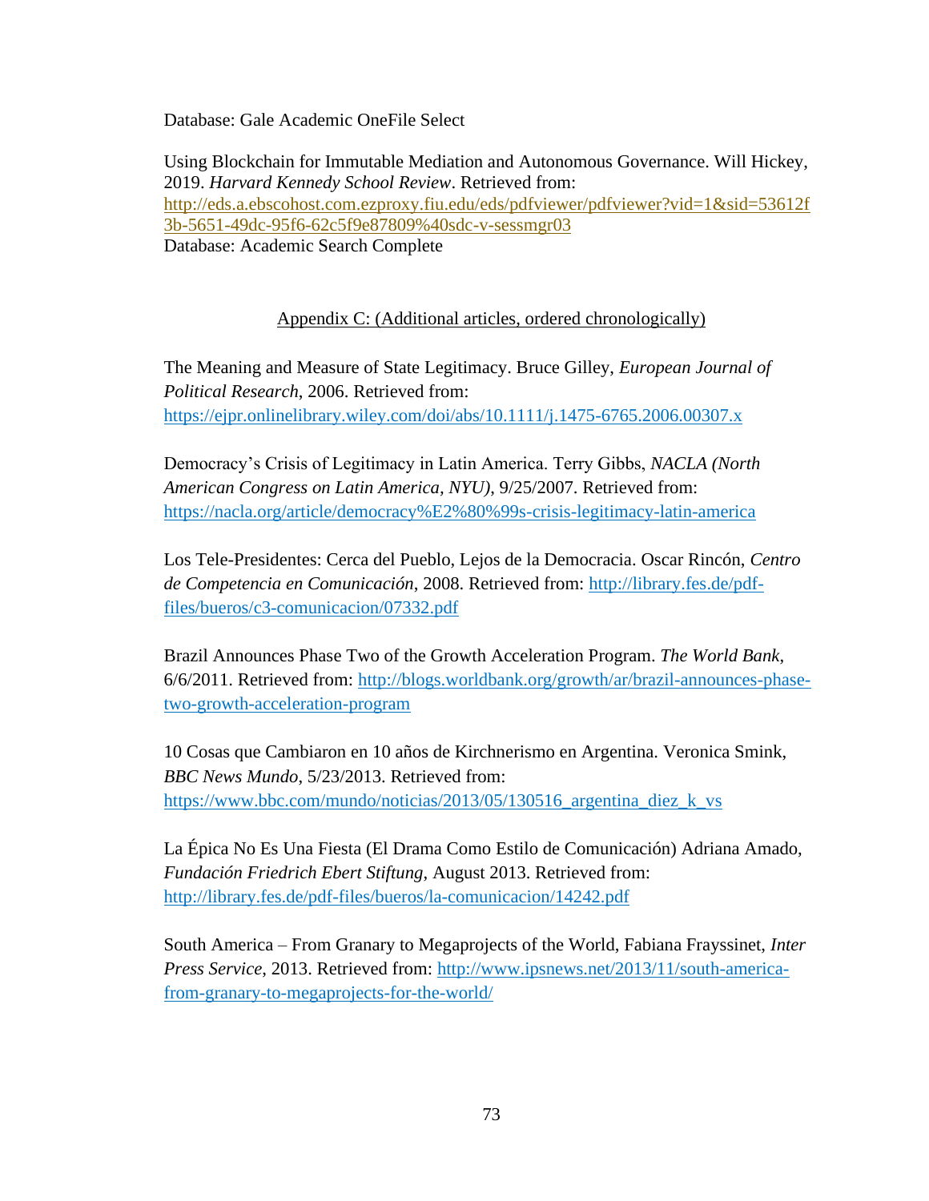Database: Gale Academic OneFile Select

Using Blockchain for Immutable Mediation and Autonomous Governance. Will Hickey, 2019. *Harvard Kennedy School Review*. Retrieved from: http://eds.a.ebscohost.com.ezproxy.fiu.edu/eds/pdfviewer/pdfviewer?vid=1&sid=53612f3b-5651-49dc-95f6-62c5f9e87809%40sdc-v-sessmgr03
Database: Academic Search Complete

Appendix C: (Additional articles, ordered chronologically)

The Meaning and Measure of State Legitimacy. Bruce Gilley, *European Journal of Political Research*, 2006. Retrieved from: https://ejpr.onlinelibrary.wiley.com/doi/abs/10.1111/j.1475-6765.2006.00307.x

Democracy's Crisis of Legitimacy in Latin America. Terry Gibbs, *NACLA (North American Congress on Latin America, NYU)*, 9/25/2007. Retrieved from: https://nacla.org/article/democracy%E2%80%99s-crisis-legitimacy-latin-america

Los Tele-Presidentes: Cerca del Pueblo, Lejos de la Democracia. Oscar Rincón, *Centro de Competencia en Comunicación*, 2008. Retrieved from: http://library.fes.de/pdf-files/bueros/c3-comunicacion/07332.pdf

Brazil Announces Phase Two of the Growth Acceleration Program. *The World Bank*, 6/6/2011. Retrieved from: http://blogs.worldbank.org/growth/ar/brazil-announces-phase-two-growth-acceleration-program

10 Cosas que Cambiaron en 10 años de Kirchnerismo en Argentina. Veronica Smink, *BBC News Mundo*, 5/23/2013. Retrieved from: https://www.bbc.com/mundo/noticias/2013/05/130516_argentina_diez_k_vs

La Épica No Es Una Fiesta (El Drama Como Estilo de Comunicación) Adriana Amado, *Fundación Friedrich Ebert Stiftung*, August 2013. Retrieved from: http://library.fes.de/pdf-files/bueros/la-comunicacion/14242.pdf

South America – From Granary to Megaprojects of the World, Fabiana Frayssinet, *Inter Press Service*, 2013. Retrieved from: http://www.ipsnews.net/2013/11/south-america-from-granary-to-megaprojects-for-the-world/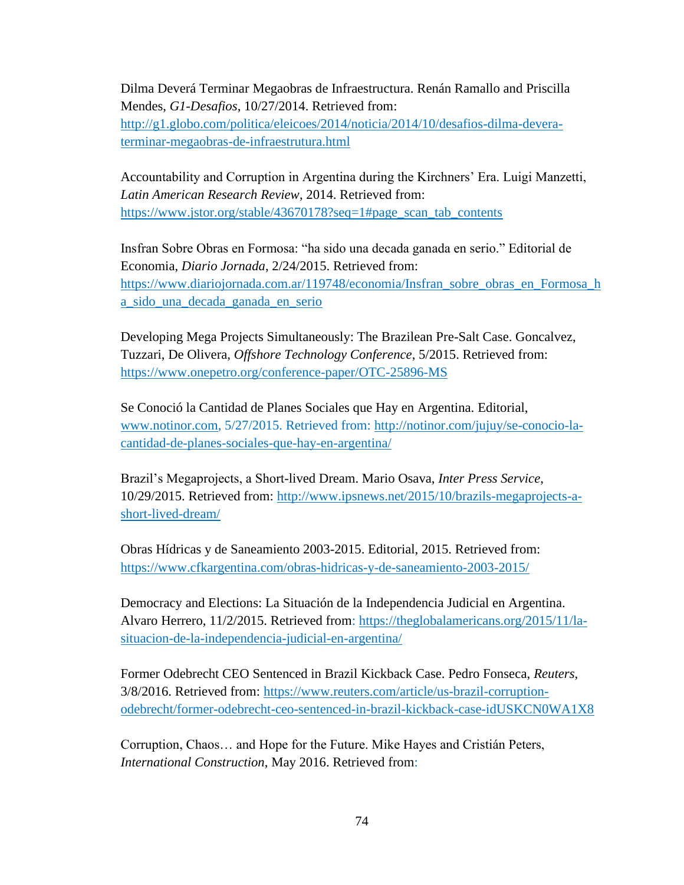Dilma Deverá Terminar Megaobras de Infraestructura. Renán Ramallo and Priscilla Mendes, *G1-Desafios*, 10/27/2014. Retrieved from: http://g1.globo.com/politica/eleicoes/2014/noticia/2014/10/desafios-dilma-devera-terminar-megaobras-de-infraestrutura.html

Accountability and Corruption in Argentina during the Kirchners' Era. Luigi Manzetti, *Latin American Research Review*, 2014. Retrieved from: https://www.jstor.org/stable/43670178?seq=1#page_scan_tab_contents

Insfran Sobre Obras en Formosa: "ha sido una decada ganada en serio." Editorial de Economia, *Diario Jornada*, 2/24/2015. Retrieved from: https://www.diariojornada.com.ar/119748/economia/Insfran_sobre_obras_en_Formosa_ha_sido_una_decada_ganada_en_serio

Developing Mega Projects Simultaneously: The Brazilean Pre-Salt Case. Goncalvez, Tuzzari, De Olivera, *Offshore Technology Conference*, 5/2015. Retrieved from: https://www.onepetro.org/conference-paper/OTC-25896-MS

Se Conoció la Cantidad de Planes Sociales que Hay en Argentina. Editorial, www.notinor.com, 5/27/2015. Retrieved from: http://notinor.com/jujuy/se-conocio-la-cantidad-de-planes-sociales-que-hay-en-argentina/

Brazil's Megaprojects, a Short-lived Dream. Mario Osava, *Inter Press Service*, 10/29/2015. Retrieved from: http://www.ipsnews.net/2015/10/brazils-megaprojects-a-short-lived-dream/

Obras Hídricas y de Saneamiento 2003-2015. Editorial, 2015. Retrieved from: https://www.cfkargentina.com/obras-hidricas-y-de-saneamiento-2003-2015/

Democracy and Elections: La Situación de la Independencia Judicial en Argentina. Alvaro Herrero, 11/2/2015. Retrieved from: https://theglobalamericans.org/2015/11/la-situacion-de-la-independencia-judicial-en-argentina/

Former Odebrecht CEO Sentenced in Brazil Kickback Case. Pedro Fonseca, *Reuters*, 3/8/2016. Retrieved from: https://www.reuters.com/article/us-brazil-corruption-odebrecht/former-odebrecht-ceo-sentenced-in-brazil-kickback-case-idUSKCN0WA1X8

Corruption, Chaos… and Hope for the Future. Mike Hayes and Cristián Peters, *International Construction*, May 2016. Retrieved from: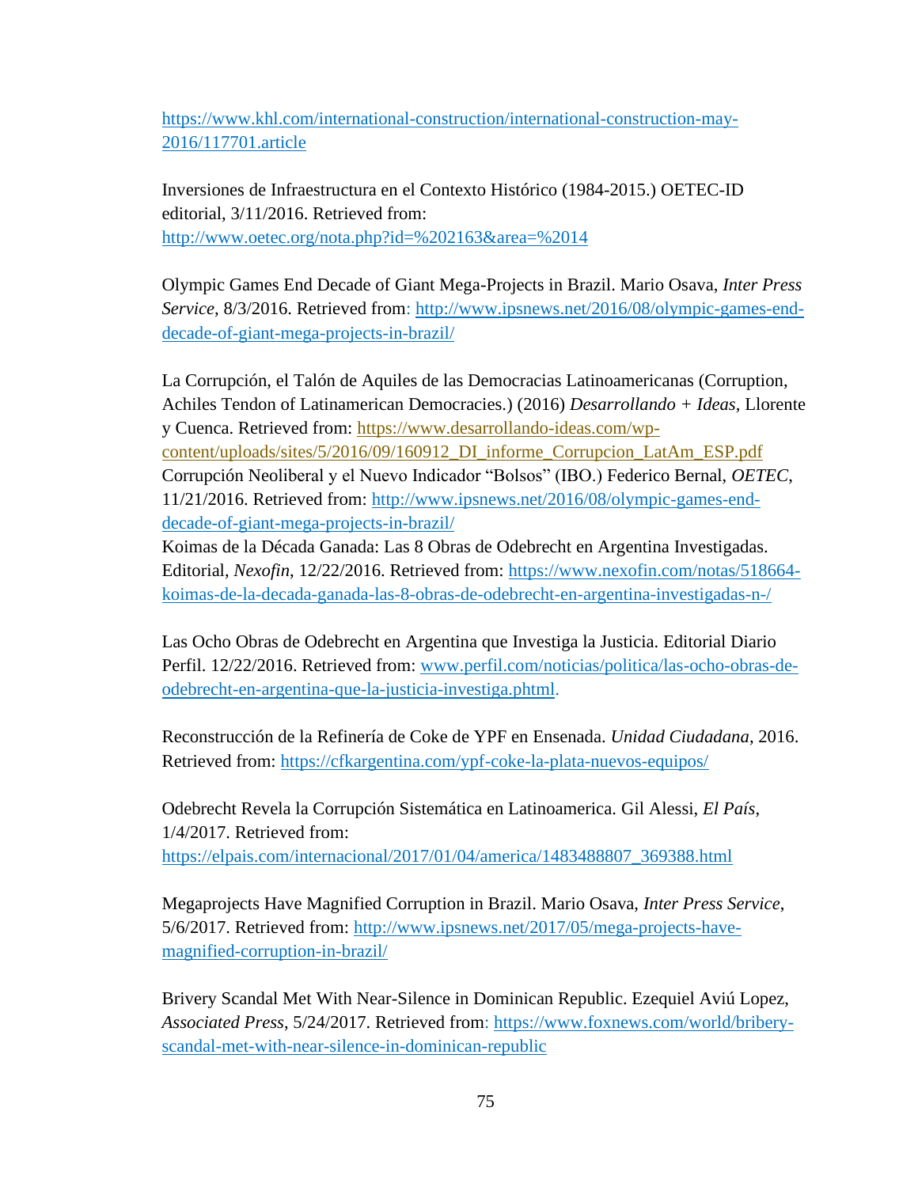https://www.khl.com/international-construction/international-construction-may-2016/117701.article

Inversiones de Infraestructura en el Contexto Histórico (1984-2015.) OETEC-ID editorial, 3/11/2016. Retrieved from: http://www.oetec.org/nota.php?id=%202163&area=%2014

Olympic Games End Decade of Giant Mega-Projects in Brazil. Mario Osava, *Inter Press Service*, 8/3/2016. Retrieved from: http://www.ipsnews.net/2016/08/olympic-games-end-decade-of-giant-mega-projects-in-brazil/

La Corrupción, el Talón de Aquiles de las Democracias Latinoamericanas (Corruption, Achiles Tendon of Latinamerican Democracies.) (2016) *Desarrollando + Ideas*, Llorente y Cuenca. Retrieved from: https://www.desarrollando-ideas.com/wp-content/uploads/sites/5/2016/09/160912_DI_informe_Corrupcion_LatAm_ESP.pdf
Corrupción Neoliberal y el Nuevo Indicador "Bolsos" (IBO.) Federico Bernal, *OETEC*, 11/21/2016. Retrieved from: http://www.ipsnews.net/2016/08/olympic-games-end-decade-of-giant-mega-projects-in-brazil/
Koimas de la Década Ganada: Las 8 Obras de Odebrecht en Argentina Investigadas. Editorial, *Nexofin*, 12/22/2016. Retrieved from: https://www.nexofin.com/notas/518664-koimas-de-la-decada-ganada-las-8-obras-de-odebrecht-en-argentina-investigadas-n-/

Las Ocho Obras de Odebrecht en Argentina que Investiga la Justicia. Editorial Diario Perfil. 12/22/2016. Retrieved from: www.perfil.com/noticias/politica/las-ocho-obras-de-odebrecht-en-argentina-que-la-justicia-investiga.phtml.

Reconstrucción de la Refinería de Coke de YPF en Ensenada. *Unidad Ciudadana*, 2016. Retrieved from: https://cfkargentina.com/ypf-coke-la-plata-nuevos-equipos/

Odebrecht Revela la Corrupción Sistemática en Latinoamerica. Gil Alessi, *El País*, 1/4/2017. Retrieved from: https://elpais.com/internacional/2017/01/04/america/1483488807_369388.html

Megaprojects Have Magnified Corruption in Brazil. Mario Osava, *Inter Press Service*, 5/6/2017. Retrieved from: http://www.ipsnews.net/2017/05/mega-projects-have-magnified-corruption-in-brazil/

Brivery Scandal Met With Near-Silence in Dominican Republic. Ezequiel Aviú Lopez, *Associated Press*, 5/24/2017. Retrieved from: https://www.foxnews.com/world/bribery-scandal-met-with-near-silence-in-dominican-republic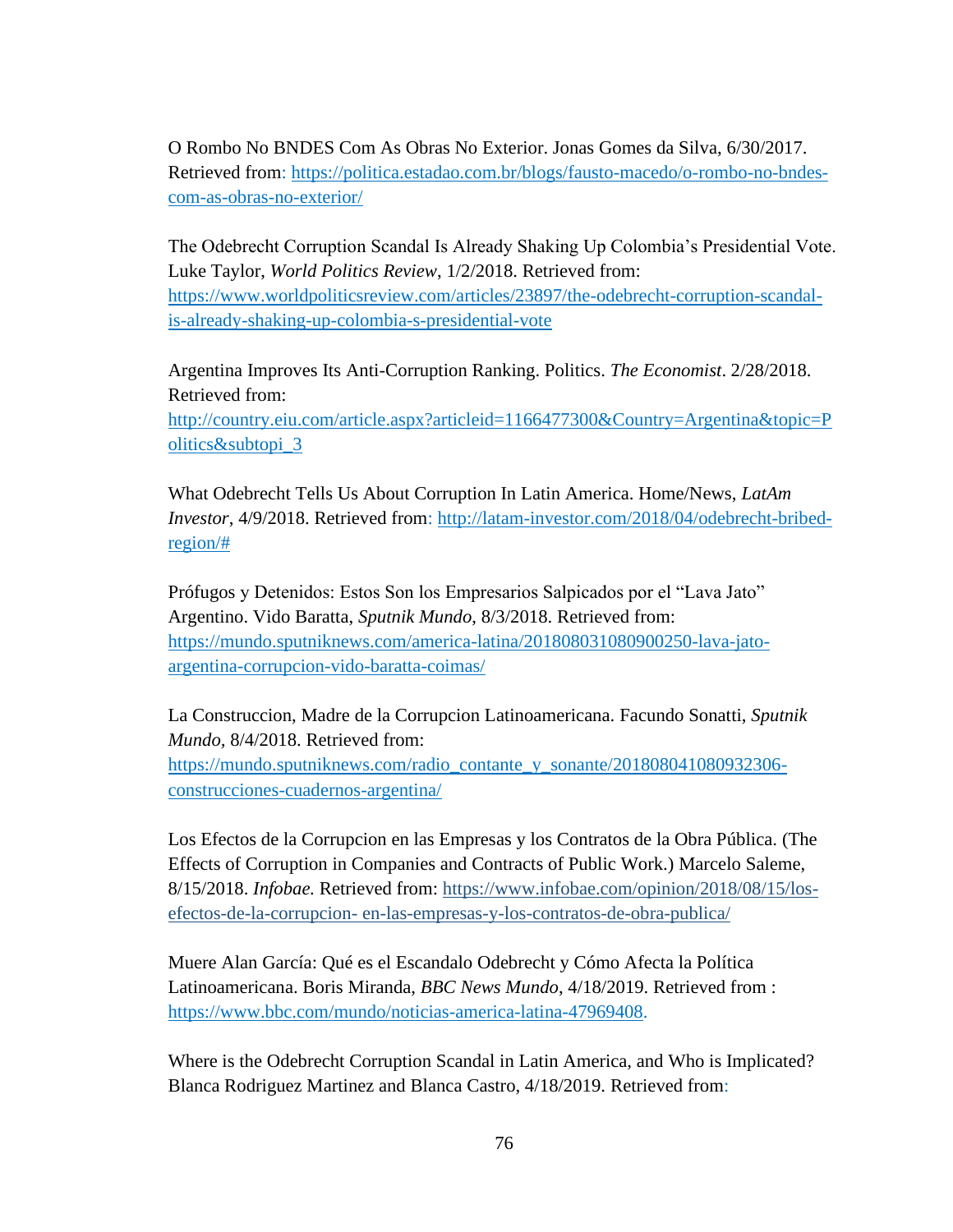O Rombo No BNDES Com As Obras No Exterior. Jonas Gomes da Silva, 6/30/2017. Retrieved from: https://politica.estadao.com.br/blogs/fausto-macedo/o-rombo-no-bndes-com-as-obras-no-exterior/

The Odebrecht Corruption Scandal Is Already Shaking Up Colombia's Presidential Vote. Luke Taylor, *World Politics Review*, 1/2/2018. Retrieved from: https://www.worldpoliticsreview.com/articles/23897/the-odebrecht-corruption-scandal-is-already-shaking-up-colombia-s-presidential-vote

Argentina Improves Its Anti-Corruption Ranking. Politics. *The Economist*. 2/28/2018. Retrieved from: http://country.eiu.com/article.aspx?articleid=1166477300&Country=Argentina&topic=Politics&subtopi_3

What Odebrecht Tells Us About Corruption In Latin America. Home/News, *LatAm Investor*, 4/9/2018. Retrieved from: http://latam-investor.com/2018/04/odebrecht-bribed-region/#

Prófugos y Detenidos: Estos Son los Empresarios Salpicados por el "Lava Jato" Argentino. Vido Baratta, *Sputnik Mundo*, 8/3/2018. Retrieved from: https://mundo.sputniknews.com/america-latina/201808031080900250-lava-jato-argentina-corrupcion-vido-baratta-coimas/

La Construccion, Madre de la Corrupcion Latinoamericana. Facundo Sonatti, *Sputnik Mundo*, 8/4/2018. Retrieved from: https://mundo.sputniknews.com/radio_contante_y_sonante/201808041080932306-construcciones-cuadernos-argentina/

Los Efectos de la Corrupcion en las Empresas y los Contratos de la Obra Pública. (The Effects of Corruption in Companies and Contracts of Public Work.) Marcelo Saleme, 8/15/2018. *Infobae.* Retrieved from: https://www.infobae.com/opinion/2018/08/15/los-efectos-de-la-corrupcion- en-las-empresas-y-los-contratos-de-obra-publica/

Muere Alan García: Qué es el Escandalo Odebrecht y Cómo Afecta la Política Latinoamericana. Boris Miranda, *BBC News Mundo*, 4/18/2019. Retrieved from : https://www.bbc.com/mundo/noticias-america-latina-47969408.

Where is the Odebrecht Corruption Scandal in Latin America, and Who is Implicated? Blanca Rodriguez Martinez and Blanca Castro, 4/18/2019. Retrieved from: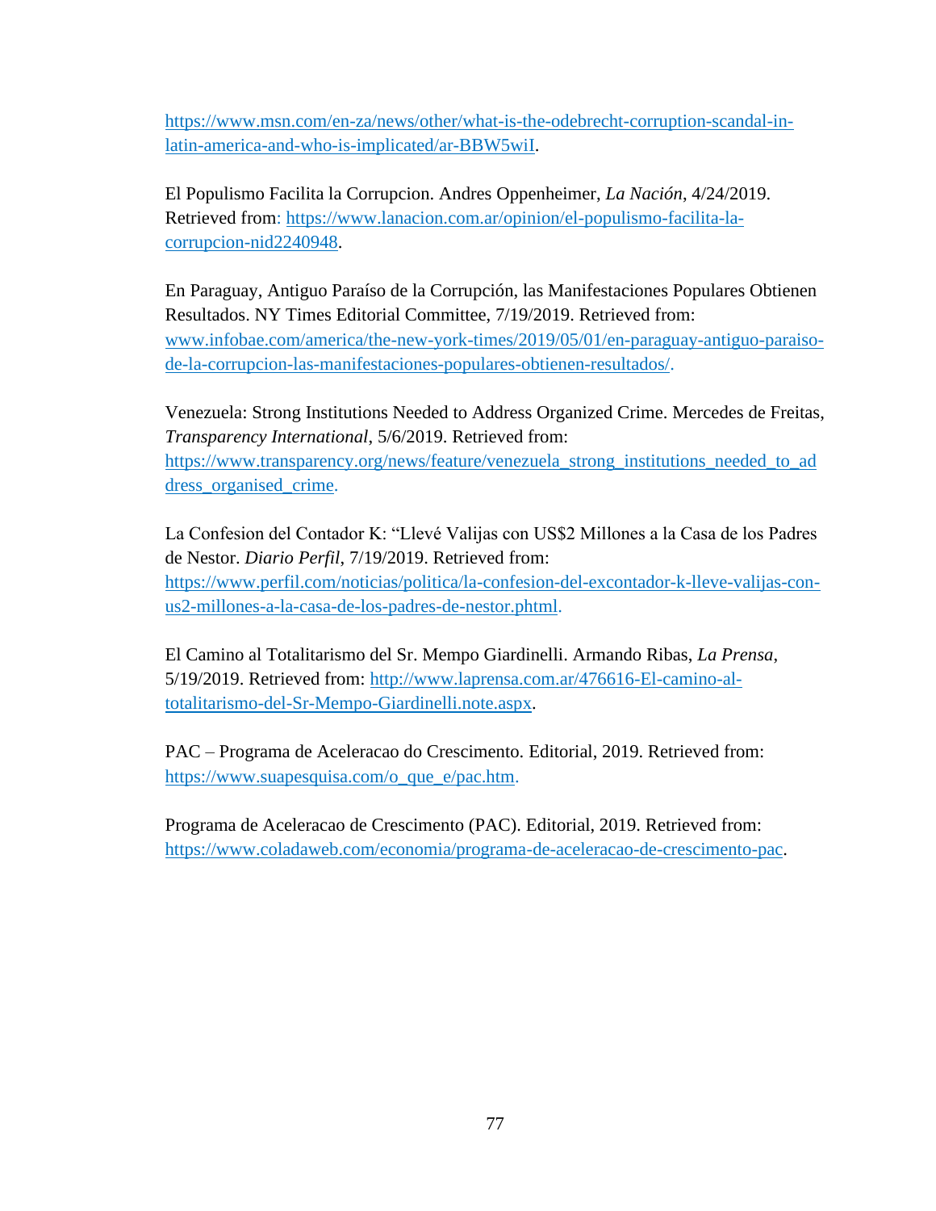https://www.msn.com/en-za/news/other/what-is-the-odebrecht-corruption-scandal-in-latin-america-and-who-is-implicated/ar-BBW5wiI.

El Populismo Facilita la Corrupcion. Andres Oppenheimer, *La Nación*, 4/24/2019. Retrieved from: https://www.lanacion.com.ar/opinion/el-populismo-facilita-la-corrupcion-nid2240948.

En Paraguay, Antiguo Paraíso de la Corrupción, las Manifestaciones Populares Obtienen Resultados. NY Times Editorial Committee, 7/19/2019. Retrieved from: www.infobae.com/america/the-new-york-times/2019/05/01/en-paraguay-antiguo-paraiso-de-la-corrupcion-las-manifestaciones-populares-obtienen-resultados/.

Venezuela: Strong Institutions Needed to Address Organized Crime. Mercedes de Freitas, *Transparency International*, 5/6/2019. Retrieved from: https://www.transparency.org/news/feature/venezuela_strong_institutions_needed_to_address_organised_crime.

La Confesion del Contador K: "Llevé Valijas con US$2 Millones a la Casa de los Padres de Nestor. *Diario Perfil*, 7/19/2019. Retrieved from: https://www.perfil.com/noticias/politica/la-confesion-del-excontador-k-lleve-valijas-con-us2-millones-a-la-casa-de-los-padres-de-nestor.phtml.

El Camino al Totalitarismo del Sr. Mempo Giardinelli. Armando Ribas, *La Prensa*, 5/19/2019. Retrieved from: http://www.laprensa.com.ar/476616-El-camino-al-totalitarismo-del-Sr-Mempo-Giardinelli.note.aspx.

PAC – Programa de Aceleracao do Crescimento. Editorial, 2019. Retrieved from: https://www.suapesquisa.com/o_que_e/pac.htm.

Programa de Aceleracao de Crescimento (PAC). Editorial, 2019. Retrieved from: https://www.coladaweb.com/economia/programa-de-aceleracao-de-crescimento-pac.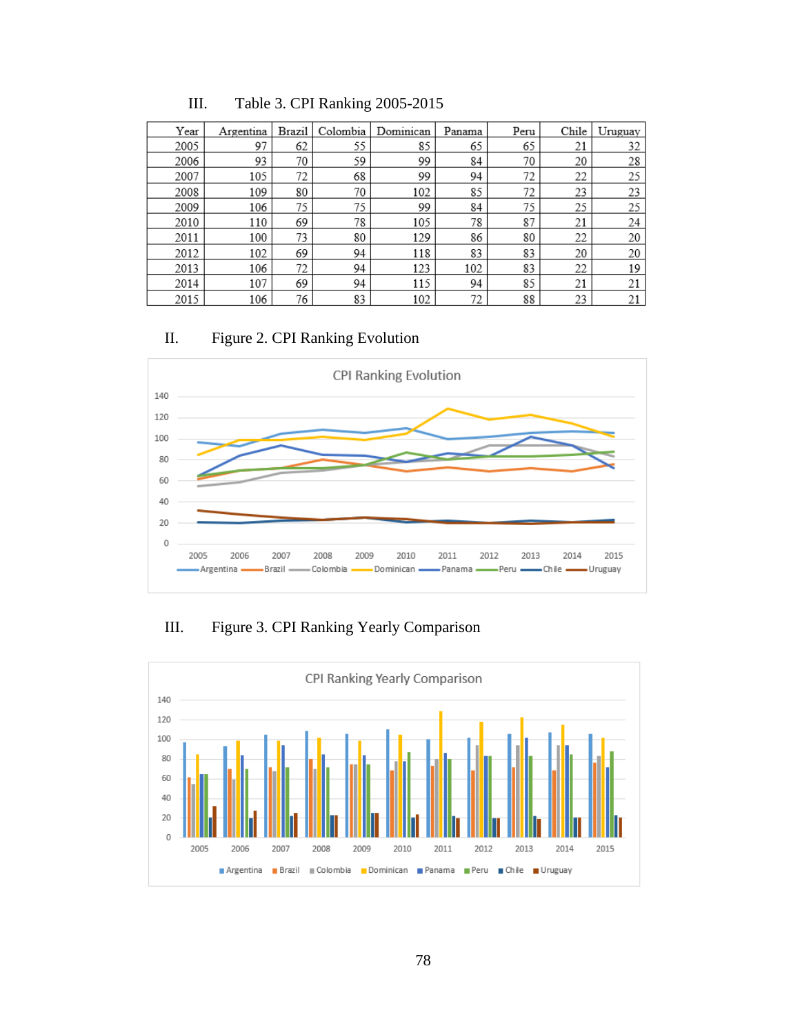III. Table 3. CPI Ranking 2005-2015

| Year | Argentina | Brazil | Colombia | Dominican | Panama | Peru | Chile | Uruguay |
|---|---|---|---|---|---|---|---|---|
| 2005 | 97 | 62 | 55 | 85 | 65 | 65 | 21 | 32 |
| 2006 | 93 | 70 | 59 | 99 | 84 | 70 | 20 | 28 |
| 2007 | 105 | 72 | 68 | 99 | 94 | 72 | 22 | 25 |
| 2008 | 109 | 80 | 70 | 102 | 85 | 72 | 23 | 23 |
| 2009 | 106 | 75 | 75 | 99 | 84 | 75 | 25 | 25 |
| 2010 | 110 | 69 | 78 | 105 | 78 | 87 | 21 | 24 |
| 2011 | 100 | 73 | 80 | 129 | 86 | 80 | 22 | 20 |
| 2012 | 102 | 69 | 94 | 118 | 83 | 83 | 20 | 20 |
| 2013 | 106 | 72 | 94 | 123 | 102 | 83 | 22 | 19 |
| 2014 | 107 | 69 | 94 | 115 | 94 | 85 | 21 | 21 |
| 2015 | 106 | 76 | 83 | 102 | 72 | 88 | 23 | 21 |

II. Figure 2. CPI Ranking Evolution

III. Figure 3. CPI Ranking Yearly Comparison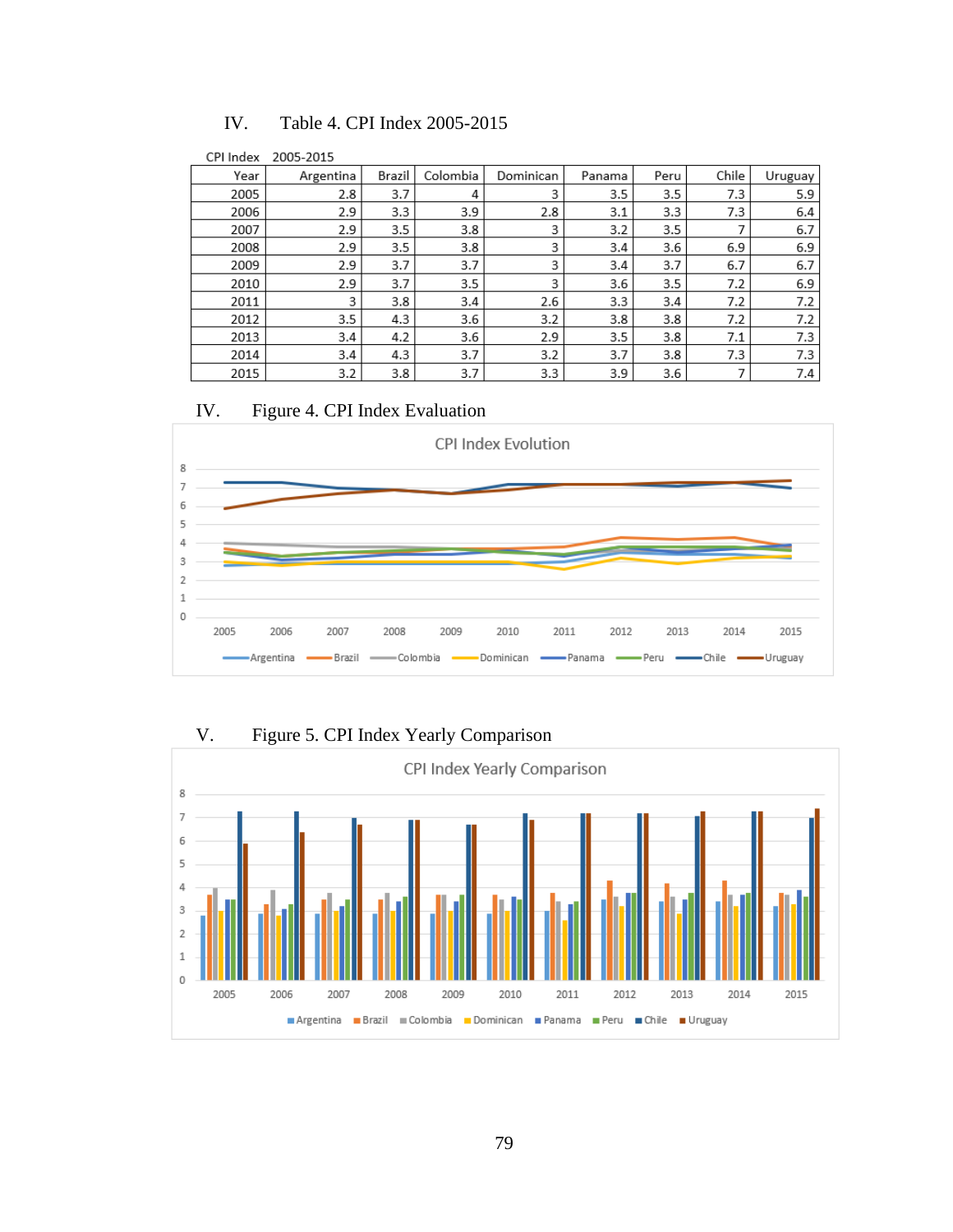IV. Table 4. CPI Index 2005-2015

CPI Index 2005-2015

| Year | Argentina | Brazil | Colombia | Dominican | Panama | Peru | Chile | Uruguay |
|---|---|---|---|---|---|---|---|---|
| 2005 | 2.8 | 3.7 | 4 | 3 | 3.5 | 3.5 | 7.3 | 5.9 |
| 2006 | 2.9 | 3.3 | 3.9 | 2.8 | 3.1 | 3.3 | 7.3 | 6.4 |
| 2007 | 2.9 | 3.5 | 3.8 | 3 | 3.2 | 3.5 | 7 | 6.7 |
| 2008 | 2.9 | 3.5 | 3.8 | 3 | 3.4 | 3.6 | 6.9 | 6.9 |
| 2009 | 2.9 | 3.7 | 3.7 | 3 | 3.4 | 3.7 | 6.7 | 6.7 |
| 2010 | 2.9 | 3.7 | 3.5 | 3 | 3.6 | 3.5 | 7.2 | 6.9 |
| 2011 | 3 | 3.8 | 3.4 | 2.6 | 3.3 | 3.4 | 7.2 | 7.2 |
| 2012 | 3.5 | 4.3 | 3.6 | 3.2 | 3.8 | 3.8 | 7.2 | 7.2 |
| 2013 | 3.4 | 4.2 | 3.6 | 2.9 | 3.5 | 3.8 | 7.1 | 7.3 |
| 2014 | 3.4 | 4.3 | 3.7 | 3.2 | 3.7 | 3.8 | 7.3 | 7.3 |
| 2015 | 3.2 | 3.8 | 3.7 | 3.3 | 3.9 | 3.6 | 7 | 7.4 |

IV. Figure 4. CPI Index Evaluation

V. Figure 5. CPI Index Yearly Comparison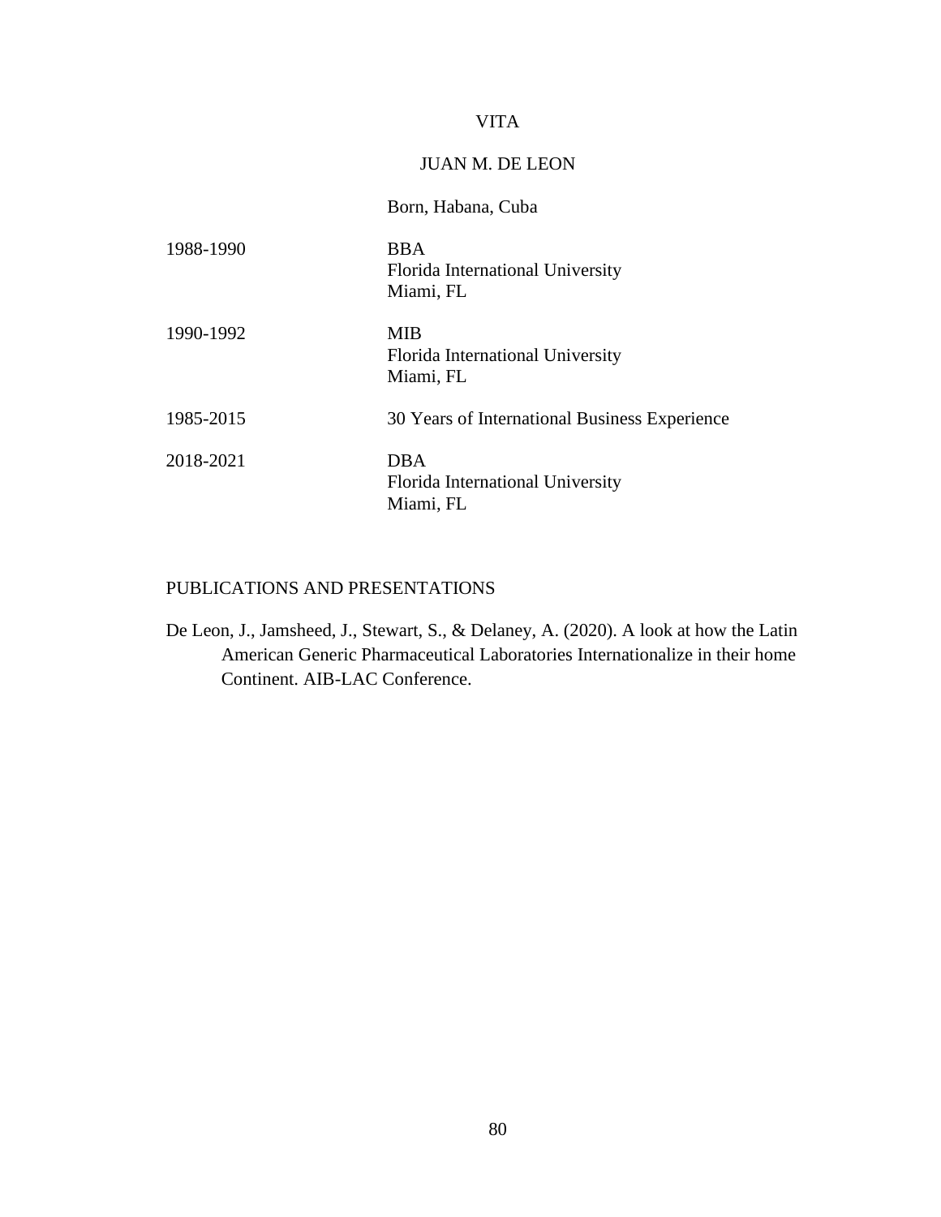# VITA

## JUAN M. DE LEON

Born, Habana, Cuba

| | |
|---|---|
| 1988-1990 | BBA<br>Florida International University<br>Miami, FL |
| 1990-1992 | MIB<br>Florida International University<br>Miami, FL |
| 1985-2015 | 30 Years of International Business Experience |
| 2018-2021 | DBA<br>Florida International University<br>Miami, FL |

## PUBLICATIONS AND PRESENTATIONS

De Leon, J., Jamsheed, J., Stewart, S., & Delaney, A. (2020). A look at how the Latin American Generic Pharmaceutical Laboratories Internationalize in their home Continent. AIB-LAC Conference.